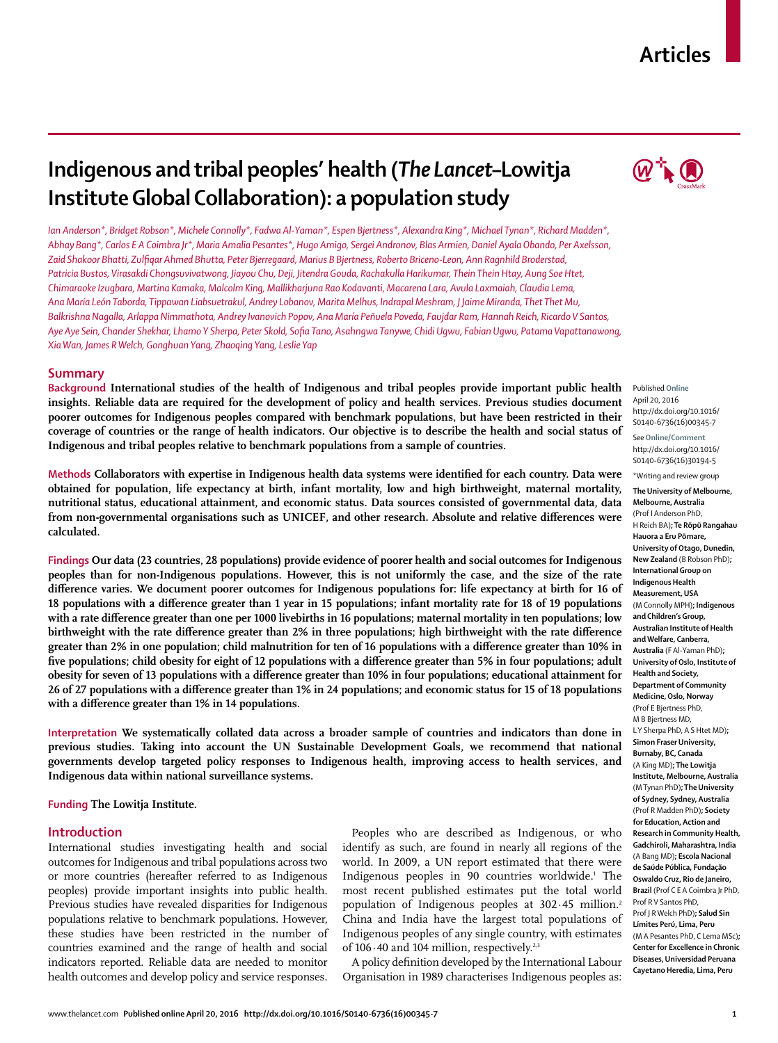# Indigenous and tribal peoples' health (*The Lancet*–Lowitja Institute Global Collaboration): a population study

*Ian Anderson\*, Bridget Robson\*, Michele Connolly\*, Fadwa Al-Yaman\*, Espen Bjertness\*, Alexandra King\*, Michael Tynan\*, Richard Madden\*, Abhay Bang\*, Carlos E A Coimbra Jr\*, Maria Amalia Pesantes\*, Hugo Amigo, Sergei Andronov, Blas Armien, Daniel Ayala Obando, Per Axelsson, Zaid Shakoor Bhatti, Zulfiqar Ahmed Bhutta, Peter Bjerregaard, Marius B Bjertness, Roberto Briceno-Leon, Ann Ragnhild Broderstad, Patricia Bustos, Virasakdi Chongsuvivatwong, Jiayou Chu, Deji, Jitendra Gouda, Rachakulla Harikumar, Thein Thein Htay, Aung Soe Htet, Chimaraoke Izugbara, Martina Kamaka, Malcolm King, Mallikharjuna Rao Kodavanti, Macarena Lara, Avula Laxmaiah, Claudia Lema, Ana María León Taborda, Tippawan Liabsuetrakul, Andrey Lobanov, Marita Melhus, Indrapal Meshram, J Jaime Miranda, Thet Thet Mu, Balkrishna Nagalla, Arlappa Nimmathota, Andrey Ivanovich Popov, Ana María Peñuela Poveda, Faujdar Ram, Hannah Reich, Ricardo V Santos, Aye Aye Sein, Chander Shekhar, Lhamo Y Sherpa, Peter Skold, Sofia Tano, Asahngwa Tanywe, Chidi Ugwu, Fabian Ugwu, Patama Vapattanawong, Xia Wan, James R Welch, Gonghuan Yang, Zhaoqing Yang, Leslie Yap*

## Summary

**Background** International studies of the health of Indigenous and tribal peoples provide important public health insights. Reliable data are required for the development of policy and health services. Previous studies document poorer outcomes for Indigenous peoples compared with benchmark populations, but have been restricted in their coverage of countries or the range of health indicators. Our objective is to describe the health and social status of Indigenous and tribal peoples relative to benchmark populations from a sample of countries.

**Methods** Collaborators with expertise in Indigenous health data systems were identified for each country. Data were obtained for population, life expectancy at birth, infant mortality, low and high birthweight, maternal mortality, nutritional status, educational attainment, and economic status. Data sources consisted of governmental data, data from non-governmental organisations such as UNICEF, and other research. Absolute and relative differences were calculated.

**Findings** Our data (23 countries, 28 populations) provide evidence of poorer health and social outcomes for Indigenous peoples than for non-Indigenous populations. However, this is not uniformly the case, and the size of the rate difference varies. We document poorer outcomes for Indigenous populations for: life expectancy at birth for 16 of 18 populations with a difference greater than 1 year in 15 populations; infant mortality rate for 18 of 19 populations with a rate difference greater than one per 1000 livebirths in 16 populations; maternal mortality in ten populations; low birthweight with the rate difference greater than 2% in three populations; high birthweight with the rate difference greater than 2% in one population; child malnutrition for ten of 16 populations with a difference greater than 10% in five populations; child obesity for eight of 12 populations with a difference greater than 5% in four populations; adult obesity for seven of 13 populations with a difference greater than 10% in four populations; educational attainment for 26 of 27 populations with a difference greater than 1% in 24 populations; and economic status for 15 of 18 populations with a difference greater than 1% in 14 populations.

**Interpretation** We systematically collated data across a broader sample of countries and indicators than done in previous studies. Taking into account the UN Sustainable Development Goals, we recommend that national governments develop targeted policy responses to Indigenous health, improving access to health services, and Indigenous data within national surveillance systems.

**Funding** The Lowitja Institute.

Published Online April 20, 2016 http://dx.doi.org/10.1016/S0140-6736(16)00345-7

See Online/Comment http://dx.doi.org/10.1016/S0140-6736(16)30194-5

\*Writing and review group

**The University of Melbourne, Melbourne, Australia** (Prof I Anderson PhD, H Reich BA); **Te Rōpū Rangahau Hauora a Eru Pōmare, University of Otago, Dunedin, New Zealand** (B Robson PhD); **International Group on Indigenous Health Measurement, USA** (M Connolly MPH); **Indigenous and Children's Group, Australian Institute of Health and Welfare, Canberra, Australia** (F Al-Yaman PhD); **University of Oslo, Institute of Health and Society, Department of Community Medicine, Oslo, Norway** (Prof E Bjertness PhD, M B Bjertness MD, L Y Sherpa PhD, A S Htet MD); **Simon Fraser University, Burnaby, BC, Canada** (A King MD); **The Lowitja Institute, Melbourne, Australia** (M Tynan PhD); **The University of Sydney, Sydney, Australia** (Prof R Madden PhD); **Society for Education, Action and Research in Community Health, Gadchiroli, Maharashtra, India** (A Bang MD); **Escola Nacional de Saúde Pública, Fundação Oswaldo Cruz, Rio de Janeiro, Brazil** (Prof C E A Coimbra Jr PhD, Prof R V Santos PhD, Prof J R Welch PhD); **Salud Sin Límites Perú, Lima, Peru** (M A Pesantes PhD, C Lema MSc); **Center for Excellence in Chronic Diseases, Universidad Peruana Cayetano Heredia, Lima, Peru**

## Introduction

International studies investigating health and social outcomes for Indigenous and tribal populations across two or more countries (hereafter referred to as Indigenous peoples) provide important insights into public health. Previous studies have revealed disparities for Indigenous populations relative to benchmark populations. However, these studies have been restricted in the number of countries examined and the range of health and social indicators reported. Reliable data are needed to monitor health outcomes and develop policy and service responses.

Peoples who are described as Indigenous, or who identify as such, are found in nearly all regions of the world. In 2009, a UN report estimated that there were Indigenous peoples in 90 countries worldwide.[1] The most recent published estimates put the total world population of Indigenous peoples at 302·45 million.[2] China and India have the largest total populations of Indigenous peoples of any single country, with estimates of 106·40 and 104 million, respectively.[2,3]

A policy definition developed by the International Labour Organisation in 1989 characterises Indigenous peoples as: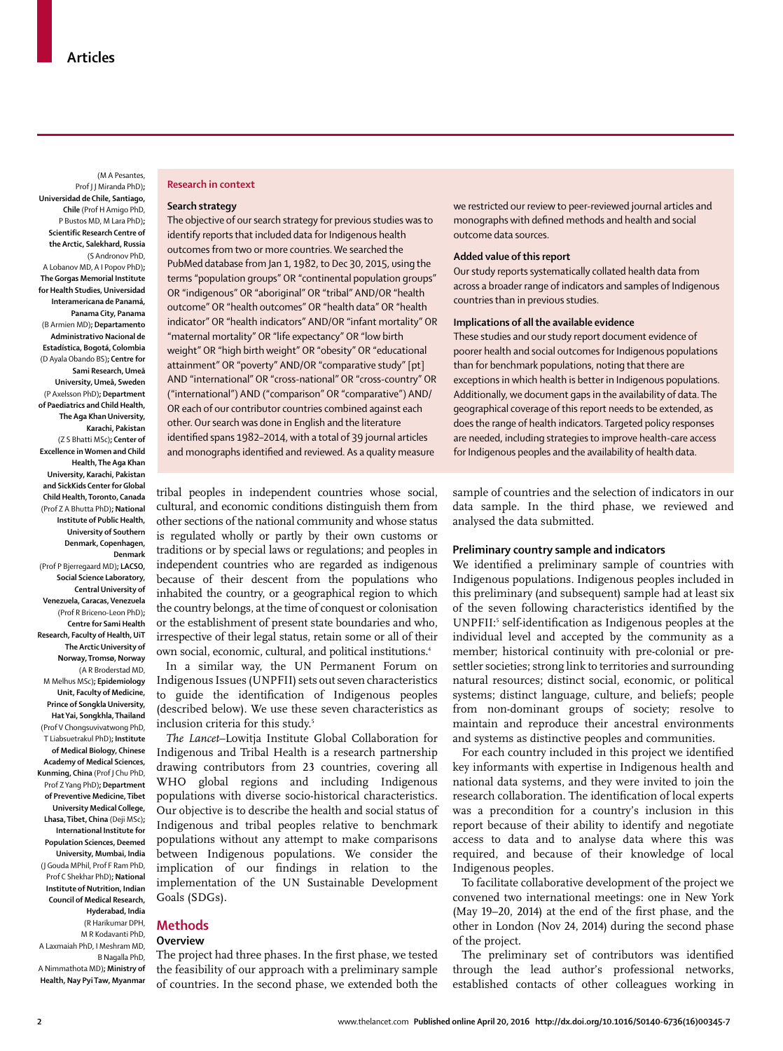(M A Pesantes, Prof J J Miranda PhD); **Universidad de Chile, Santiago, Chile** (Prof H Amigo PhD, P Bustos MD, M Lara PhD); **Scientific Research Centre of the Arctic, Salekhard, Russia** (S Andronov PhD, A Lobanov MD, A I Popov PhD); **The Gorgas Memorial Institute for Health Studies, Universidad Interamericana de Panamá, Panama City, Panama** (B Armien MD); **Departamento Administrativo Nacional de Estadística, Bogotá, Colombia** (D Ayala Obando BS); **Centre for Sami Research, Umeå University, Umeå, Sweden** (P Axelsson PhD); **Department of Paediatrics and Child Health, The Aga Khan University, Karachi, Pakistan** (Z S Bhatti MSc); **Center of Excellence in Women and Child Health, The Aga Khan University, Karachi, Pakistan and SickKids Center for Global Child Health, Toronto, Canada** (Prof Z A Bhutta PhD); **National Institute of Public Health, University of Southern Denmark, Copenhagen, Denmark** (Prof P Bjerregaard MD); **LACSO, Social Science Laboratory, Central University of Venezuela, Caracas, Venezuela** (Prof R Briceno-Leon PhD); **Centre for Sami Health Research, Faculty of Health, UiT The Arctic University of Norway, Tromsø, Norway** (A R Broderstad MD, M Melhus MSc); **Epidemiology Unit, Faculty of Medicine, Prince of Songkla University, Hat Yai, Songkhla, Thailand** (Prof V Chongsuvivatwong PhD, T Liabsuetrakul PhD); **Institute of Medical Biology, Chinese Academy of Medical Sciences, Kunming, China** (Prof J Chu PhD, Prof Z Yang PhD); **Department of Preventive Medicine, Tibet University Medical College, Lhasa, Tibet, China** (Deji MSc); **International Institute for Population Sciences, Deemed University, Mumbai, India** (J Gouda MPhil, Prof F Ram PhD, Prof C Shekhar PhD); **National Institute of Nutrition, Indian Council of Medical Research, Hyderabad, India** (R Harikumar DPH, M R Kodavanti PhD, A Laxmaiah PhD, I Meshram MD, B Nagalla PhD, A Nimmathota MD); **Ministry of Health, Nay Pyi Taw, Myanmar**

**Research in context**

**Search strategy**

The objective of our search strategy for previous studies was to identify reports that included data for Indigenous health outcomes from two or more countries. We searched the PubMed database from Jan 1, 1982, to Dec 30, 2015, using the terms "population groups" OR "continental population groups" OR "indigenous" OR "aboriginal" OR "tribal" AND/OR "health outcome" OR "health outcomes" OR "health data" OR "health indicator" OR "health indicators" AND/OR "infant mortality" OR "maternal mortality" OR "life expectancy" OR "low birth weight" OR "high birth weight" OR "obesity" OR "educational attainment" OR "poverty" AND/OR "comparative study" [pt] AND "international" OR "cross-national" OR "cross-country" OR ("international") AND ("comparison" OR "comparative") AND/OR each of our contributor countries combined against each other. Our search was done in English and the literature identified spans 1982–2014, with a total of 39 journal articles and monographs identified and reviewed. As a quality measure we restricted our review to peer-reviewed journal articles and monographs with defined methods and health and social outcome data sources.

**Added value of this report**

Our study reports systematically collated health data from across a broader range of indicators and samples of Indigenous countries than in previous studies.

**Implications of all the available evidence**

These studies and our study report document evidence of poorer health and social outcomes for Indigenous populations than for benchmark populations, noting that there are exceptions in which health is better in Indigenous populations. Additionally, we document gaps in the availability of data. The geographical coverage of this report needs to be extended, as does the range of health indicators. Targeted policy responses are needed, including strategies to improve health-care access for Indigenous peoples and the availability of health data.

tribal peoples in independent countries whose social, cultural, and economic conditions distinguish them from other sections of the national community and whose status is regulated wholly or partly by their own customs or traditions or by special laws or regulations; and peoples in independent countries who are regarded as indigenous because of their descent from the populations who inhabited the country, or a geographical region to which the country belongs, at the time of conquest or colonisation or the establishment of present state boundaries and who, irrespective of their legal status, retain some or all of their own social, economic, cultural, and political institutions.[4]

In a similar way, the UN Permanent Forum on Indigenous Issues (UNPFII) sets out seven characteristics to guide the identification of Indigenous peoples (described below). We use these seven characteristics as inclusion criteria for this study.[5]

*The Lancet*–Lowitja Institute Global Collaboration for Indigenous and Tribal Health is a research partnership drawing contributors from 23 countries, covering all WHO global regions and including Indigenous populations with diverse socio-historical characteristics. Our objective is to describe the health and social status of Indigenous and tribal peoples relative to benchmark populations without any attempt to make comparisons between Indigenous populations. We consider the implication of our findings in relation to the implementation of the UN Sustainable Development Goals (SDGs).

## Methods

### Overview

The project had three phases. In the first phase, we tested the feasibility of our approach with a preliminary sample of countries. In the second phase, we extended both the sample of countries and the selection of indicators in our data sample. In the third phase, we reviewed and analysed the data submitted.

### Preliminary country sample and indicators

We identified a preliminary sample of countries with Indigenous populations. Indigenous peoples included in this preliminary (and subsequent) sample had at least six of the seven following characteristics identified by the UNPFII:[5] self-identification as Indigenous peoples at the individual level and accepted by the community as a member; historical continuity with pre-colonial or pre-settler societies; strong link to territories and surrounding natural resources; distinct social, economic, or political systems; distinct language, culture, and beliefs; people from non-dominant groups of society; resolve to maintain and reproduce their ancestral environments and systems as distinctive peoples and communities.

For each country included in this project we identified key informants with expertise in Indigenous health and national data systems, and they were invited to join the research collaboration. The identification of local experts was a precondition for a country's inclusion in this report because of their ability to identify and negotiate access to data and to analyse data where this was required, and because of their knowledge of local Indigenous peoples.

To facilitate collaborative development of the project we convened two international meetings: one in New York (May 19–20, 2014) at the end of the first phase, and the other in London (Nov 24, 2014) during the second phase of the project.

The preliminary set of contributors was identified through the lead author's professional networks, established contacts of other colleagues working in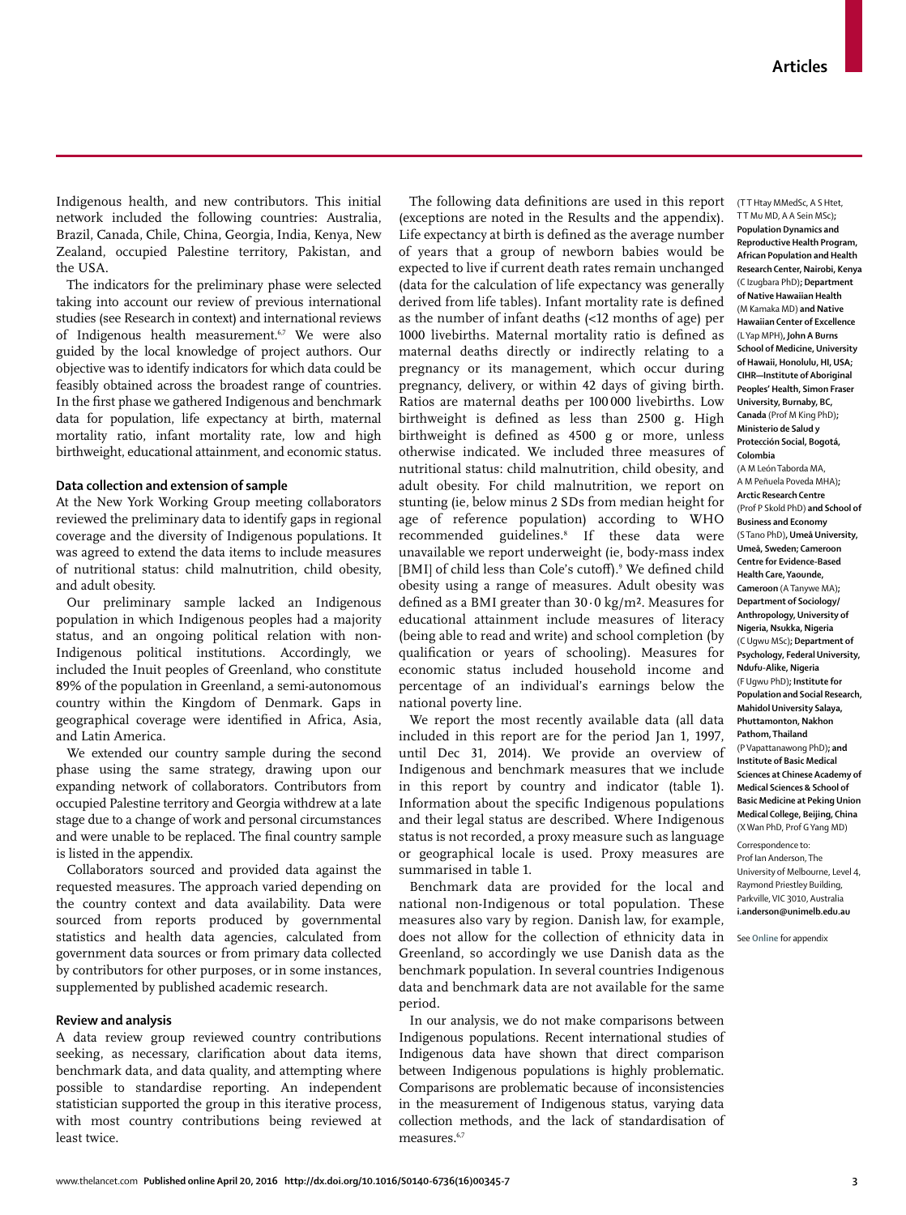Indigenous health, and new contributors. This initial network included the following countries: Australia, Brazil, Canada, Chile, China, Georgia, India, Kenya, New Zealand, occupied Palestine territory, Pakistan, and the USA.

The indicators for the preliminary phase were selected taking into account our review of previous international studies (see Research in context) and international reviews of Indigenous health measurement.[6,7] We were also guided by the local knowledge of project authors. Our objective was to identify indicators for which data could be feasibly obtained across the broadest range of countries. In the first phase we gathered Indigenous and benchmark data for population, life expectancy at birth, maternal mortality ratio, infant mortality rate, low and high birthweight, educational attainment, and economic status.

### Data collection and extension of sample

At the New York Working Group meeting collaborators reviewed the preliminary data to identify gaps in regional coverage and the diversity of Indigenous populations. It was agreed to extend the data items to include measures of nutritional status: child malnutrition, child obesity, and adult obesity.

Our preliminary sample lacked an Indigenous population in which Indigenous peoples had a majority status, and an ongoing political relation with non-Indigenous political institutions. Accordingly, we included the Inuit peoples of Greenland, who constitute 89% of the population in Greenland, a semi-autonomous country within the Kingdom of Denmark. Gaps in geographical coverage were identified in Africa, Asia, and Latin America.

We extended our country sample during the second phase using the same strategy, drawing upon our expanding network of collaborators. Contributors from occupied Palestine territory and Georgia withdrew at a late stage due to a change of work and personal circumstances and were unable to be replaced. The final country sample is listed in the appendix.

Collaborators sourced and provided data against the requested measures. The approach varied depending on the country context and data availability. Data were sourced from reports produced by governmental statistics and health data agencies, calculated from government data sources or from primary data collected by contributors for other purposes, or in some instances, supplemented by published academic research.

### Review and analysis

A data review group reviewed country contributions seeking, as necessary, clarification about data items, benchmark data, and data quality, and attempting where possible to standardise reporting. An independent statistician supported the group in this iterative process, with most country contributions being reviewed at least twice.

The following data definitions are used in this report (exceptions are noted in the Results and the appendix). Life expectancy at birth is defined as the average number of years that a group of newborn babies would be expected to live if current death rates remain unchanged (data for the calculation of life expectancy was generally derived from life tables). Infant mortality rate is defined as the number of infant deaths (<12 months of age) per 1000 livebirths. Maternal mortality ratio is defined as maternal deaths directly or indirectly relating to a pregnancy or its management, which occur during pregnancy, delivery, or within 42 days of giving birth. Ratios are maternal deaths per 100 000 livebirths. Low birthweight is defined as less than 2500 g. High birthweight is defined as 4500 g or more, unless otherwise indicated. We included three measures of nutritional status: child malnutrition, child obesity, and adult obesity. For child malnutrition, we report on stunting (ie, below minus 2 SDs from median height for age of reference population) according to WHO recommended guidelines.[8] If these data were unavailable we report underweight (ie, body-mass index [BMI] of child less than Cole's cutoff).[9] We defined child obesity using a range of measures. Adult obesity was defined as a BMI greater than 30·0 kg/m². Measures for educational attainment include measures of literacy (being able to read and write) and school completion (by qualification or years of schooling). Measures for economic status included household income and percentage of an individual's earnings below the national poverty line.

We report the most recently available data (all data included in this report are for the period Jan 1, 1997, until Dec 31, 2014). We provide an overview of Indigenous and benchmark measures that we include in this report by country and indicator (table 1). Information about the specific Indigenous populations and their legal status are described. Where Indigenous status is not recorded, a proxy measure such as language or geographical locale is used. Proxy measures are summarised in table 1.

Benchmark data are provided for the local and national non-Indigenous or total population. These measures also vary by region. Danish law, for example, does not allow for the collection of ethnicity data in Greenland, so accordingly we use Danish data as the benchmark population. In several countries Indigenous data and benchmark data are not available for the same period.

In our analysis, we do not make comparisons between Indigenous populations. Recent international studies of Indigenous data have shown that direct comparison between Indigenous populations is highly problematic. Comparisons are problematic because of inconsistencies in the measurement of Indigenous status, varying data collection methods, and the lack of standardisation of measures.[6,7]

(T T Htay MMedSc, A S Htet, T T Mu MD, A A Sein MSc); **Population Dynamics and Reproductive Health Program, African Population and Health Research Center, Nairobi, Kenya** (C Izugbara PhD); **Department of Native Hawaiian Health** (M Kamaka MD) **and Native Hawaiian Center of Excellence** (L Yap MPH), **John A Burns School of Medicine, University of Hawaii, Honolulu, HI, USA; CIHR—Institute of Aboriginal Peoples' Health, Simon Fraser University, Burnaby, BC, Canada** (Prof M King PhD); **Ministerio de Salud y Protección Social, Bogotá, Colombia** (A M León Taborda MA, A M Peñuela Poveda MHA); **Arctic Research Centre** (Prof P Skold PhD) **and School of Business and Economy** (S Tano PhD), **Umeå University, Umeå, Sweden; Cameroon Centre for Evidence-Based Health Care, Yaounde, Cameroon** (A Tanywe MA); **Department of Sociology/ Anthropology, University of Nigeria, Nsukka, Nigeria** (C Ugwu MSc); **Department of Psychology, Federal University, Ndufu-Alike, Nigeria** (F Ugwu PhD); **Institute for Population and Social Research, Mahidol University Salaya, Phuttamonton, Nakhon Pathom, Thailand** (P Vapattanawong PhD); **and Institute of Basic Medical Sciences at Chinese Academy of Medical Sciences & School of Basic Medicine at Peking Union Medical College, Beijing, China** (X Wan PhD, Prof G Yang MD)

Correspondence to: Prof Ian Anderson, The University of Melbourne, Level 4, Raymond Priestley Building, Parkville, VIC 3010, Australia **i.anderson@unimelb.edu.au**

See **Online** for appendix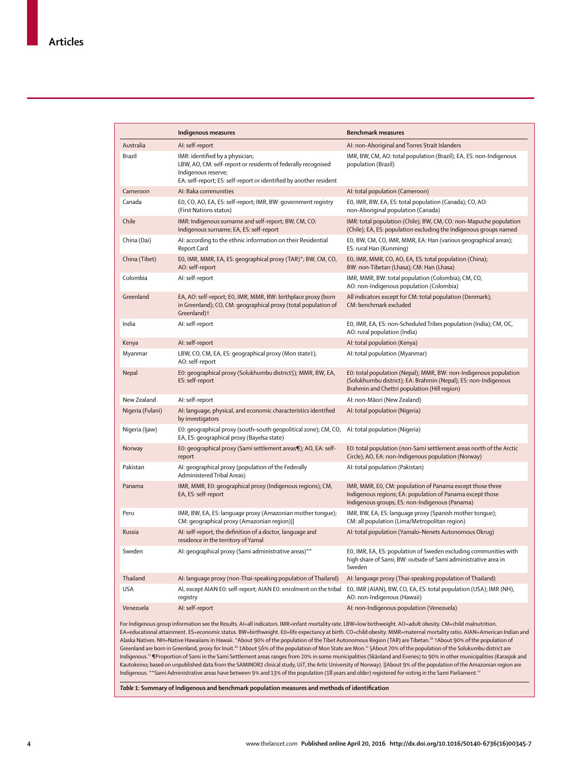| | Indigenous measures | Benchmark measures |
|---|---|---|
| Australia | AI: self-report | AI: non-Aboriginal and Torres Strait Islanders |
| Brazil | IMR: identified by a physician; LBW, AO, CM: self-report or residents of federally recognised Indigenous reserve; EA: self-report; ES: self-report or identified by another resident | IMR, BW, CM, AO: total population (Brazil); EA, ES: non-Indigenous population (Brazil) |
| Cameroon | AI: Baka communities | AI: total population (Cameroon) |
| Canada | E0, CO, AO, EA, ES: self-report; IMR, BW: government registry (First Nations status) | E0, IMR, BW, EA, ES: total population (Canada); CO, AO: non-Aboriginal population (Canada) |
| Chile | IMR: Indigenous surname and self-report; BW, CM, CO: Indigenous surname; EA, ES: self-report | IMR: total population (Chile); BW, CM, CO: non-Mapuche population (Chile); EA, ES: population excluding the Indigenous groups named |
| China (Dai) | AI: according to the ethnic information on their Residential Report Card | E0, BW, CM, CO, IMR, MMR, EA: Han (various geographical areas); ES: rural Han (Kunming) |
| China (Tibet) | E0, IMR, MMR, EA, ES: geographical proxy (TAR)*; BW, CM, CO, AO: self-report | E0, IMR, MMR, CO, AO, EA, ES: total population (China); BW: non-Tibetan (Lhasa); CM: Han (Lhasa) |
| Colombia | AI: self-report | IMR, MMR, BW: total population (Colombia); CM, CO, AO: non-Indigenous population (Colombia) |
| Greenland | EA, AO: self-report; E0, IMR, MMR, BW: birthplace proxy (born in Greenland); CO, CM: geographical proxy (total population of Greenland)† | All indicators except for CM: total population (Denmark); CM: benchmark excluded |
| India | AI: self-report | E0, IMR, EA, ES: non-Scheduled Tribes population (India); CM, OC, AO: rural population (India) |
| Kenya | AI: self-report | AI: total population (Kenya) |
| Myanmar | LBW, CO, CM, EA, ES: geographical proxy (Mon state‡); AO: self-report | AI: total population (Myanmar) |
| Nepal | E0: geographical proxy (Solukhumbu district§); MMR, BW, EA, ES: self-report | E0: total population (Nepal); MMR, BW: non-Indigenous population (Solukhumbu district); EA: Brahmin (Nepal); ES: non-Indigenous Brahmin and Chettri population (Hill region) |
| New Zealand | AI: self-report | AI: non-Māori (New Zealand) |
| Nigeria (Fulani) | AI: language, physical, and economic characteristics identified by investigators | AI: total population (Nigeria) |
| Nigeria (Ijaw) | E0: geographical proxy (south–south geopolitical zone); CM, CO, EA, ES: geographical proxy (Bayelsa state) | AI: total population (Nigeria) |
| Norway | E0: geographical proxy (Sami settlement areas¶); AO, EA: self-report | E0: total population (non-Sami settlement areas north of the Arctic Circle); AO, EA: non-Indigenous population (Norway) |
| Pakistan | AI: geographical proxy (population of the Federally Administered Tribal Areas) | AI: total population (Pakistan) |
| Panama | IMR, MMR, E0: geographical proxy (Indigenous regions); CM, EA, ES: self-report | IMR, MMR, E0, CM: population of Panama except those three Indigenous regions; EA: population of Panama except those Indigenous groups; ES: non-Indigenous (Panama) |
| Peru | IMR, BW, EA, ES: language proxy (Amazonian mother tongue); CM: geographical proxy (Amazonian region)‖ | IMR, BW, EA, ES: language proxy (Spanish mother tongue); CM: all population (Lima/Metropolitan region) |
| Russia | AI: self-report, the definition of a doctor, language and residence in the territory of Yamal | AI: total population (Yamalo–Nenets Autonomous Okrug) |
| Sweden | AI: geographical proxy (Sami administrative areas)** | E0, IMR, EA, ES: population of Sweden excluding communities with high share of Sami; BW: outside of Sami administrative area in Sweden |
| Thailand | AI: language proxy (non-Thai-speaking population of Thailand) | AI: language proxy (Thai-speaking population of Thailand) |
| USA | AI, except AIAN E0: self-report; AIAN E0: enrolment on the tribal registry | E0, IMR (AIAN), BW, CO, EA, ES: total population (USA); IMR (NH), AO: non-Indigenous (Hawaii) |
| Venezuela | AI: self-report | AI: non-Indigenous population (Venezuela) |

For Indigenous group information see the Results. AI=all indicators. IMR=infant mortality rate. LBW=low birthweight. AO=adult obesity. CM=child malnutrition. EA=educational attainment. ES=economic status. BW=birthweight. E0=life expectancy at birth. CO=child obesity. MMR=maternal mortality ratio. AIAN=American Indian and Alaska Natives. NH=Native Hawaiians in Hawaii. *About 90% of the population of the Tibet Autonomous Region (TAR) are Tibetan.[10] †About 90% of the population of Greenland are born in Greenland, proxy for Inuit.[11] ‡About 56% of the population of Mon State are Mon.[12] §About 70% of the population of the Solukumbu district are Indigenous.[13] ¶Proportion of Sami in the Sami Settlement areas ranges from 20% in some municipalities (Skånland and Evenes) to 90% in other municipalities (Karasjok and Kautokeino; based on unpublished data from the SAMINOR2 clinical study, UiT, the Artic University of Norway). ‖About 9% of the population of the Amazonian region are Indigenous. **Sami Administrative areas have between 9% and 13% of the population (18 years and older) registered for voting in the Sami Parliament.[14]

*Table 1:* **Summary of Indigenous and benchmark population measures and methods of identification**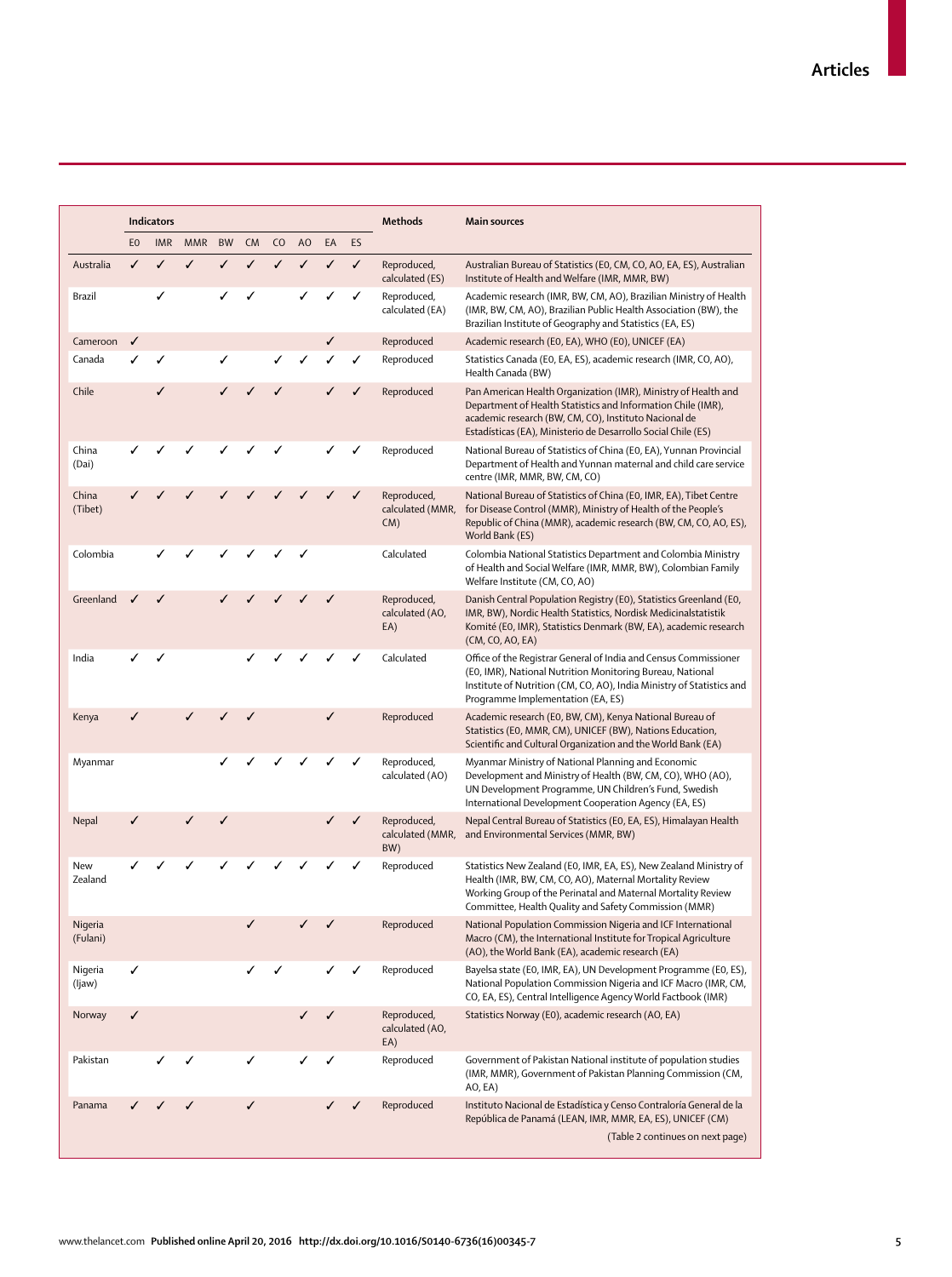| | Indicators | | | | | | | | | Methods | Main sources |
|---|---|---|---|---|---|---|---|---|---|---|---|
| | E0 | IMR | MMR | BW | CM | CO | AO | EA | ES | | |
| Australia | ✓ | ✓ | ✓ | ✓ | ✓ | ✓ | ✓ | ✓ | ✓ | Reproduced, calculated (ES) | Australian Bureau of Statistics (E0, CM, CO, AO, EA, ES), Australian Institute of Health and Welfare (IMR, MMR, BW) |
| Brazil | | ✓ | | ✓ | ✓ | | ✓ | ✓ | ✓ | Reproduced, calculated (EA) | Academic research (IMR, BW, CM, AO), Brazilian Ministry of Health (IMR, BW, CM, AO), Brazilian Public Health Association (BW), the Brazilian Institute of Geography and Statistics (EA, ES) |
| Cameroon | ✓ | | | | | | | ✓ | | Reproduced | Academic research (E0, EA), WHO (E0), UNICEF (EA) |
| Canada | ✓ | ✓ | | ✓ | | ✓ | ✓ | ✓ | ✓ | Reproduced | Statistics Canada (E0, EA, ES), academic research (IMR, CO, AO), Health Canada (BW) |
| Chile | | ✓ | | ✓ | ✓ | ✓ | | ✓ | ✓ | Reproduced | Pan American Health Organization (IMR), Ministry of Health and Department of Health Statistics and Information Chile (IMR), academic research (BW, CM, CO), Instituto Nacional de Estadísticas (EA), Ministerio de Desarrollo Social Chile (ES) |
| China (Dai) | ✓ | ✓ | ✓ | ✓ | ✓ | ✓ | | ✓ | ✓ | Reproduced | National Bureau of Statistics of China (E0, EA), Yunnan Provincial Department of Health and Yunnan maternal and child care service centre (IMR, MMR, BW, CM, CO) |
| China (Tibet) | ✓ | ✓ | ✓ | ✓ | ✓ | ✓ | ✓ | ✓ | ✓ | Reproduced, calculated (MMR, CM) | National Bureau of Statistics of China (E0, IMR, EA), Tibet Centre for Disease Control (MMR), Ministry of Health of the People's Republic of China (MMR), academic research (BW, CM, CO, AO, ES), World Bank (ES) |
| Colombia | | ✓ | ✓ | ✓ | ✓ | ✓ | ✓ | | | Calculated | Colombia National Statistics Department and Colombia Ministry of Health and Social Welfare (IMR, MMR, BW), Colombian Family Welfare Institute (CM, CO, AO) |
| Greenland | ✓ | ✓ | | ✓ | ✓ | ✓ | ✓ | ✓ | | Reproduced, calculated (AO, EA) | Danish Central Population Registry (E0), Statistics Greenland (E0, IMR, BW), Nordic Health Statistics, Nordisk Medicinalstatistik Komité (E0, IMR), Statistics Denmark (BW, EA), academic research (CM, CO, AO, EA) |
| India | ✓ | ✓ | | | ✓ | ✓ | ✓ | ✓ | ✓ | Calculated | Office of the Registrar General of India and Census Commissioner (E0, IMR), National Nutrition Monitoring Bureau, National Institute of Nutrition (CM, CO, AO), India Ministry of Statistics and Programme Implementation (EA, ES) |
| Kenya | ✓ | | ✓ | ✓ | ✓ | | | ✓ | | Reproduced | Academic research (E0, BW, CM), Kenya National Bureau of Statistics (E0, MMR, CM), UNICEF (BW), Nations Education, Scientific and Cultural Organization and the World Bank (EA) |
| Myanmar | | | | ✓ | ✓ | ✓ | ✓ | ✓ | ✓ | Reproduced, calculated (AO) | Myanmar Ministry of National Planning and Economic Development and Ministry of Health (BW, CM, CO), WHO (AO), UN Development Programme, UN Children's Fund, Swedish International Development Cooperation Agency (EA, ES) |
| Nepal | ✓ | | ✓ | ✓ | | | | ✓ | ✓ | Reproduced, calculated (MMR, BW) | Nepal Central Bureau of Statistics (E0, EA, ES), Himalayan Health and Environmental Services (MMR, BW) |
| New Zealand | ✓ | ✓ | ✓ | ✓ | ✓ | ✓ | ✓ | ✓ | ✓ | Reproduced | Statistics New Zealand (E0, IMR, EA, ES), New Zealand Ministry of Health (IMR, BW, CM, CO, AO), Maternal Mortality Review Working Group of the Perinatal and Maternal Mortality Review Committee, Health Quality and Safety Commission (MMR) |
| Nigeria (Fulani) | | | | | ✓ | | ✓ | ✓ | | Reproduced | National Population Commission Nigeria and ICF International Macro (CM), the International Institute for Tropical Agriculture (AO), the World Bank (EA), academic research (EA) |
| Nigeria (Ijaw) | ✓ | | | | ✓ | ✓ | | ✓ | ✓ | Reproduced | Bayelsa state (E0, IMR, EA), UN Development Programme (E0, ES), National Population Commission Nigeria and ICF Macro (IMR, CM, CO, EA, ES), Central Intelligence Agency World Factbook (IMR) |
| Norway | ✓ | | | | | | ✓ | ✓ | | Reproduced, calculated (AO, EA) | Statistics Norway (E0), academic research (AO, EA) |
| Pakistan | | ✓ | ✓ | | ✓ | | ✓ | ✓ | | Reproduced | Government of Pakistan National institute of population studies (IMR, MMR), Government of Pakistan Planning Commission (CM, AO, EA) |
| Panama | ✓ | ✓ | ✓ | | ✓ | | | ✓ | ✓ | Reproduced | Instituto Nacional de Estadística y Censo Contraloría General de la República de Panamá (LEAN, IMR, MMR, EA, ES), UNICEF (CM) |

(Table 2 continues on next page)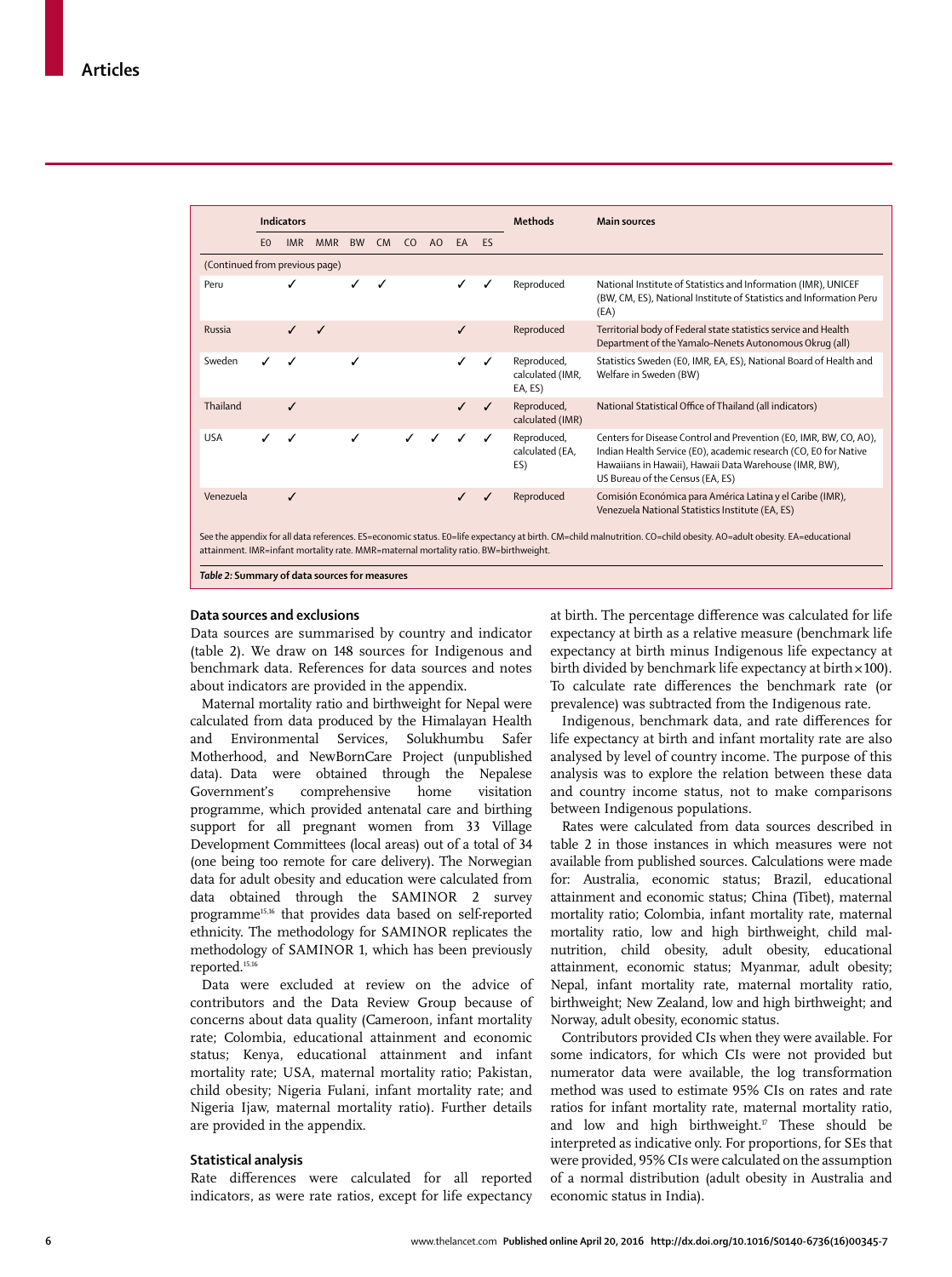| | Indicators | | | | | | | | | Methods | Main sources |
|---|---|---|---|---|---|---|---|---|---|---|---|
| | E0 | IMR | MMR | BW | CM | CO | AO | EA | ES | | |
| (Continued from previous page) | | | | | | | | | | | |
| Peru | | ✓ | | ✓ | ✓ | | | ✓ | ✓ | Reproduced | National Institute of Statistics and Information (IMR), UNICEF (BW, CM, ES), National Institute of Statistics and Information Peru (EA) |
| Russia | | ✓ | ✓ | | | | | ✓ | | Reproduced | Territorial body of Federal state statistics service and Health Department of the Yamalo-Nenets Autonomous Okrug (all) |
| Sweden | ✓ | ✓ | | ✓ | | | | ✓ | ✓ | Reproduced, calculated (IMR, EA, ES) | Statistics Sweden (E0, IMR, EA, ES), National Board of Health and Welfare in Sweden (BW) |
| Thailand | | ✓ | | | | | | ✓ | ✓ | Reproduced, calculated (IMR) | National Statistical Office of Thailand (all indicators) |
| USA | ✓ | ✓ | | ✓ | | ✓ | ✓ | ✓ | ✓ | Reproduced, calculated (EA, ES) | Centers for Disease Control and Prevention (E0, IMR, BW, CO, AO), Indian Health Service (E0), academic research (CO, E0 for Native Hawaiians in Hawaii), Hawaii Data Warehouse (IMR, BW), US Bureau of the Census (EA, ES) |
| Venezuela | | ✓ | | | | | | ✓ | ✓ | Reproduced | Comisión Económica para América Latina y el Caribe (IMR), Venezuela National Statistics Institute (EA, ES) |

See the appendix for all data references. ES=economic status. E0=life expectancy at birth. CM=child malnutrition. CO=child obesity. AO=adult obesity. EA=educational attainment. IMR=infant mortality rate. MMR=maternal mortality ratio. BW=birthweight.

*Table 2:* **Summary of data sources for measures**

### Data sources and exclusions

Data sources are summarised by country and indicator (table 2). We draw on 148 sources for Indigenous and benchmark data. References for data sources and notes about indicators are provided in the appendix.

Maternal mortality ratio and birthweight for Nepal were calculated from data produced by the Himalayan Health and Environmental Services, Solukhumbu Safer Motherhood, and NewBornCare Project (unpublished data). Data were obtained through the Nepalese Government's comprehensive home visitation programme, which provided antenatal care and birthing support for all pregnant women from 33 Village Development Committees (local areas) out of a total of 34 (one being too remote for care delivery). The Norwegian data for adult obesity and education were calculated from data obtained through the SAMINOR 2 survey programme[15,16] that provides data based on self-reported ethnicity. The methodology for SAMINOR replicates the methodology of SAMINOR 1, which has been previously reported.[15,16]

Data were excluded at review on the advice of contributors and the Data Review Group because of concerns about data quality (Cameroon, infant mortality rate; Colombia, educational attainment and economic status; Kenya, educational attainment and infant mortality rate; USA, maternal mortality ratio; Pakistan, child obesity; Nigeria Fulani, infant mortality rate; and Nigeria Ijaw, maternal mortality ratio). Further details are provided in the appendix.

### Statistical analysis

Rate differences were calculated for all reported indicators, as were rate ratios, except for life expectancy at birth. The percentage difference was calculated for life expectancy at birth as a relative measure (benchmark life expectancy at birth minus Indigenous life expectancy at birth divided by benchmark life expectancy at birth × 100). To calculate rate differences the benchmark rate (or prevalence) was subtracted from the Indigenous rate.

Indigenous, benchmark data, and rate differences for life expectancy at birth and infant mortality rate are also analysed by level of country income. The purpose of this analysis was to explore the relation between these data and country income status, not to make comparisons between Indigenous populations.

Rates were calculated from data sources described in table 2 in those instances in which measures were not available from published sources. Calculations were made for: Australia, economic status; Brazil, educational attainment and economic status; China (Tibet), maternal mortality ratio; Colombia, infant mortality rate, maternal mortality ratio, low and high birthweight, child malnutrition, child obesity, adult obesity, educational attainment, economic status; Myanmar, adult obesity; Nepal, infant mortality rate, maternal mortality ratio, birthweight; New Zealand, low and high birthweight; and Norway, adult obesity, economic status.

Contributors provided CIs when they were available. For some indicators, for which CIs were not provided but numerator data were available, the log transformation method was used to estimate 95% CIs on rates and rate ratios for infant mortality rate, maternal mortality ratio, and low and high birthweight.[17] These should be interpreted as indicative only. For proportions, for SEs that were provided, 95% CIs were calculated on the assumption of a normal distribution (adult obesity in Australia and economic status in India).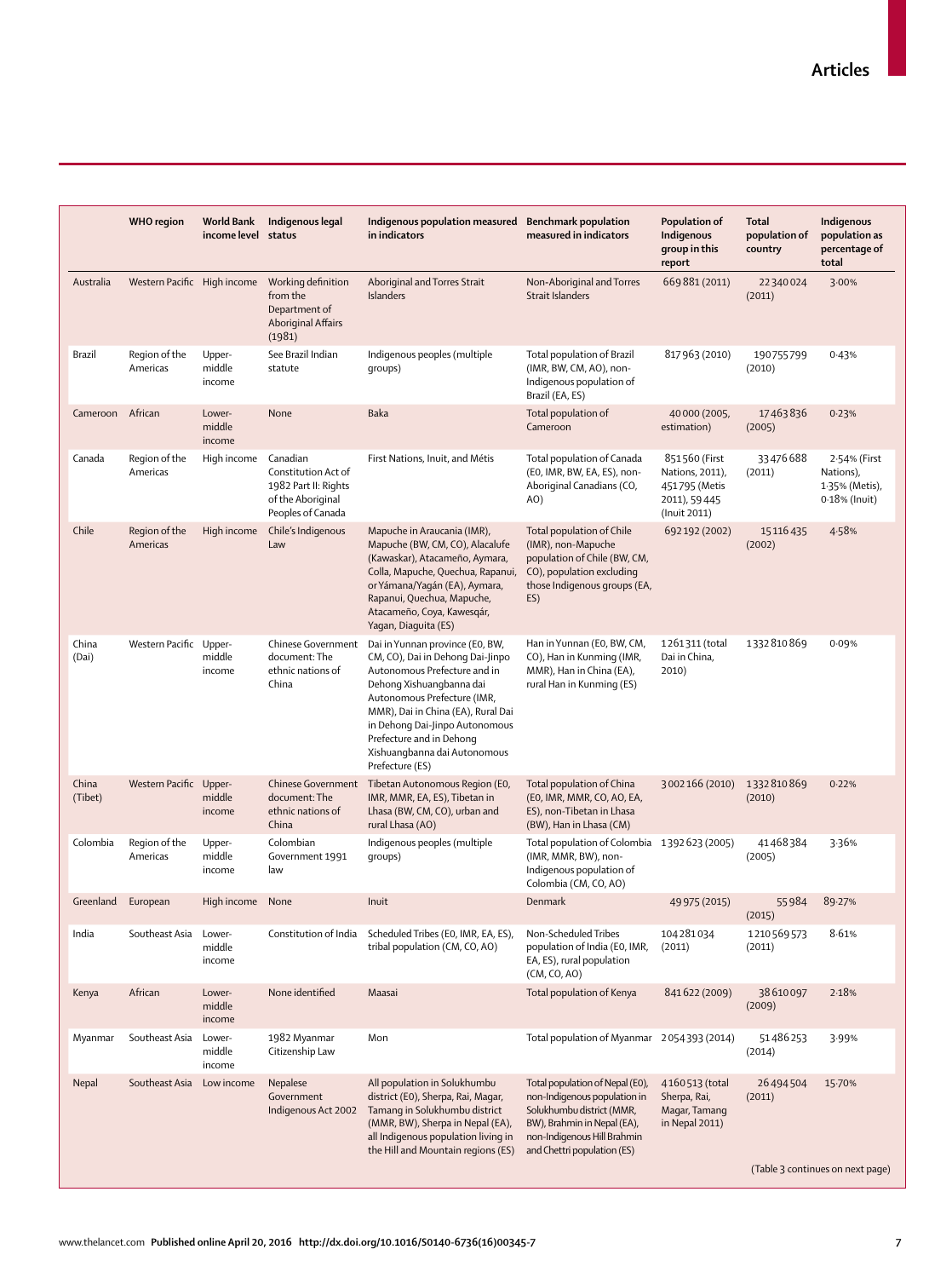| | WHO region | World Bank income level | Indigenous legal status | Indigenous population measured in indicators | Benchmark population measured in indicators | Population of Indigenous group in this report | Total population of country | Indigenous population as percentage of total |
|---|---|---|---|---|---|---|---|---|
| Australia | Western Pacific | High income | Working definition from the Department of Aboriginal Affairs (1981) | Aboriginal and Torres Strait Islanders | Non-Aboriginal and Torres Strait Islanders | 669 881 (2011) | 22 340 024 (2011) | 3·00% |
| Brazil | Region of the Americas | Upper-middle income | See Brazil Indian statute | Indigenous peoples (multiple groups) | Total population of Brazil (IMR, BW, CM, AO), non-Indigenous population of Brazil (EA, ES) | 817 963 (2010) | 190 755 799 (2010) | 0·43% |
| Cameroon | African | Lower-middle income | None | Baka | Total population of Cameroon | 40 000 (2005, estimation) | 17 463 836 (2005) | 0·23% |
| Canada | Region of the Americas | High income | Canadian Constitution Act of 1982 Part II: Rights of the Aboriginal Peoples of Canada | First Nations, Inuit, and Métis | Total population of Canada (E0, IMR, BW, EA, ES), non-Aboriginal Canadians (CO, AO) | 851 560 (First Nations, 2011), 451 795 (Metis 2011), 59 445 (Inuit 2011) | 33 476 688 (2011) | 2·54% (First Nations), 1·35% (Metis), 0·18% (Inuit) |
| Chile | Region of the Americas | High income | Chile's Indigenous Law | Mapuche in Araucania (IMR), Mapuche (BW, CM, CO), Alacalufe (Kawaskar), Atacameño, Aymara, Colla, Mapuche, Quechua, Rapanui, or Yámana/Yagán (EA), Aymara, Rapanui, Quechua, Mapuche, Atacameño, Coya, Kawesqár, Yagan, Diaguita (ES) | Total population of Chile (IMR), non-Mapuche population of Chile (BW, CM, CO), population excluding those Indigenous groups (EA, ES) | 692 192 (2002) | 15 116 435 (2002) | 4·58% |
| China (Dai) | Western Pacific | Upper-middle income | Chinese Government document: The ethnic nations of China | Dai in Yunnan province (E0, BW, CM, CO), Dai in Dehong Dai-Jinpo Autonomous Prefecture and in Dehong Xishuangbanna dai Autonomous Prefecture (IMR, MMR), Dai in China (EA), Rural Dai in Dehong Dai-Jinpo Autonomous Prefecture and in Dehong Xishuangbanna dai Autonomous Prefecture (ES) | Han in Yunnan (E0, BW, CM, CO), Han in Kunming (IMR, MMR), Han in China (EA), rural Han in Kunming (ES) | 1 261 311 (total Dai in China, 2010) | 1 332 810 869 | 0·09% |
| China (Tibet) | Western Pacific | Upper-middle income | Chinese Government document: The ethnic nations of China | Tibetan Autonomous Region (E0, IMR, MMR, EA, ES), Tibetan in Lhasa (BW, CM, CO), urban and rural Lhasa (AO) | Total population of China (E0, IMR, MMR, CO, AO, EA, ES), non-Tibetan in Lhasa (BW), Han in Lhasa (CM) | 3 002 166 (2010) | 1 332 810 869 (2010) | 0·22% |
| Colombia | Region of the Americas | Upper-middle income | Colombian Government 1991 law | Indigenous peoples (multiple groups) | Total population of Colombia (IMR, MMR, BW), non-Indigenous population of Colombia (CM, CO, AO) | 1 392 623 (2005) | 41 468 384 (2005) | 3·36% |
| Greenland | European | High income | None | Inuit | Denmark | 49 975 (2015) | 55 984 (2015) | 89·27% |
| India | Southeast Asia | Lower-middle income | Constitution of India | Scheduled Tribes (E0, IMR, EA, ES), tribal population (CM, CO, AO) | Non-Scheduled Tribes population of India (E0, IMR, EA, ES), rural population (CM, CO, AO) | 104 281 034 (2011) | 1 210 569 573 (2011) | 8·61% |
| Kenya | African | Lower-middle income | None identified | Maasai | Total population of Kenya | 841 622 (2009) | 38 610 097 (2009) | 2·18% |
| Myanmar | Southeast Asia | Lower-middle income | 1982 Myanmar Citizenship Law | Mon | Total population of Myanmar | 2 054 393 (2014) | 51 486 253 (2014) | 3·99% |
| Nepal | Southeast Asia | Low income | Nepalese Government Indigenous Act 2002 | All population in Solukhumbu district (E0), Sherpa, Rai, Magar, Tamang in Solukhumbu district (MMR, BW), Sherpa in Nepal (EA), all Indigenous population living in the Hill and Mountain regions (ES) | Total population of Nepal (E0), non-Indigenous population in Solukhumbu district (MMR, BW), Brahmin in Nepal (EA), non-Indigenous Hill Brahmin and Chettri population (ES) | 4 160 513 (total Sherpa, Rai, Magar, Tamang in Nepal 2011) | 26 494 504 (2011) | 15·70% |

(Table 3 continues on next page)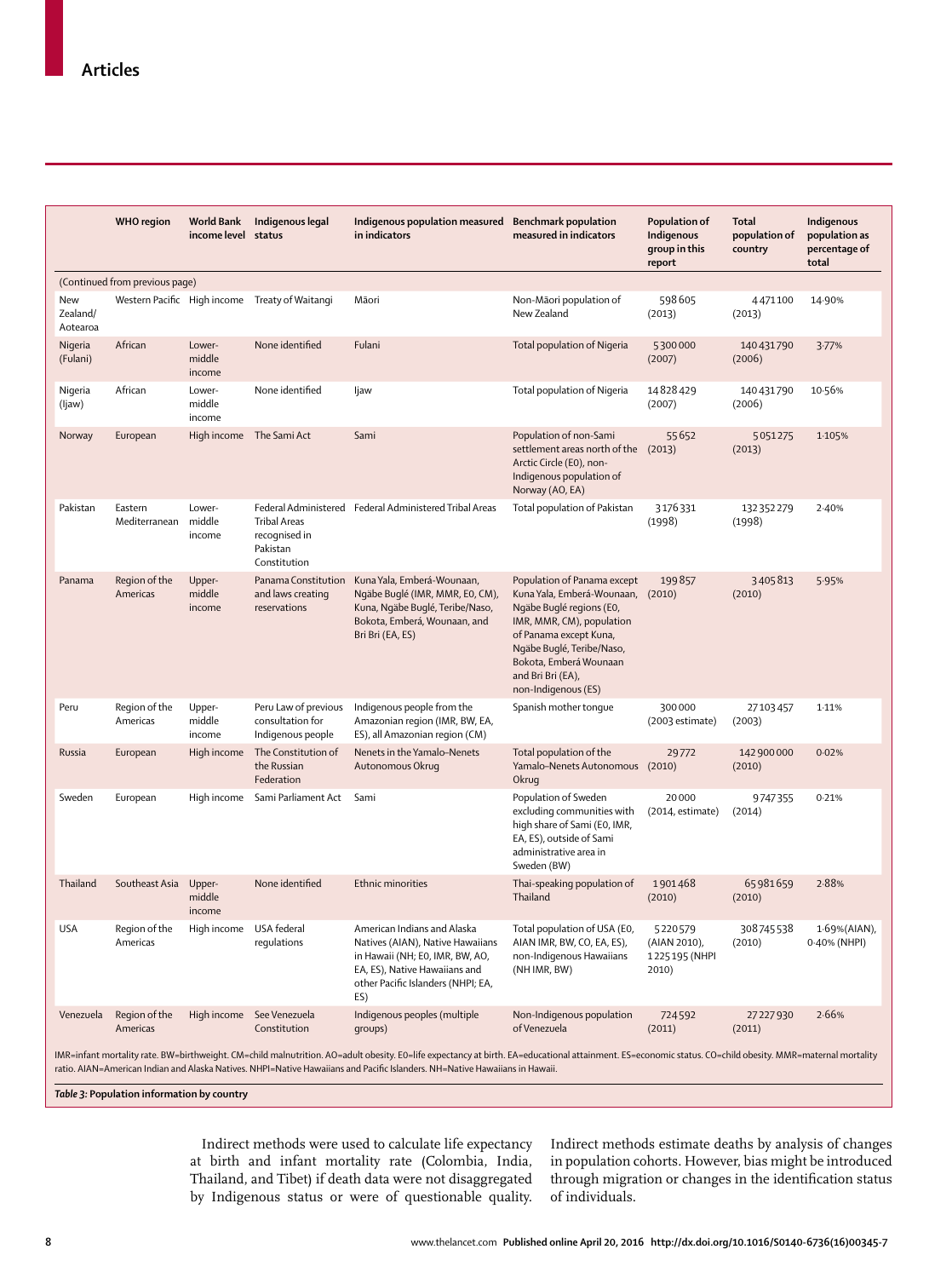| | WHO region | World Bank income level | Indigenous legal status | Indigenous population measured in indicators | Benchmark population measured in indicators | Population of Indigenous group in this report | Total population of country | Indigenous population as percentage of total |
|---|---|---|---|---|---|---|---|---|
| (Continued from previous page) | | | | | | | | |
| New Zealand/ Aotearoa | Western Pacific | High income | Treaty of Waitangi | Māori | Non-Māori population of New Zealand | 598 605 (2013) | 4 471 100 (2013) | 14·90% |
| Nigeria (Fulani) | African | Lower-middle income | None identified | Fulani | Total population of Nigeria | 5 300 000 (2007) | 140 431 790 (2006) | 3·77% |
| Nigeria (Ijaw) | African | Lower-middle income | None identified | Ijaw | Total population of Nigeria | 14 828 429 (2007) | 140 431 790 (2006) | 10·56% |
| Norway | European | High income | The Sami Act | Sami | Population of non-Sami settlement areas north of the Arctic Circle (E0), non-Indigenous population of Norway (AO, EA) | 55 652 (2013) | 5 051 275 (2013) | 1·105% |
| Pakistan | Eastern Mediterranean | Lower-middle income | Federal Administered Tribal Areas recognised in Pakistan Constitution | Federal Administered Tribal Areas | Total population of Pakistan | 3 176 331 (1998) | 132 352 279 (1998) | 2·40% |
| Panama | Region of the Americas | Upper-middle income | Panama Constitution and laws creating reservations | Kuna Yala, Emberá-Wounaan, Ngäbe Buglé (IMR, MMR, E0, CM), Kuna, Ngäbe Buglé, Teribe/Naso, Bokota, Emberá, Wounaan, and Bri Bri (EA, ES) | Population of Panama except Kuna Yala, Emberá-Wounaan, Ngäbe Buglé regions (E0, IMR, MMR, CM), population of Panama except Kuna, Ngäbe Buglé, Teribe/Naso, Bokota, Emberá Wounaan and Bri Bri (EA), non-Indigenous (ES) | 199 857 (2010) | 3 405 813 (2010) | 5·95% |
| Peru | Region of the Americas | Upper-middle income | Peru Law of previous consultation for Indigenous people | Indigenous people from the Amazonian region (IMR, BW, EA, ES), all Amazonian region (CM) | Spanish mother tongue | 300 000 (2003 estimate) | 27 103 457 (2003) | 1·11% |
| Russia | European | High income | The Constitution of the Russian Federation | Nenets in the Yamalo-Nenets Autonomous Okrug | Total population of the Yamalo-Nenets Autonomous Okrug | 29 772 (2010) | 142 900 000 (2010) | 0·02% |
| Sweden | European | High income | Sami Parliament Act | Sami | Population of Sweden excluding communities with high share of Sami (E0, IMR, EA, ES), outside of Sami administrative area in Sweden (BW) | 20 000 (2014, estimate) | 9 747 355 (2014) | 0·21% |
| Thailand | Southeast Asia | Upper-middle income | None identified | Ethnic minorities | Thai-speaking population of Thailand | 1 901 468 (2010) | 65 981 659 (2010) | 2·88% |
| USA | Region of the Americas | High income | USA federal regulations | American Indians and Alaska Natives (AIAN), Native Hawaiians in Hawaii (NH; E0, IMR, BW, AO, EA, ES), Native Hawaiians and other Pacific Islanders (NHPI; EA, ES) | Total population of USA (E0, AIAN IMR, BW, CO, EA, ES), non-Indigenous Hawaiians (NH IMR, BW) | 5 220 579 (AIAN 2010), 1 225 195 (NHPI 2010) | 308 745 538 (2010) | 1·69%(AIAN), 0·40% (NHPI) |
| Venezuela | Region of the Americas | High income | See Venezuela Constitution | Indigenous peoples (multiple groups) | Non-Indigenous population of Venezuela | 724 592 (2011) | 27 227 930 (2011) | 2·66% |

IMR=infant mortality rate. BW=birthweight. CM=child malnutrition. AO=adult obesity. E0=life expectancy at birth. EA=educational attainment. ES=economic status. CO=child obesity. MMR=maternal mortality ratio. AIAN=American Indian and Alaska Natives. NHPI=Native Hawaiians and Pacific Islanders. NH=Native Hawaiians in Hawaii.

*Table 3:* **Population information by country**

Indirect methods were used to calculate life expectancy at birth and infant mortality rate (Colombia, India, Thailand, and Tibet) if death data were not disaggregated by Indigenous status or were of questionable quality. Indirect methods estimate deaths by analysis of changes in population cohorts. However, bias might be introduced through migration or changes in the identification status of individuals.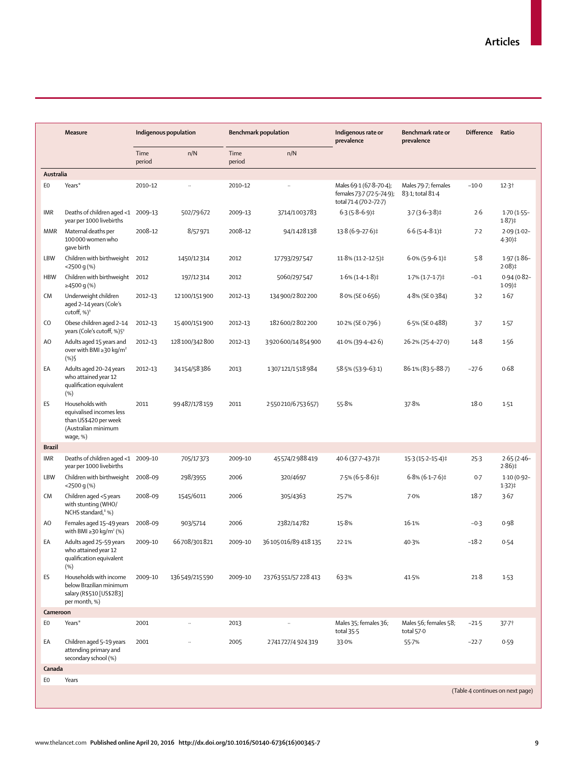| | Measure | Indigenous population | | Benchmark population | | Indigenous rate or prevalence | Benchmark rate or prevalence | Difference | Ratio |
|---|---|---|---|---|---|---|---|---|---|
| | | Time period | n/N | Time period | n/N | | | | |
| **Australia** | | | | | | | | | |
| E0 | Years* | 2010–12 | .. | 2010–12 | .. | Males 69·1 (67·8–70·4); females 73·7 (72·5–74·9); total 71·4 (70·2–72·7) | Males 79·7; females 83·1; total 81·4 | −10·0 | 12·3† |
| IMR | Deaths of children aged <1 year per 1000 livebirths | 2009–13 | 502/79 672 | 2009–13 | 3714/1 003 783 | 6·3 (5·8–6·9)‡ | 3·7 (3·6–3·8)‡ | 2·6 | 1·70 (1·55–1·87)‡ |
| MMR | Maternal deaths per 100 000 women who gave birth | 2008–12 | 8/57 971 | 2008–12 | 94/1 428 138 | 13·8 (6·9–27·6)‡ | 6·6 (5·4–8·1)‡ | 7·2 | 2·09 (1·02–4·30)‡ |
| LBW | Children with birthweight <2500 g (%) | 2012 | 1450/12 314 | 2012 | 17 793/297 547 | 11·8% (11·2–12·5)‡ | 6·0% (5·9–6·1)‡ | 5·8 | 1·97 (1·86–2·08)‡ |
| HBW | Children with birthweight ≥4500 g (%) | 2012 | 197/12 314 | 2012 | 5060/297 547 | 1·6% (1·4–1·8)‡ | 1·7% (1·7–1·7)‡ | −0·1 | 0·94 (0·82–1·09)‡ |
| CM | Underweight children aged 2–14 years (Cole's cutoff, %)[9] | 2012–13 | 12 100/151 900 | 2012–13 | 134 900/2 802 200 | 8·0% (SE 0·656) | 4·8% (SE 0·384) | 3·2 | 1·67 |
| CO | Obese children aged 2–14 years (Cole's cutoff, %)§[9] | 2012–13 | 15 400/151 900 | 2012–13 | 182 600/2 802 200 | 10·2% (SE 0·796 ) | 6·5% (SE 0·488) | 3·7 | 1·57 |
| AO | Adults aged 15 years and over with BMI ≥30 kg/m² (%)§ | 2012–13 | 128 100/342 800 | 2012–13 | 3 920 600/14 854 900 | 41·0% (39·4–42·6) | 26·2% (25·4–27·0) | 14·8 | 1·56 |
| EA | Adults aged 20–24 years who attained year 12 qualification equivalent (%) | 2012–13 | 34 154/58 386 | 2013 | 1 307 121/1 518 984 | 58·5% (53·9–63·1) | 86·1% (83·5–88·7) | −27·6 | 0·68 |
| ES | Households with equivalised incomes less than US$420 per week (Australian minimum wage, %) | 2011 | 99 487/178 159 | 2011 | 2 550 210/6 753 657) | 55·8% | 37·8% | 18·0 | 1·51 |
| **Brazil** | | | | | | | | | |
| IMR | Deaths of children aged <1 year per 1000 livebirths | 2009–10 | 705/17 373 | 2009–10 | 45 574/2 988 419 | 40·6 (37·7–43·7)‡ | 15·3 (15·2–15·4)‡ | 25·3 | 2·65 (2·46–2·86)‡ |
| LBW | Children with birthweight <2500 g (%) | 2008–09 | 298/3955 | 2006 | 320/4697 | 7·5% (6·5–8·6)‡ | 6·8% (6·1–7·6)‡ | 0·7 | 1·10 (0·92–1·32)‡ |
| CM | Children aged <5 years with stunting (WHO/ NCHS standard,[¶] %) | 2008–09 | 1545/6011 | 2006 | 305/4363 | 25·7% | 7·0% | 18·7 | 3·67 |
| AO | Females aged 15–49 years with BMI ≥30 kg/m² (%) | 2008–09 | 903/5714 | 2006 | 2382/14 782 | 15·8% | 16·1% | −0·3 | 0·98 |
| EA | Adults aged 25–59 years who attained year 12 qualification equivalent (%) | 2009–10 | 66 708/301 821 | 2009–10 | 36 105 016/89 418 135 | 22·1% | 40·3% | −18·2 | 0·54 |
| ES | Households with income below Brazilian minimum salary (R$510 [US$283] per month, %) | 2009–10 | 136 549/215 590 | 2009–10 | 23 763 551/57 228 413 | 63·3% | 41·5% | 21·8 | 1·53 |
| **Cameroon** | | | | | | | | | |
| E0 | Years* | 2001 | .. | 2013 | .. | Males 35; females 36; total 35·5 | Males 56; females 58; total 57·0 | −21·5 | 37·7† |
| EA | Children aged 5–19 years attending primary and secondary school (%) | 2001 | .. | 2005 | 2 741 727/4 924 319 | 33·0% | 55·7% | −22·7 | 0·59 |
| **Canada** | | | | | | | | | |
| E0 | Years | | | | | | | | |

(Table 4 continues on next page)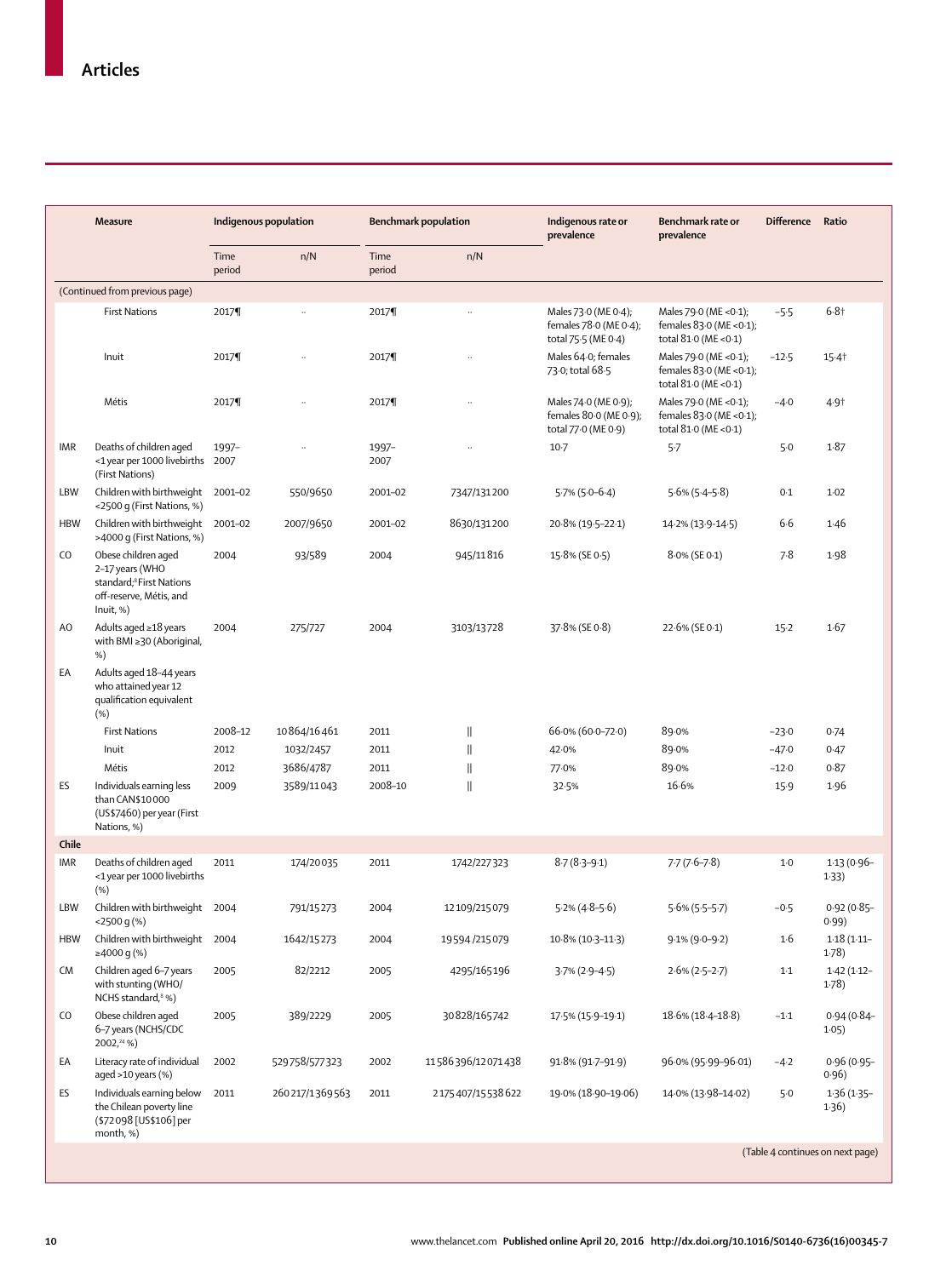| | Measure | Indigenous population | | Benchmark population | | Indigenous rate or prevalence | Benchmark rate or prevalence | Difference | Ratio |
|---|---|---|---|---|---|---|---|---|---|
| | | Time period | n/N | Time period | n/N | | | | |
| (Continued from previous page) | | | | | | | | | |
| | First Nations | 2017¶ | .. | 2017¶ | .. | Males 73·0 (ME 0·4); females 78·0 (ME 0·4); total 75·5 (ME 0·4) | Males 79·0 (ME <0·1); females 83·0 (ME <0·1); total 81·0 (ME <0·1) | −5·5 | 6·8† |
| | Inuit | 2017¶ | .. | 2017¶ | .. | Males 64·0; females 73·0; total 68·5 | Males 79·0 (ME <0·1); females 83·0 (ME <0·1); total 81·0 (ME <0·1) | −12·5 | 15·4† |
| | Métis | 2017¶ | .. | 2017¶ | .. | Males 74·0 (ME 0·9); females 80·0 (ME 0·9); total 77·0 (ME 0·9) | Males 79·0 (ME <0·1); females 83·0 (ME <0·1); total 81·0 (ME <0·1) | −4·0 | 4·9† |
| IMR | Deaths of children aged <1 year per 1000 livebirths (First Nations) | 1997–2007 | .. | 1997–2007 | .. | 10·7 | 5·7 | 5·0 | 1·87 |
| LBW | Children with birthweight <2500 g (First Nations, %) | 2001–02 | 550/9650 | 2001–02 | 7347/131200 | 5·7% (5·0–6·4) | 5·6% (5·4–5·8) | 0·1 | 1·02 |
| HBW | Children with birthweight >4000 g (First Nations, %) | 2001–02 | 2007/9650 | 2001–02 | 8630/131200 | 20·8% (19·5–22·1) | 14·2% (13·9–14·5) | 6·6 | 1·46 |
| CO | Obese children aged 2–17 years (WHO standard;[8] First Nations off-reserve, Métis, and Inuit, %) | 2004 | 93/589 | 2004 | 945/11816 | 15·8% (SE 0·5) | 8·0% (SE 0·1) | 7·8 | 1·98 |
| AO | Adults aged ≥18 years with BMI ≥30 (Aboriginal, %) | 2004 | 275/727 | 2004 | 3103/13728 | 37·8% (SE 0·8) | 22·6% (SE 0·1) | 15·2 | 1·67 |
| EA | Adults aged 18–44 years who attained year 12 qualification equivalent (%) | | | | | | | | |
| | First Nations | 2008–12 | 10864/16461 | 2011 | ‖ | 66·0% (60·0–72·0) | 89·0% | −23·0 | 0·74 |
| | Inuit | 2012 | 1032/2457 | 2011 | ‖ | 42·0% | 89·0% | −47·0 | 0·47 |
| | Métis | 2012 | 3686/4787 | 2011 | ‖ | 77·0% | 89·0% | −12·0 | 0·87 |
| ES | Individuals earning less than CAN$10 000 (US$7460) per year (First Nations, %) | 2009 | 3589/11043 | 2008–10 | ‖ | 32·5% | 16·6% | 15·9 | 1·96 |
| **Chile** | | | | | | | | | |
| IMR | Deaths of children aged <1 year per 1000 livebirths (%) | 2011 | 174/20035 | 2011 | 1742/227323 | 8·7 (8·3–9·1) | 7·7 (7·6–7·8) | 1·0 | 1·13 (0·96–1·33) |
| LBW | Children with birthweight <2500 g (%) | 2004 | 791/15273 | 2004 | 12109/215079 | 5·2% (4·8–5·6) | 5·6% (5·5–5·7) | −0·5 | 0·92 (0·85–0·99) |
| HBW | Children with birthweight ≥4000 g (%) | 2004 | 1642/15273 | 2004 | 19594/215079 | 10·8% (10·3–11·3) | 9·1% (9·0–9·2) | 1·6 | 1·18 (1·11–1·78) |
| CM | Children aged 6–7 years with stunting (WHO/NCHS standard,[8] %) | 2005 | 82/2212 | 2005 | 4295/165196 | 3·7% (2·9–4·5) | 2·6% (2·5–2·7) | 1·1 | 1·42 (1·12–1·78) |
| CO | Obese children aged 6–7 years (NCHS/CDC 2002,[24] %) | 2005 | 389/2229 | 2005 | 30828/165742 | 17·5% (15·9–19·1) | 18·6% (18·4–18·8) | −1·1 | 0·94 (0·84–1·05) |
| EA | Literacy rate of individual aged >10 years (%) | 2002 | 529758/577323 | 2002 | 11586396/12071438 | 91·8% (91·7–91·9) | 96·0% (95·99–96·01) | −4·2 | 0·96 (0·95–0·96) |
| ES | Individuals earning below the Chilean poverty line ($72 098 [US$106] per month, %) | 2011 | 260217/1369563 | 2011 | 2175407/15538622 | 19·0% (18·90–19·06) | 14·0% (13·98–14·02) | 5·0 | 1·36 (1·35–1·36) |

(Table 4 continues on next page)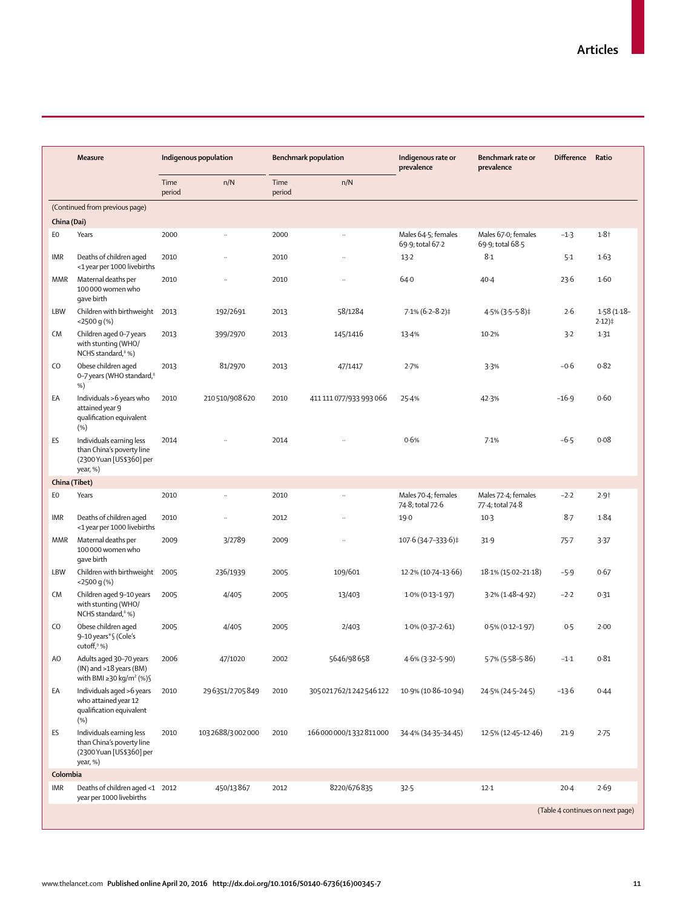| | Measure | Indigenous population | | Benchmark population | | Indigenous rate or prevalence | Benchmark rate or prevalence | Difference | Ratio |
|---|---|---|---|---|---|---|---|---|---|
| | | Time period | n/N | Time period | n/N | | | | |
| (Continued from previous page) | | | | | | | | | |
| **China (Dai)** | | | | | | | | | |
| E0 | Years | 2000 | .. | 2000 | .. | Males 64·5; females 69·9; total 67·2 | Males 67·0; females 69·9; total 68·5 | −1·3 | 1·8† |
| IMR | Deaths of children aged <1 year per 1000 livebirths | 2010 | .. | 2010 | .. | 13·2 | 8·1 | 5·1 | 1·63 |
| MMR | Maternal deaths per 100 000 women who gave birth | 2010 | .. | 2010 | .. | 64·0 | 40·4 | 23·6 | 1·60 |
| LBW | Children with birthweight <2500 g (%) | 2013 | 192/2691 | 2013 | 58/1284 | 7·1% (6·2–8·2)‡ | 4·5% (3·5–5·8)‡ | 2·6 | 1·58 (1·18–2·12)‡ |
| CM | Children aged 0–7 years with stunting (WHO/NCHS standard,[8] %) | 2013 | 399/2970 | 2013 | 145/1416 | 13·4% | 10·2% | 3·2 | 1·31 |
| CO | Obese children aged 0–7 years (WHO standard,[8] %) | 2013 | 81/2970 | 2013 | 47/1417 | 2·7% | 3·3% | −0·6 | 0·82 |
| EA | Individuals >6 years who attained year 9 qualification equivalent (%) | 2010 | 210 510/908 620 | 2010 | 411 111 077/933 993 066 | 25·4% | 42·3% | −16·9 | 0·60 |
| ES | Individuals earning less than China's poverty line (2300 Yuan [US$360] per year, %) | 2014 | .. | 2014 | .. | 0·6% | 7·1% | −6·5 | 0·08 |
| **China (Tibet)** | | | | | | | | | |
| E0 | Years | 2010 | .. | 2010 | .. | Males 70·4; females 74·8; total 72·6 | Males 72·4; females 77·4; total 74·8 | −2·2 | 2·9† |
| IMR | Deaths of children aged <1 year per 1000 livebirths | 2010 | .. | 2012 | .. | 19·0 | 10·3 | 8·7 | 1·84 |
| MMR | Maternal deaths per 100 000 women who gave birth | 2009 | 3/2789 | 2009 | .. | 107·6 (34·7–333·6)‡ | 31·9 | 75·7 | 3·37 |
| LBW | Children with birthweight <2500 g (%) | 2005 | 236/1939 | 2005 | 109/601 | 12·2% (10·74–13·66) | 18·1% (15·02–21·18) | −5·9 | 0·67 |
| CM | Children aged 9–10 years with stunting (WHO/NCHS standard,[8] %) | 2005 | 4/405 | 2005 | 13/403 | 1·0% (0·13–1·97) | 3·2% (1·48–4·92) | −2·2 | 0·31 |
| CO | Obese children aged 9–10 years*§ (Cole's cutoff,[9] %) | 2005 | 4/405 | 2005 | 2/403 | 1·0% (0·37–2·61) | 0·5% (0·12–1·97) | 0·5 | 2·00 |
| AO | Adults aged 30–70 years (IN) and >18 years (BM) with BMI ≥30 kg/m² (%)§ | 2006 | 47/1020 | 2002 | 5646/98 658 | 4·6% (3·32–5·90) | 5·7% (5·58–5·86) | −1·1 | 0·81 |
| EA | Individuals aged >6 years who attained year 12 qualification equivalent (%) | 2010 | 296351/2705849 | 2010 | 305 021 762/1 242 546 122 | 10·9% (10·86–10·94) | 24·5% (24·5–24·5) | −13·6 | 0·44 |
| ES | Individuals earning less than China's poverty line (2300 Yuan [US$360] per year, %) | 2010 | 1032688/3 002 000 | 2010 | 166 000 000/1 332 811 000 | 34·4% (34·35–34·45) | 12·5% (12·45–12·46) | 21·9 | 2·75 |
| **Colombia** | | | | | | | | | |
| IMR | Deaths of children aged <1 year per 1000 livebirths | 2012 | 450/13 867 | 2012 | 8220/676 835 | 32·5 | 12·1 | 20·4 | 2·69 |

(Table 4 continues on next page)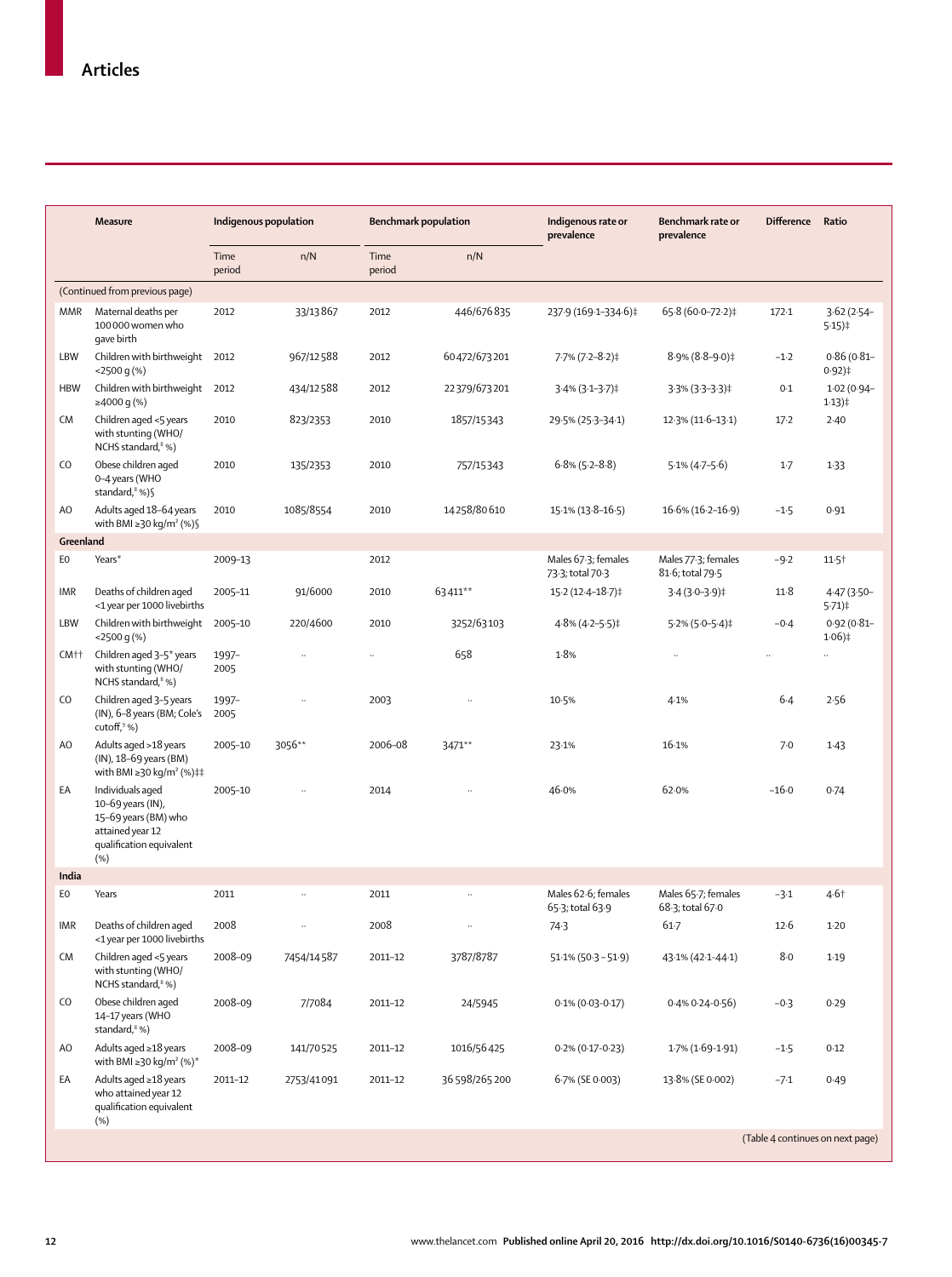| | Measure | Indigenous population | | Benchmark population | | Indigenous rate or prevalence | Benchmark rate or prevalence | Difference | Ratio |
|---|---|---|---|---|---|---|---|---|---|
| | | Time period | n/N | Time period | n/N | | | | |
| (Continued from previous page) | | | | | | | | | |
| MMR | Maternal deaths per 100 000 women who gave birth | 2012 | 33/13 867 | 2012 | 446/676 835 | 237·9 (169·1–334·6)‡ | 65·8 (60·0–72·2)‡ | 172·1 | 3·62 (2·54–5·15)‡ |
| LBW | Children with birthweight <2500 g (%) | 2012 | 967/12 588 | 2012 | 60 472/673 201 | 7·7% (7·2–8·2)‡ | 8·9% (8·8–9·0)‡ | −1·2 | 0·86 (0·81–0·92)‡ |
| HBW | Children with birthweight ≥4000 g (%) | 2012 | 434/12 588 | 2012 | 22 379/673 201 | 3·4% (3·1–3·7)‡ | 3·3% (3·3–3·3)‡ | 0·1 | 1·02 (0·94–1·13)‡ |
| CM | Children aged <5 years with stunting (WHO/NCHS standard,[8] %) | 2010 | 823/2353 | 2010 | 1857/15 343 | 29·5% (25·3–34·1) | 12·3% (11·6–13·1) | 17·2 | 2·40 |
| CO | Obese children aged 0–4 years (WHO standard,[8] %)§ | 2010 | 135/2353 | 2010 | 757/15 343 | 6·8% (5·2–8·8) | 5·1% (4·7–5·6) | 1·7 | 1·33 |
| AO | Adults aged 18–64 years with BMI ≥30 kg/m² (%)§ | 2010 | 1085/8554 | 2010 | 14 258/80 610 | 15·1% (13·8–16·5) | 16·6% (16·2–16·9) | −1·5 | 0·91 |
| **Greenland** | | | | | | | | | |
| E0 | Years* | 2009–13 | | 2012 | | Males 67·3; females 73·3; total 70·3 | Males 77·3; females 81·6; total 79·5 | −9·2 | 11·5† |
| IMR | Deaths of children aged <1 year per 1000 livebirths | 2005–11 | 91/6000 | 2010 | 63 411** | 15·2 (12·4–18·7)‡ | 3·4 (3·0–3·9)‡ | 11·8 | 4·47 (3·50–5·71)‡ |
| LBW | Children with birthweight <2500 g (%) | 2005–10 | 220/4600 | 2010 | 3252/63 103 | 4·8% (4·2–5·5)‡ | 5·2% (5·0–5·4)‡ | −0·4 | 0·92 (0·81–1·06)‡ |
| CM†† | Children aged 3–5* years with stunting (WHO/NCHS standard,[8] %) | 1997–2005 | .. | .. | 658 | 1·8% | .. | .. | .. |
| CO | Children aged 3–5 years (IN), 6–8 years (BM; Cole's cutoff,[9] %) | 1997–2005 | .. | 2003 | .. | 10·5% | 4·1% | 6·4 | 2·56 |
| AO | Adults aged >18 years (IN), 18–69 years (BM) with BMI ≥30 kg/m² (%)‡‡ | 2005–10 | 3056** | 2006–08 | 3471** | 23·1% | 16·1% | 7·0 | 1·43 |
| EA | Individuals aged 10–69 years (IN), 15–69 years (BM) who attained year 12 qualification equivalent (%) | 2005–10 | .. | 2014 | .. | 46·0% | 62·0% | −16·0 | 0·74 |
| **India** | | | | | | | | | |
| E0 | Years | 2011 | .. | 2011 | .. | Males 62·6; females 65·3; total 63·9 | Males 65·7; females 68·3; total 67·0 | −3·1 | 4·6† |
| IMR | Deaths of children aged <1 year per 1000 livebirths | 2008 | .. | 2008 | .. | 74·3 | 61·7 | 12·6 | 1·20 |
| CM | Children aged <5 years with stunting (WHO/NCHS standard,[8] %) | 2008–09 | 7454/14 587 | 2011–12 | 3787/8787 | 51·1% (50·3 – 51·9) | 43·1% (42·1-44·1) | 8·0 | 1·19 |
| CO | Obese children aged 14–17 years (WHO standard,[8] %) | 2008–09 | 7/7084 | 2011–12 | 24/5945 | 0·1% (0·03-0·17) | 0·4% 0·24-0·56) | −0·3 | 0·29 |
| AO | Adults aged ≥18 years with BMI ≥30 kg/m² (%)* | 2008–09 | 141/70 525 | 2011–12 | 1016/56 425 | 0·2% (0·17-0·23) | 1·7% (1·69-1·91) | −1·5 | 0·12 |
| EA | Adults aged ≥18 years who attained year 12 qualification equivalent (%) | 2011–12 | 2753/41 091 | 2011–12 | 36 598/265 200 | 6·7% (SE 0·003) | 13·8% (SE 0·002) | −7·1 | 0·49 |

(Table 4 continues on next page)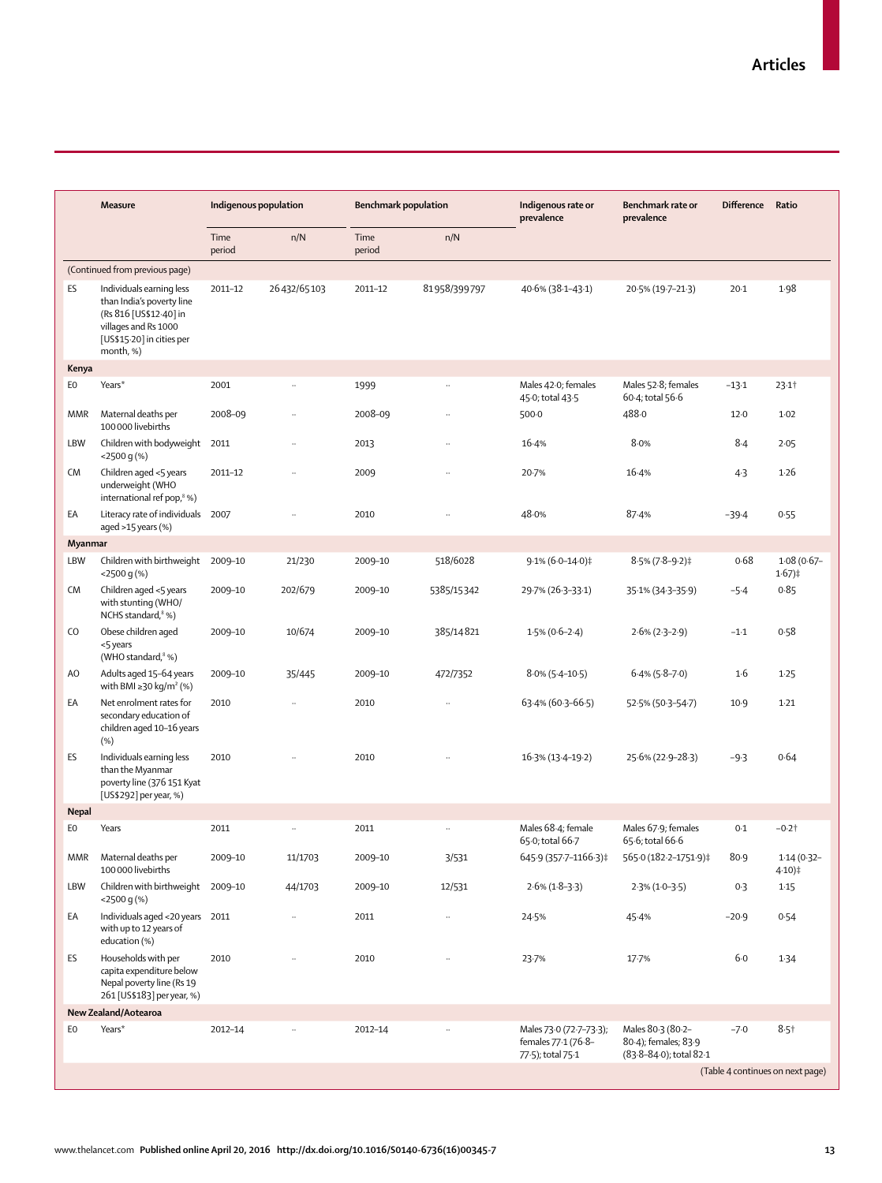| | Measure | Indigenous population | | Benchmark population | | Indigenous rate or prevalence | Benchmark rate or prevalence | Difference | Ratio |
|---|---|---|---|---|---|---|---|---|---|
| | | Time period | n/N | Time period | n/N | | | | |
| (Continued from previous page) | | | | | | | | | |
| ES | Individuals earning less than India's poverty line (Rs 816 [US$12·40] in villages and Rs 1000 [US$15·20] in cities per month, %) | 2011–12 | 26 432/65 103 | 2011–12 | 81 958/399 797 | 40·6% (38·1–43·1) | 20·5% (19·7–21·3) | 20·1 | 1·98 |
| **Kenya** | | | | | | | | | |
| E0 | Years* | 2001 | .. | 1999 | .. | Males 42·0; females 45·0; total 43·5 | Males 52·8; females 60·4; total 56·6 | −13·1 | 23·1† |
| MMR | Maternal deaths per 100 000 livebirths | 2008–09 | .. | 2008–09 | .. | 500·0 | 488·0 | 12·0 | 1·02 |
| LBW | Children with bodyweight <2500 g (%) | 2011 | .. | 2013 | .. | 16·4% | 8·0% | 8·4 | 2·05 |
| CM | Children aged <5 years underweight (WHO international ref pop,[8] %) | 2011–12 | .. | 2009 | .. | 20·7% | 16·4% | 4·3 | 1·26 |
| EA | Literacy rate of individuals aged >15 years (%) | 2007 | .. | 2010 | .. | 48·0% | 87·4% | −39·4 | 0·55 |
| **Myanmar** | | | | | | | | | |
| LBW | Children with birthweight <2500 g (%) | 2009–10 | 21/230 | 2009–10 | 518/6028 | 9·1% (6·0–14·0)‡ | 8·5% (7·8–9·2)‡ | 0·68 | 1·08 (0·67–1·67)‡ |
| CM | Children aged <5 years with stunting (WHO/NCHS standard,[8] %) | 2009–10 | 202/679 | 2009–10 | 5385/15 342 | 29·7% (26·3–33·1) | 35·1% (34·3–35·9) | −5·4 | 0·85 |
| CO | Obese children aged <5 years (WHO standard,[8] %) | 2009–10 | 10/674 | 2009–10 | 385/14 821 | 1·5% (0·6–2·4) | 2·6% (2·3–2·9) | −1·1 | 0·58 |
| AO | Adults aged 15–64 years with BMI ≥30 kg/m² (%) | 2009–10 | 35/445 | 2009–10 | 472/7352 | 8·0% (5·4–10·5) | 6·4% (5·8–7·0) | 1·6 | 1·25 |
| EA | Net enrolment rates for secondary education of children aged 10–16 years (%) | 2010 | .. | 2010 | .. | 63·4% (60·3–66·5) | 52·5% (50·3–54·7) | 10·9 | 1·21 |
| ES | Individuals earning less than the Myanmar poverty line (376 151 Kyat [US$292] per year, %) | 2010 | .. | 2010 | .. | 16·3% (13·4–19·2) | 25·6% (22·9–28·3) | −9·3 | 0·64 |
| **Nepal** | | | | | | | | | |
| E0 | Years | 2011 | .. | 2011 | .. | Males 68·4; female 65·0; total 66·7 | Males 67·9; females 65·6; total 66·6 | 0·1 | −0·2† |
| MMR | Maternal deaths per 100 000 livebirths | 2009–10 | 11/1703 | 2009–10 | 3/531 | 645·9 (357·7–1166·3)‡ | 565·0 (182·2–1751·9)‡ | 80·9 | 1·14 (0·32–4·10)‡ |
| LBW | Children with birthweight <2500 g (%) | 2009–10 | 44/1703 | 2009–10 | 12/531 | 2·6% (1·8–3·3) | 2·3% (1·0–3·5) | 0·3 | 1·15 |
| EA | Individuals aged <20 years with up to 12 years of education (%) | 2011 | .. | 2011 | .. | 24·5% | 45·4% | −20·9 | 0·54 |
| ES | Households with per capita expenditure below Nepal poverty line (Rs 19 261 [US$183] per year, %) | 2010 | .. | 2010 | .. | 23·7% | 17·7% | 6·0 | 1·34 |
| **New Zealand/Aotearoa** | | | | | | | | | |
| E0 | Years* | 2012–14 | .. | 2012–14 | .. | Males 73·0 (72·7–73·3); females 77·1 (76·8–77·5); total 75·1 | Males 80·3 (80·2–80·4); females; 83·9 (83·8–84·0); total 82·1 | −7·0 | 8·5† |

(Table 4 continues on next page)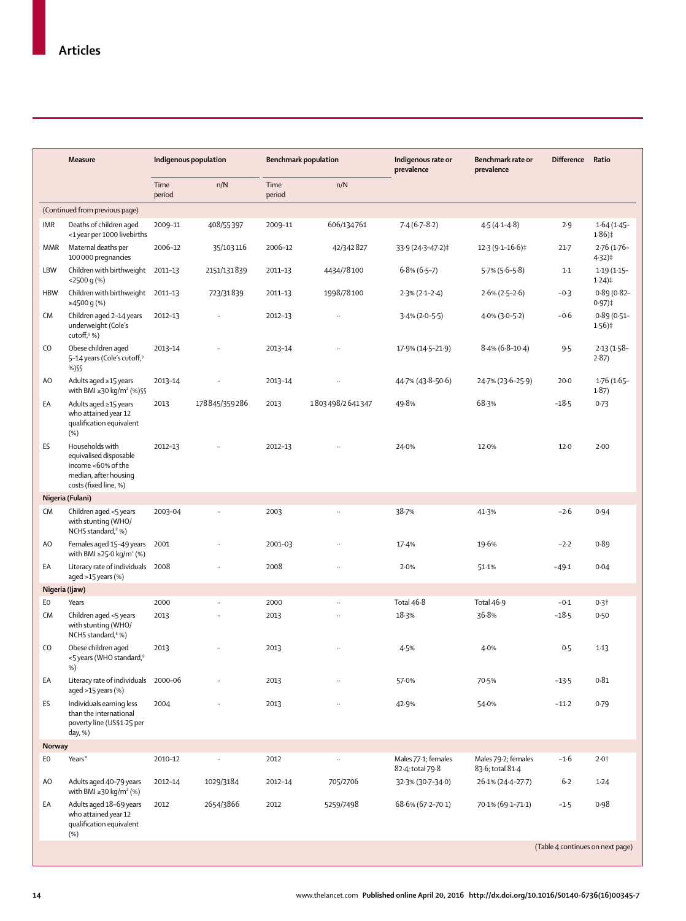| | Measure | Indigenous population | | Benchmark population | | Indigenous rate or prevalence | Benchmark rate or prevalence | Difference | Ratio |
|---|---|---|---|---|---|---|---|---|---|
| | | Time period | n/N | Time period | n/N | | | | |
| (Continued from previous page) | | | | | | | | | |
| IMR | Deaths of children aged <1 year per 1000 livebirths | 2009–11 | 408/55 397 | 2009–11 | 606/134 761 | 7·4 (6·7–8·2) | 4·5 (4·1–4·8) | 2·9 | 1·64 (1·45–1·86)‡ |
| MMR | Maternal deaths per 100 000 pregnancies | 2006–12 | 35/103 116 | 2006–12 | 42/342 827 | 33·9 (24·3–47·2)‡ | 12·3 (9·1–16·6)‡ | 21·7 | 2·76 (1·76–4·32)‡ |
| LBW | Children with birthweight <2500 g (%) | 2011–13 | 2151/131 839 | 2011–13 | 4434/78 100 | 6·8% (6·5–7) | 5·7% (5·6–5·8) | 1·1 | 1·19 (1·15–1·24)‡ |
| HBW | Children with birthweight ≥4500 g (%) | 2011–13 | 723/31 839 | 2011–13 | 1998/78 100 | 2·3% (2·1–2·4) | 2·6% (2·5–2·6) | −0·3 | 0·89 (0·82–0·97)‡ |
| CM | Children aged 2–14 years underweight (Cole's cutoff,[9] %) | 2012–13 | .. | 2012–13 | .. | 3·4% (2·0–5·5) | 4·0% (3·0–5·2) | −0·6 | 0·89 (0·51–1·56)‡ |
| CO | Obese children aged 5–14 years (Cole's cutoff,[9] %)§§ | 2013–14 | .. | 2013–14 | .. | 17·9% (14·5–21·9) | 8·4% (6·8–10·4) | 9·5 | 2·13 (1·58–2·87) |
| AO | Adults aged ≥15 years with BMI ≥30 kg/m² (%)§§ | 2013–14 | .. | 2013–14 | .. | 44·7% (43·8–50·6) | 24·7% (23·6–25·9) | 20·0 | 1·76 (1·65–1·87) |
| EA | Adults aged ≥15 years who attained year 12 qualification equivalent (%) | 2013 | 178 845/359 286 | 2013 | 1 803 498/2 641 347 | 49·8% | 68·3% | −18·5 | 0·73 |
| ES | Households with equivalised disposable income <60% of the median, after housing costs (fixed line, %) | 2012–13 | .. | 2012–13 | .. | 24·0% | 12·0% | 12·0 | 2·00 |
| **Nigeria (Fulani)** | | | | | | | | | |
| CM | Children aged <5 years with stunting (WHO/NCHS standard,[8] %) | 2003–04 | .. | 2003 | .. | 38·7% | 41·3% | −2·6 | 0·94 |
| AO | Females aged 15–49 years with BMI ≥25·0 kg/m² (%) | 2001 | .. | 2001–03 | .. | 17·4% | 19·6% | −2·2 | 0·89 |
| EA | Literacy rate of individuals aged >15 years (%) | 2008 | .. | 2008 | .. | 2·0% | 51·1% | −49·1 | 0·04 |
| **Nigeria (Ijaw)** | | | | | | | | | |
| E0 | Years | 2000 | .. | 2000 | .. | Total 46·8 | Total 46·9 | −0·1 | 0·3† |
| CM | Children aged <5 years with stunting (WHO/NCHS standard,[8] %) | 2013 | .. | 2013 | .. | 18·3% | 36·8% | −18·5 | 0·50 |
| CO | Obese children aged <5 years (WHO standard,[8] %) | 2013 | .. | 2013 | .. | 4·5% | 4·0% | 0·5 | 1·13 |
| EA | Literacy rate of individuals aged >15 years (%) | 2000–06 | .. | 2013 | .. | 57·0% | 70·5% | −13·5 | 0·81 |
| ES | Individuals earning less than the international poverty line (US$1·25 per day, %) | 2004 | .. | 2013 | .. | 42·9% | 54·0% | −11·2 | 0·79 |
| **Norway** | | | | | | | | | |
| E0 | Years* | 2010–12 | .. | 2012 | .. | Males 77·1; females 82·4; total 79·8 | Males 79·2; females 83·6; total 81·4 | −1·6 | 2·0† |
| AO | Adults aged 40–79 years with BMI ≥30 kg/m² (%) | 2012–14 | 1029/3184 | 2012–14 | 705/2706 | 32·3% (30·7–34·0) | 26·1% (24·4–27·7) | 6·2 | 1·24 |
| EA | Adults aged 18–69 years who attained year 12 qualification equivalent (%) | 2012 | 2654/3866 | 2012 | 5259/7498 | 68·6% (67·2–70·1) | 70·1% (69·1–71·1) | −1·5 | 0·98 |

(Table 4 continues on next page)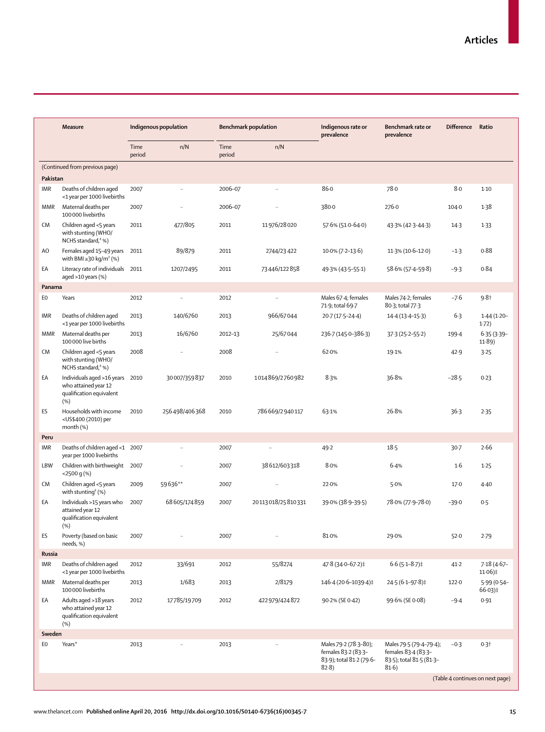| | Measure | Indigenous population | | Benchmark population | | Indigenous rate or prevalence | Benchmark rate or prevalence | Difference | Ratio |
|---|---|---|---|---|---|---|---|---|---|
| | | Time period | n/N | Time period | n/N | | | | |
| (Continued from previous page) | | | | | | | | | |
| **Pakistan** | | | | | | | | | |
| IMR | Deaths of children aged <1 year per 1000 livebirths | 2007 | .. | 2006–07 | .. | 86·0 | 78·0 | 8·0 | 1·10 |
| MMR | Maternal deaths per 100 000 livebirths | 2007 | .. | 2006–07 | .. | 380·0 | 276·0 | 104·0 | 1·38 |
| CM | Children aged <5 years with stunting (WHO/NCHS standard,[‡] %) | 2011 | 477/805 | 2011 | 11 976/28 020 | 57·6% (51·0–64·0) | 43·3% (42·3–44·3) | 14·3 | 1·33 |
| AO | Females aged 15–49 years with BMI ≥30 kg/m² (%) | 2011 | 89/879 | 2011 | 2744/23 422 | 10·0% (7·2–13·6) | 11·3% (10·6–12·0) | –1·3 | 0·88 |
| EA | Literacy rate of individuals aged >10 years (%) | 2011 | 1207/2495 | 2011 | 73 446/122 858 | 49·3% (43·5–55·1) | 58·6% (57·4–59·8) | –9·3 | 0·84 |
| **Panama** | | | | | | | | | |
| E0 | Years | 2012 | .. | 2012 | .. | Males 67·4; females 71·9; total 69·7 | Males 74·2; females 80·3; total 77·3 | –7·6 | 9·8† |
| IMR | Deaths of children aged <1 year per 1000 livebirths | 2013 | 140/6760 | 2013 | 966/67 044 | 20·7 (17·5–24·4) | 14·4 (13·4–15·3) | 6·3 | 1·44 (1·20–1·72) |
| MMR | Maternal deaths per 100 000 live births | 2013 | 16/6760 | 2012–13 | 25/67 044 | 236·7 (145·0–386·3) | 37·3 (25·2–55·2) | 199·4 | 6·35 (3·39–11·89) |
| CM | Children aged <5 years with stunting (WHO/NCHS standard,[‡] %) | 2008 | .. | 2008 | .. | 62·0% | 19·1% | 42·9 | 3·25 |
| EA | Individuals aged >16 years who attained year 12 qualification equivalent (%) | 2010 | 30 007/359 837 | 2010 | 1 014 869/2 760 982 | 8·3% | 36·8% | –28·5 | 0·23 |
| ES | Households with income <US$400 (2010) per month (%) | 2010 | 256 498/406 368 | 2010 | 786 669/2 940 117 | 63·1% | 26·8% | 36·3 | 2·35 |
| **Peru** | | | | | | | | | |
| IMR | Deaths of children aged <1 year per 1000 livebirths | 2007 | .. | 2007 | .. | 49·2 | 18·5 | 30·7 | 2·66 |
| LBW | Children with birthweight <2500 g (%) | 2007 | .. | 2007 | 38 612/603 318 | 8·0% | 6·4% | 1·6 | 1·25 |
| CM | Children aged <5 years with stunting[‡] (%) | 2009 | 59 636** | 2007 | .. | 22·0% | 5·0% | 17·0 | 4·40 |
| EA | Individuals >15 years who attained year 12 qualification equivalent (%) | 2007 | 68 605/174 859 | 2007 | 20 113 018/25 810 331 | 39·0% (38·9–39·5) | 78·0% (77·9–78·0) | –39·0 | 0·5 |
| ES | Poverty (based on basic needs, %) | 2007 | .. | 2007 | .. | 81·0% | 29·0% | 52·0 | 2·79 |
| **Russia** | | | | | | | | | |
| IMR | Deaths of children aged <1 year per 1000 livebirths | 2012 | 33/691 | 2012 | 55/8274 | 47·8 (34·0–67·2)‡ | 6·6 (5·1–8·7)‡ | 41·2 | 7·18 (4·67–11·06)‡ |
| MMR | Maternal deaths per 100 000 livebirths | 2013 | 1/683 | 2013 | 2/8179 | 146·4 (20·6–1039·4)‡ | 24·5 (6·1–97·8)‡ | 122·0 | 5·99 (0·54–66·03)‡ |
| EA | Adults aged >18 years who attained year 12 qualification equivalent (%) | 2012 | 17 785/19 709 | 2012 | 422 979/424 872 | 90·2% (SE 0·42) | 99·6% (SE 0·08) | –9·4 | 0·91 |
| **Sweden** | | | | | | | | | |
| E0 | Years* | 2013 | .. | 2013 | .. | Males 79·2 (78·3–80); females 83·2 (83·3–83·9); total 81·2 (79·6–82·8) | Males 79·5 (79·4–79·4); females 83·4 (83·3–83·5); total 81·5 (81·3–81·6) | –0·3 | 0·3† |

(Table 4 continues on next page)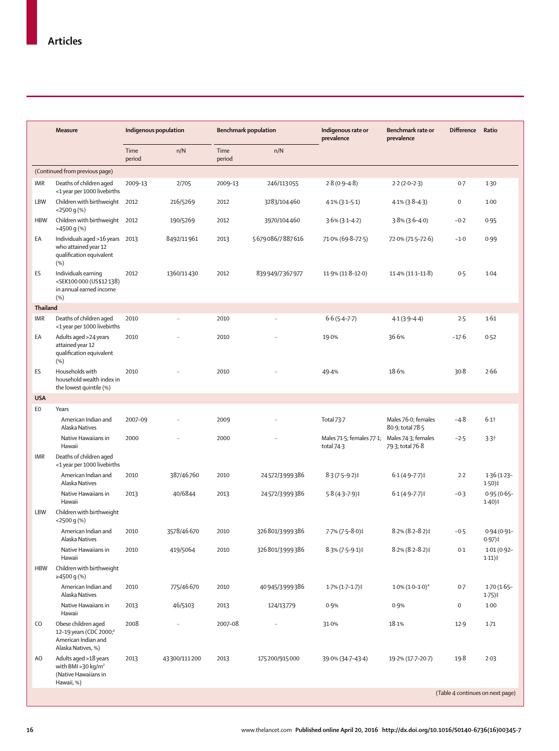| | Measure | Indigenous population | | Benchmark population | | Indigenous rate or prevalence | Benchmark rate or prevalence | Difference | Ratio |
|---|---|---|---|---|---|---|---|---|---|
| | | Time period | n/N | Time period | n/N | | | | |
| (Continued from previous page) | | | | | | | | | |
| IMR | Deaths of children aged <1 year per 1000 livebirths | 2009–13 | 2/705 | 2009–13 | 246/113 055 | 2·8 (0·9–4·8) | 2·2 (2·0–2·3) | 0·7 | 1·30 |
| LBW | Children with birthweight <2500 g (%) | 2012 | 216/5269 | 2012 | 3283/104 460 | 4·1% (3·1–5·1) | 4·1% (3·8–4·3) | 0 | 1·00 |
| HBW | Children with birthweight >4500 g (%) | 2012 | 190/5269 | 2012 | 3970/104 460 | 3·6% (3·1–4·2) | 3·8% (3·6–4·0) | −0·2 | 0·95 |
| EA | Individuals aged >16 years who attained year 12 qualification equivalent (%) | 2013 | 8492/11 961 | 2013 | 5 679 086/7 887 616 | 71·0% (69·8–72·5) | 72·0% (71·5–72·6) | −1·0 | 0·99 |
| ES | Individuals earning <SEK100 000 (US$12 138) in annual earned income (%) | 2012 | 1360/11 430 | 2012 | 839 949/7 367 977 | 11·9% (11·8–12·0) | 11·4% (11·1–11·8) | 0·5 | 1·04 |
| **Thailand** | | | | | | | | | |
| IMR | Deaths of children aged <1 year per 1000 livebirths | 2010 | .. | 2010 | .. | 6·6 (5·4–7·7) | 4·1 (3·9–4·4) | 2·5 | 1·61 |
| EA | Adults aged >24 years attained year 12 qualification equivalent (%) | 2010 | .. | 2010 | .. | 19·0% | 36·6% | −17·6 | 0·52 |
| ES | Households with household wealth index in the lowest quintile (%) | 2010 | .. | 2010 | .. | 49·4% | 18·6% | 30·8 | 2·66 |
| **USA** | | | | | | | | | |
| E0 | Years | | | | | | | | |
| | American Indian and Alaska Natives | 2007–09 | .. | 2009 | .. | Total 73·7 | Males 76·0; females 80·9; total 78·5 | −4·8 | 6·1† |
| | Native Hawaiians in Hawaii | 2000 | .. | 2000 | .. | Males 71·5; females 77·1; total 74·3 | Males 74·3; females 79·3; total 76·8 | −2·5 | 3·3† |
| IMR | Deaths of children aged <1 year per 1000 livebirths | | | | | | | | |
| | American Indian and Alaska Natives | 2010 | 387/46 760 | 2010 | 24 572/3 999 386 | 8·3 (7·5–9·2)‡ | 6·1 (4·9–7·7)‡ | 2·2 | 1·36 (1·23–1·50)‡ |
| | Native Hawaiians in Hawaii | 2013 | 40/6844 | 2013 | 24 572/3 999 386 | 5·8 (4·3–7·9)‡ | 6·1 (4·9–7·7)‡ | −0·3 | 0·95 (0·65–1·40)‡ |
| LBW | Children with birthweight <2500 g (%) | | | | | | | | |
| | American Indian and Alaska Natives | 2010 | 3578/46 670 | 2010 | 326 801/3 999 386 | 7·7% (7·5–8·0)‡ | 8·2% (8·2–8·2)‡ | −0·5 | 0·94 (0·91–0·97)‡ |
| | Native Hawaiians in Hawaii | 2010 | 419/5064 | 2010 | 326 801/3 999 386 | 8·3% (7·5–9·1)‡ | 8·2% (8·2–8·2)‡ | 0·1 | 1·01 (0·92–1·11)‡ |
| HBW | Children with birthweight ≥4500 g (%) | | | | | | | | |
| | American Indian and Alaska Natives | 2010 | 775/46 670 | 2010 | 40 945/3 999 386 | 1·7% (1·7–1·7)‡ | 1·0% (1·0–1·0)* | 0·7 | 1·70 (1·65–1·75)‡ |
| | Native Hawaiians in Hawaii | 2013 | 46/5103 | 2013 | 124/13 779 | 0·9% | 0·9% | 0 | 1·00 |
| CO | Obese children aged 12–19 years (CDC 2000;[a] American Indian and Alaska Natives, %) | 2008 | .. | 2007–08 | .. | 31·0% | 18·1% | 12·9 | 1·71 |
| AO | Adults aged >18 years with BMI >30 kg/m² (Native Hawaiians in Hawaii, %) | 2013 | 43 300/111 200 | 2013 | 175 200/915 000 | 39·0% (34·7–43·4) | 19·2% (17·7–20·7) | 19·8 | 2·03 |

(Table 4 continues on next page)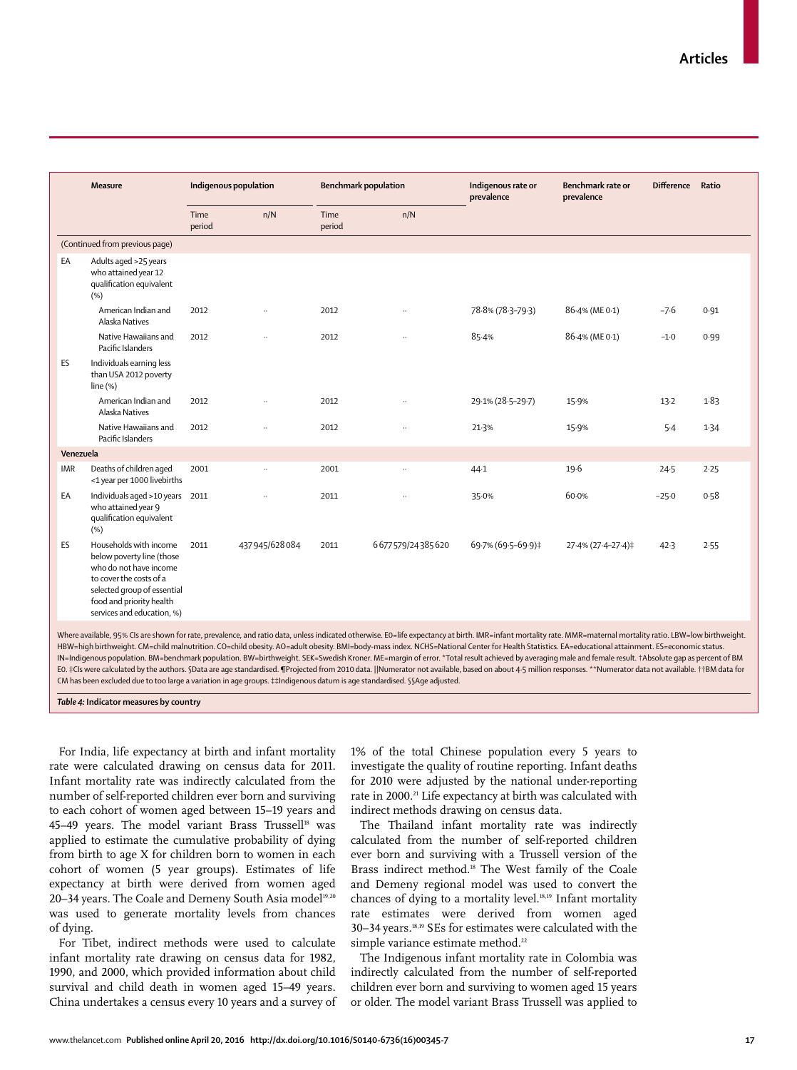| | Measure | Indigenous population | | Benchmark population | | Indigenous rate or prevalence | Benchmark rate or prevalence | Difference | Ratio |
|---|---|---|---|---|---|---|---|---|---|
| | | Time period | n/N | Time period | n/N | | | | |
| (Continued from previous page) | | | | | | | | | |
| EA | Adults aged >25 years who attained year 12 qualification equivalent (%) | | | | | | | | |
| | American Indian and Alaska Natives | 2012 | .. | 2012 | .. | 78·8% (78·3–79·3) | 86·4% (ME 0·1) | −7·6 | 0·91 |
| | Native Hawaiians and Pacific Islanders | 2012 | .. | 2012 | .. | 85·4% | 86·4% (ME 0·1) | −1·0 | 0·99 |
| ES | Individuals earning less than USA 2012 poverty line (%) | | | | | | | | |
| | American Indian and Alaska Natives | 2012 | .. | 2012 | .. | 29·1% (28·5–29·7) | 15·9% | 13·2 | 1·83 |
| | Native Hawaiians and Pacific Islanders | 2012 | .. | 2012 | .. | 21·3% | 15·9% | 5·4 | 1·34 |
| **Venezuela** | | | | | | | | | |
| IMR | Deaths of children aged <1 year per 1000 livebirths | 2001 | .. | 2001 | .. | 44·1 | 19·6 | 24·5 | 2·25 |
| EA | Individuals aged >10 years who attained year 9 qualification equivalent (%) | 2011 | .. | 2011 | .. | 35·0% | 60·0% | −25·0 | 0·58 |
| ES | Households with income below poverty line (those who do not have income to cover the costs of a selected group of essential food and priority health services and education, %) | 2011 | 437 945/628 084 | 2011 | 6 677 579/24 385 620 | 69·7% (69·5–69·9)‡ | 27·4% (27·4–27·4)‡ | 42·3 | 2·55 |

Where available, 95% CIs are shown for rate, prevalence, and ratio data, unless indicated otherwise. E0=life expectancy at birth. IMR=infant mortality rate. MMR=maternal mortality ratio. LBW=low birthweight. HBW=high birthweight. CM=child malnutrition. CO=child obesity. AO=adult obesity. BMI=body-mass index. NCHS=National Center for Health Statistics. EA=educational attainment. ES=economic status. IN=Indigenous population. BM=benchmark population. BW=birthweight. SEK=Swedish Kroner. ME=margin of error. *Total result achieved by averaging male and female result. †Absolute gap as percent of BM E0. ‡CIs were calculated by the authors. §Data are age standardised. ¶Projected from 2010 data. ||Numerator not available, based on about 4·5 million responses. **Numerator data not available. ††BM data for CM has been excluded due to too large a variation in age groups. ‡‡Indigenous datum is age standardised. §§Age adjusted.

***Table 4:* Indicator measures by country**

For India, life expectancy at birth and infant mortality rate were calculated drawing on census data for 2011. Infant mortality rate was indirectly calculated from the number of self-reported children ever born and surviving to each cohort of women aged between 15–19 years and 45–49 years. The model variant Brass Trussell[18] was applied to estimate the cumulative probability of dying from birth to age X for children born to women in each cohort of women (5 year groups). Estimates of life expectancy at birth were derived from women aged 20–34 years. The Coale and Demeny South Asia model[19,20] was used to generate mortality levels from chances of dying.

For Tibet, indirect methods were used to calculate infant mortality rate drawing on census data for 1982, 1990, and 2000, which provided information about child survival and child death in women aged 15–49 years. China undertakes a census every 10 years and a survey of 1% of the total Chinese population every 5 years to investigate the quality of routine reporting. Infant deaths for 2010 were adjusted by the national under-reporting rate in 2000.[21] Life expectancy at birth was calculated with indirect methods drawing on census data.

The Thailand infant mortality rate was indirectly calculated from the number of self-reported children ever born and surviving with a Trussell version of the Brass indirect method.[18] The West family of the Coale and Demeny regional model was used to convert the chances of dying to a mortality level.[18,19] Infant mortality rate estimates were derived from women aged 30–34 years.[18,19] SEs for estimates were calculated with the simple variance estimate method.[22]

The Indigenous infant mortality rate in Colombia was indirectly calculated from the number of self-reported children ever born and surviving to women aged 15 years or older. The model variant Brass Trussell was applied to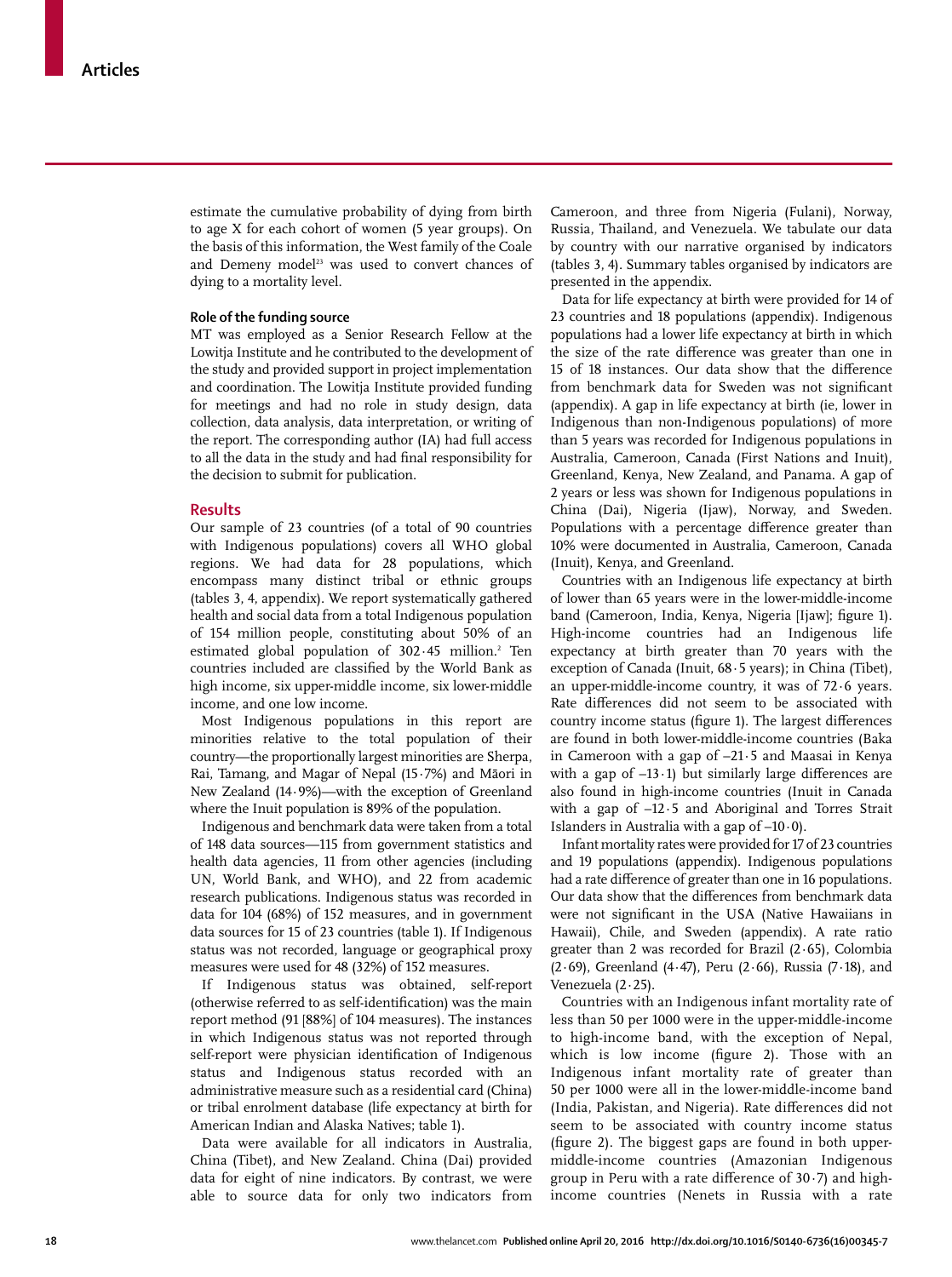estimate the cumulative probability of dying from birth to age X for each cohort of women (5 year groups). On the basis of this information, the West family of the Coale and Demeny model[23] was used to convert chances of dying to a mortality level.

### Role of the funding source

MT was employed as a Senior Research Fellow at the Lowitja Institute and he contributed to the development of the study and provided support in project implementation and coordination. The Lowitja Institute provided funding for meetings and had no role in study design, data collection, data analysis, data interpretation, or writing of the report. The corresponding author (IA) had full access to all the data in the study and had final responsibility for the decision to submit for publication.

## Results

Our sample of 23 countries (of a total of 90 countries with Indigenous populations) covers all WHO global regions. We had data for 28 populations, which encompass many distinct tribal or ethnic groups (tables 3, 4, appendix). We report systematically gathered health and social data from a total Indigenous population of 154 million people, constituting about 50% of an estimated global population of 302·45 million.[2] Ten countries included are classified by the World Bank as high income, six upper-middle income, six lower-middle income, and one low income.

Most Indigenous populations in this report are minorities relative to the total population of their country—the proportionally largest minorities are Sherpa, Rai, Tamang, and Magar of Nepal (15·7%) and Māori in New Zealand (14·9%)—with the exception of Greenland where the Inuit population is 89% of the population.

Indigenous and benchmark data were taken from a total of 148 data sources—115 from government statistics and health data agencies, 11 from other agencies (including UN, World Bank, and WHO), and 22 from academic research publications. Indigenous status was recorded in data for 104 (68%) of 152 measures, and in government data sources for 15 of 23 countries (table 1). If Indigenous status was not recorded, language or geographical proxy measures were used for 48 (32%) of 152 measures.

If Indigenous status was obtained, self-report (otherwise referred to as self-identification) was the main report method (91 [88%] of 104 measures). The instances in which Indigenous status was not reported through self-report were physician identification of Indigenous status and Indigenous status recorded with an administrative measure such as a residential card (China) or tribal enrolment database (life expectancy at birth for American Indian and Alaska Natives; table 1).

Data were available for all indicators in Australia, China (Tibet), and New Zealand. China (Dai) provided data for eight of nine indicators. By contrast, we were able to source data for only two indicators from Cameroon, and three from Nigeria (Fulani), Norway, Russia, Thailand, and Venezuela. We tabulate our data by country with our narrative organised by indicators (tables 3, 4). Summary tables organised by indicators are presented in the appendix.

Data for life expectancy at birth were provided for 14 of 23 countries and 18 populations (appendix). Indigenous populations had a lower life expectancy at birth in which the size of the rate difference was greater than one in 15 of 18 instances. Our data show that the difference from benchmark data for Sweden was not significant (appendix). A gap in life expectancy at birth (ie, lower in Indigenous than non-Indigenous populations) of more than 5 years was recorded for Indigenous populations in Australia, Cameroon, Canada (First Nations and Inuit), Greenland, Kenya, New Zealand, and Panama. A gap of 2 years or less was shown for Indigenous populations in China (Dai), Nigeria (Ijaw), Norway, and Sweden. Populations with a percentage difference greater than 10% were documented in Australia, Cameroon, Canada (Inuit), Kenya, and Greenland.

Countries with an Indigenous life expectancy at birth of lower than 65 years were in the lower-middle-income band (Cameroon, India, Kenya, Nigeria [Ijaw]; figure 1). High-income countries had an Indigenous life expectancy at birth greater than 70 years with the exception of Canada (Inuit, 68·5 years); in China (Tibet), an upper-middle-income country, it was of 72·6 years. Rate differences did not seem to be associated with country income status (figure 1). The largest differences are found in both lower-middle-income countries (Baka in Cameroon with a gap of –21·5 and Maasai in Kenya with a gap of –13·1) but similarly large differences are also found in high-income countries (Inuit in Canada with a gap of –12·5 and Aboriginal and Torres Strait Islanders in Australia with a gap of –10·0).

Infant mortality rates were provided for 17 of 23 countries and 19 populations (appendix). Indigenous populations had a rate difference of greater than one in 16 populations. Our data show that the differences from benchmark data were not significant in the USA (Native Hawaiians in Hawaii), Chile, and Sweden (appendix). A rate ratio greater than 2 was recorded for Brazil (2·65), Colombia (2·69), Greenland (4·47), Peru (2·66), Russia (7·18), and Venezuela (2·25).

Countries with an Indigenous infant mortality rate of less than 50 per 1000 were in the upper-middle-income to high-income band, with the exception of Nepal, which is low income (figure 2). Those with an Indigenous infant mortality rate of greater than 50 per 1000 were all in the lower-middle-income band (India, Pakistan, and Nigeria). Rate differences did not seem to be associated with country income status (figure 2). The biggest gaps are found in both upper-middle-income countries (Amazonian Indigenous group in Peru with a rate difference of 30·7) and high-income countries (Nenets in Russia with a rate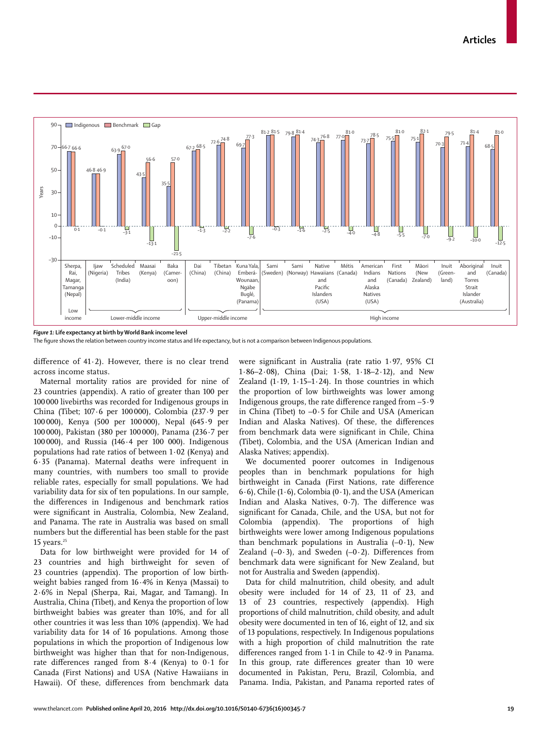*Figure 1:* **Life expectancy at birth by World Bank income level**

The figure shows the relation between country income status and life expectancy, but is not a comparison between Indigenous populations.

difference of 41·2). However, there is no clear trend across income status.

Maternal mortality ratios are provided for nine of 23 countries (appendix). A ratio of greater than 100 per 100 000 livebirths was recorded for Indigenous groups in China (Tibet; 107·6 per 100 000), Colombia (237·9 per 100 000), Kenya (500 per 100 000), Nepal (645·9 per 100 000), Pakistan (380 per 100 000), Panama (236·7 per 100 000), and Russia (146·4 per 100 000). Indigenous populations had rate ratios of between 1·02 (Kenya) and 6·35 (Panama). Maternal deaths were infrequent in many countries, with numbers too small to provide reliable rates, especially for small populations. We had variability data for six of ten populations. In our sample, the differences in Indigenous and benchmark ratios were significant in Australia, Colombia, New Zealand, and Panama. The rate in Australia was based on small numbers but the differential has been stable for the past 15 years.[25]

Data for low birthweight were provided for 14 of 23 countries and high birthweight for seven of 23 countries (appendix). The proportion of low birthweight babies ranged from 16·4% in Kenya (Massai) to 2·6% in Nepal (Sherpa, Rai, Magar, and Tamang). In Australia, China (Tibet), and Kenya the proportion of low birthweight babies was greater than 10%, and for all other countries it was less than 10% (appendix). We had variability data for 14 of 16 populations. Among those populations in which the proportion of Indigenous low birthweight was higher than that for non-Indigenous, rate differences ranged from 8·4 (Kenya) to 0·1 for Canada (First Nations) and USA (Native Hawaiians in Hawaii). Of these, differences from benchmark data were significant in Australia (rate ratio 1·97, 95% CI 1·86–2·08), China (Dai; 1·58, 1·18–2·12), and New Zealand (1·19, 1·15–1·24). In those countries in which the proportion of low birthweights was lower among Indigenous groups, the rate difference ranged from –5·9 in China (Tibet) to –0·5 for Chile and USA (American Indian and Alaska Natives). Of these, the differences from benchmark data were significant in Chile, China (Tibet), Colombia, and the USA (American Indian and Alaska Natives; appendix).

We documented poorer outcomes in Indigenous peoples than in benchmark populations for high birthweight in Canada (First Nations, rate difference 6·6), Chile (1·6), Colombia (0·1), and the USA (American Indian and Alaska Natives, 0·7). The difference was significant for Canada, Chile, and the USA, but not for Colombia (appendix). The proportions of high birthweights were lower among Indigenous populations than benchmark populations in Australia (–0·1), New Zealand (–0·3), and Sweden (–0·2). Differences from benchmark data were significant for New Zealand, but not for Australia and Sweden (appendix).

Data for child malnutrition, child obesity, and adult obesity were included for 14 of 23, 11 of 23, and 13 of 23 countries, respectively (appendix). High proportions of child malnutrition, child obesity, and adult obesity were documented in ten of 16, eight of 12, and six of 13 populations, respectively. In Indigenous populations with a high proportion of child malnutrition the rate differences ranged from 1·1 in Chile to 42·9 in Panama. In this group, rate differences greater than 10 were documented in Pakistan, Peru, Brazil, Colombia, and Panama. India, Pakistan, and Panama reported rates of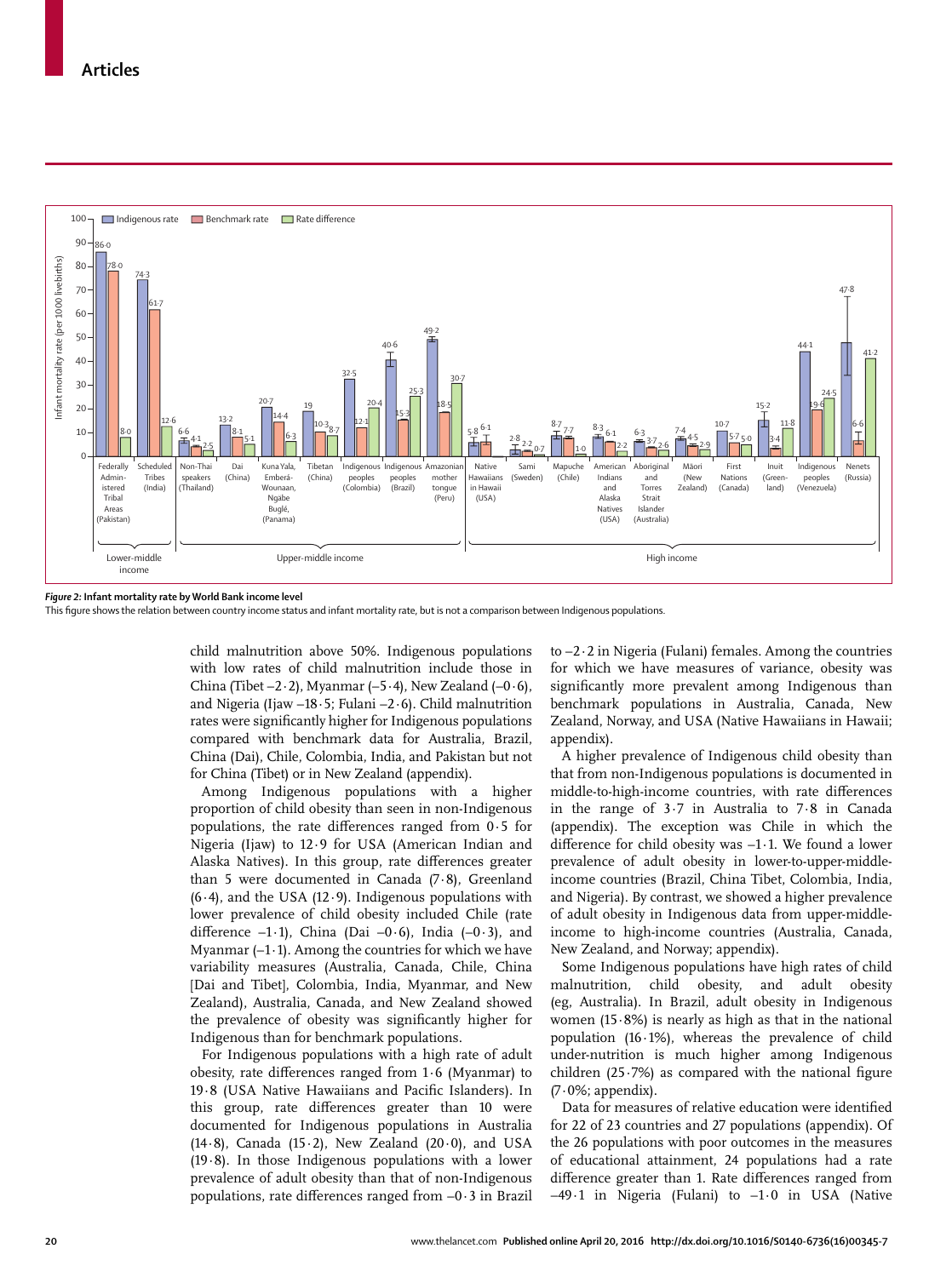**Figure 2: Infant mortality rate by World Bank income level**

This figure shows the relation between country income status and infant mortality rate, but is not a comparison between Indigenous populations.

child malnutrition above 50%. Indigenous populations with low rates of child malnutrition include those in China (Tibet –2·2), Myanmar (–5·4), New Zealand (–0·6), and Nigeria (Ijaw –18·5; Fulani –2·6). Child malnutrition rates were significantly higher for Indigenous populations compared with benchmark data for Australia, Brazil, China (Dai), Chile, Colombia, India, and Pakistan but not for China (Tibet) or in New Zealand (appendix).

Among Indigenous populations with a higher proportion of child obesity than seen in non-Indigenous populations, the rate differences ranged from 0·5 for Nigeria (Ijaw) to 12·9 for USA (American Indian and Alaska Natives). In this group, rate differences greater than 5 were documented in Canada (7·8), Greenland (6·4), and the USA (12·9). Indigenous populations with lower prevalence of child obesity included Chile (rate difference –1·1), China (Dai –0·6), India (–0·3), and Myanmar (–1·1). Among the countries for which we have variability measures (Australia, Canada, Chile, China [Dai and Tibet], Colombia, India, Myanmar, and New Zealand), Australia, Canada, and New Zealand showed the prevalence of obesity was significantly higher for Indigenous than for benchmark populations.

For Indigenous populations with a high rate of adult obesity, rate differences ranged from 1·6 (Myanmar) to 19·8 (USA Native Hawaiians and Pacific Islanders). In this group, rate differences greater than 10 were documented for Indigenous populations in Australia (14·8), Canada (15·2), New Zealand (20·0), and USA (19·8). In those Indigenous populations with a lower prevalence of adult obesity than that of non-Indigenous populations, rate differences ranged from –0·3 in Brazil to –2·2 in Nigeria (Fulani) females. Among the countries for which we have measures of variance, obesity was significantly more prevalent among Indigenous than benchmark populations in Australia, Canada, New Zealand, Norway, and USA (Native Hawaiians in Hawaii; appendix).

A higher prevalence of Indigenous child obesity than that from non-Indigenous populations is documented in middle-to-high-income countries, with rate differences in the range of 3·7 in Australia to 7·8 in Canada (appendix). The exception was Chile in which the difference for child obesity was –1·1. We found a lower prevalence of adult obesity in lower-to-upper-middle-income countries (Brazil, China Tibet, Colombia, India, and Nigeria). By contrast, we showed a higher prevalence of adult obesity in Indigenous data from upper-middle-income to high-income countries (Australia, Canada, New Zealand, and Norway; appendix).

Some Indigenous populations have high rates of child malnutrition, child obesity, and adult obesity (eg, Australia). In Brazil, adult obesity in Indigenous women (15·8%) is nearly as high as that in the national population (16·1%), whereas the prevalence of child under-nutrition is much higher among Indigenous children (25·7%) as compared with the national figure (7·0%; appendix).

Data for measures of relative education were identified for 22 of 23 countries and 27 populations (appendix). Of the 26 populations with poor outcomes in the measures of educational attainment, 24 populations had a rate difference greater than 1. Rate differences ranged from –49·1 in Nigeria (Fulani) to –1·0 in USA (Native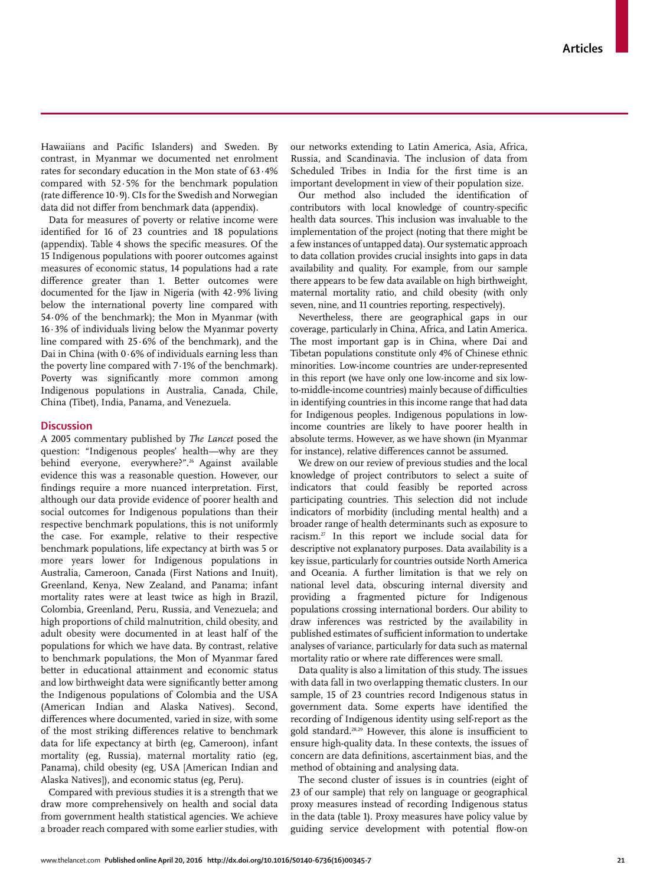Hawaiians and Pacific Islanders) and Sweden. By contrast, in Myanmar we documented net enrolment rates for secondary education in the Mon state of 63·4% compared with 52·5% for the benchmark population (rate difference 10·9). CIs for the Swedish and Norwegian data did not differ from benchmark data (appendix).

Data for measures of poverty or relative income were identified for 16 of 23 countries and 18 populations (appendix). Table 4 shows the specific measures. Of the 15 Indigenous populations with poorer outcomes against measures of economic status, 14 populations had a rate difference greater than 1. Better outcomes were documented for the Ijaw in Nigeria (with 42·9% living below the international poverty line compared with 54·0% of the benchmark); the Mon in Myanmar (with 16·3% of individuals living below the Myanmar poverty line compared with 25·6% of the benchmark), and the Dai in China (with 0·6% of individuals earning less than the poverty line compared with 7·1% of the benchmark). Poverty was significantly more common among Indigenous populations in Australia, Canada, Chile, China (Tibet), India, Panama, and Venezuela.

## Discussion

A 2005 commentary published by *The Lancet* posed the question: "Indigenous peoples' health—why are they behind everyone, everywhere?".[26] Against available evidence this was a reasonable question. However, our findings require a more nuanced interpretation. First, although our data provide evidence of poorer health and social outcomes for Indigenous populations than their respective benchmark populations, this is not uniformly the case. For example, relative to their respective benchmark populations, life expectancy at birth was 5 or more years lower for Indigenous populations in Australia, Cameroon, Canada (First Nations and Inuit), Greenland, Kenya, New Zealand, and Panama; infant mortality rates were at least twice as high in Brazil, Colombia, Greenland, Peru, Russia, and Venezuela; and high proportions of child malnutrition, child obesity, and adult obesity were documented in at least half of the populations for which we have data. By contrast, relative to benchmark populations, the Mon of Myanmar fared better in educational attainment and economic status and low birthweight data were significantly better among the Indigenous populations of Colombia and the USA (American Indian and Alaska Natives). Second, differences where documented, varied in size, with some of the most striking differences relative to benchmark data for life expectancy at birth (eg, Cameroon), infant mortality (eg, Russia), maternal mortality ratio (eg, Panama), child obesity (eg, USA [American Indian and Alaska Natives]), and economic status (eg, Peru).

Compared with previous studies it is a strength that we draw more comprehensively on health and social data from government health statistical agencies. We achieve a broader reach compared with some earlier studies, with our networks extending to Latin America, Asia, Africa, Russia, and Scandinavia. The inclusion of data from Scheduled Tribes in India for the first time is an important development in view of their population size.

Our method also included the identification of contributors with local knowledge of country-specific health data sources. This inclusion was invaluable to the implementation of the project (noting that there might be a few instances of untapped data). Our systematic approach to data collation provides crucial insights into gaps in data availability and quality. For example, from our sample there appears to be few data available on high birthweight, maternal mortality ratio, and child obesity (with only seven, nine, and 11 countries reporting, respectively).

Nevertheless, there are geographical gaps in our coverage, particularly in China, Africa, and Latin America. The most important gap is in China, where Dai and Tibetan populations constitute only 4% of Chinese ethnic minorities. Low-income countries are under-represented in this report (we have only one low-income and six low-to-middle-income countries) mainly because of difficulties in identifying countries in this income range that had data for Indigenous peoples. Indigenous populations in low-income countries are likely to have poorer health in absolute terms. However, as we have shown (in Myanmar for instance), relative differences cannot be assumed.

We drew on our review of previous studies and the local knowledge of project contributors to select a suite of indicators that could feasibly be reported across participating countries. This selection did not include indicators of morbidity (including mental health) and a broader range of health determinants such as exposure to racism.[27] In this report we include social data for descriptive not explanatory purposes. Data availability is a key issue, particularly for countries outside North America and Oceania. A further limitation is that we rely on national level data, obscuring internal diversity and providing a fragmented picture for Indigenous populations crossing international borders. Our ability to draw inferences was restricted by the availability in published estimates of sufficient information to undertake analyses of variance, particularly for data such as maternal mortality ratio or where rate differences were small.

Data quality is also a limitation of this study. The issues with data fall in two overlapping thematic clusters. In our sample, 15 of 23 countries record Indigenous status in government data. Some experts have identified the recording of Indigenous identity using self-report as the gold standard.[28,29] However, this alone is insufficient to ensure high-quality data. In these contexts, the issues of concern are data definitions, ascertainment bias, and the method of obtaining and analysing data.

The second cluster of issues is in countries (eight of 23 of our sample) that rely on language or geographical proxy measures instead of recording Indigenous status in the data (table 1). Proxy measures have policy value by guiding service development with potential flow-on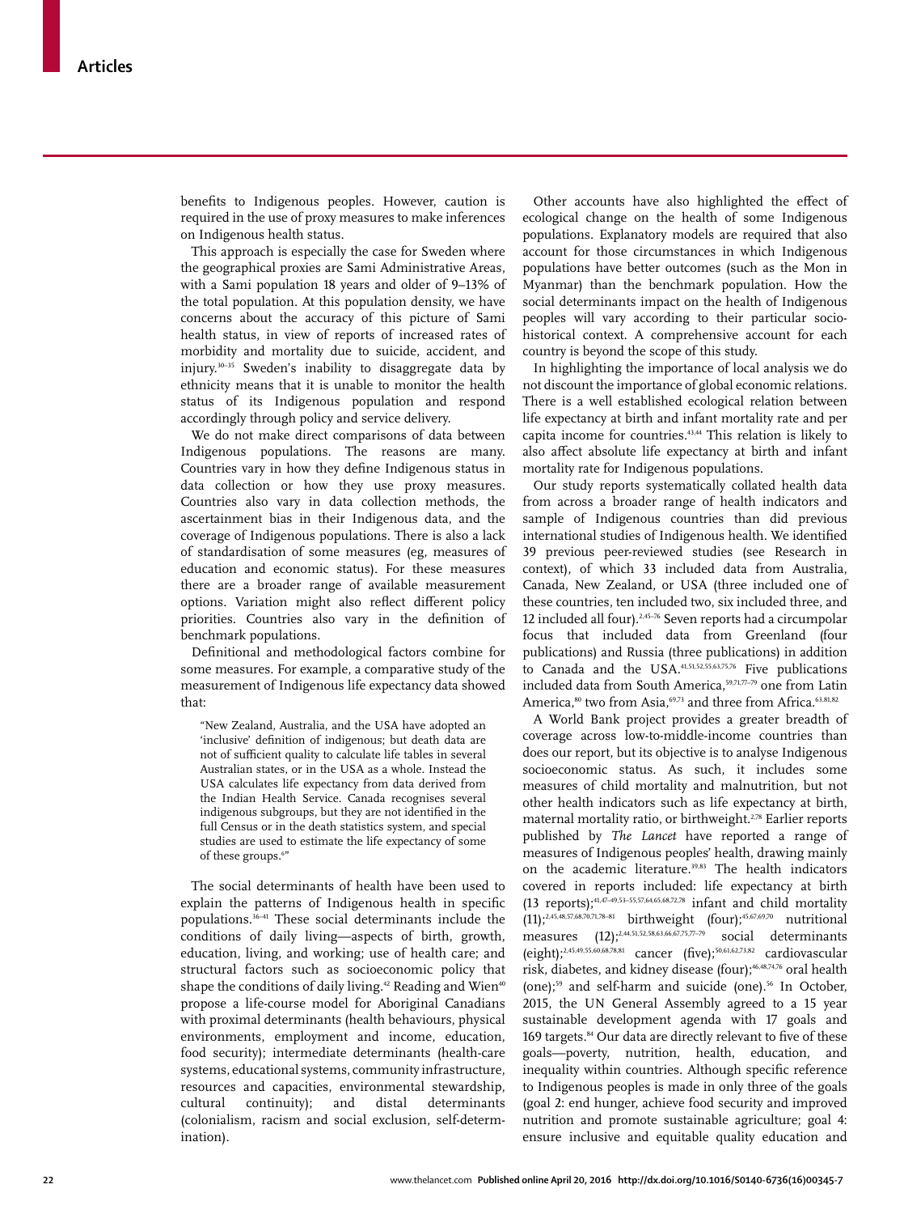benefits to Indigenous peoples. However, caution is required in the use of proxy measures to make inferences on Indigenous health status.

This approach is especially the case for Sweden where the geographical proxies are Sami Administrative Areas, with a Sami population 18 years and older of 9–13% of the total population. At this population density, we have concerns about the accuracy of this picture of Sami health status, in view of reports of increased rates of morbidity and mortality due to suicide, accident, and injury.[30–35] Sweden's inability to disaggregate data by ethnicity means that it is unable to monitor the health status of its Indigenous population and respond accordingly through policy and service delivery.

We do not make direct comparisons of data between Indigenous populations. The reasons are many. Countries vary in how they define Indigenous status in data collection or how they use proxy measures. Countries also vary in data collection methods, the ascertainment bias in their Indigenous data, and the coverage of Indigenous populations. There is also a lack of standardisation of some measures (eg, measures of education and economic status). For these measures there are a broader range of available measurement options. Variation might also reflect different policy priorities. Countries also vary in the definition of benchmark populations.

Definitional and methodological factors combine for some measures. For example, a comparative study of the measurement of Indigenous life expectancy data showed that:

> "New Zealand, Australia, and the USA have adopted an 'inclusive' definition of indigenous; but death data are not of sufficient quality to calculate life tables in several Australian states, or in the USA as a whole. Instead the USA calculates life expectancy from data derived from the Indian Health Service. Canada recognises several indigenous subgroups, but they are not identified in the full Census or in the death statistics system, and special studies are used to estimate the life expectancy of some of these groups.[6]"

The social determinants of health have been used to explain the patterns of Indigenous health in specific populations.[36–41] These social determinants include the conditions of daily living—aspects of birth, growth, education, living, and working; use of health care; and structural factors such as socioeconomic policy that shape the conditions of daily living.[42] Reading and Wien[40] propose a life-course model for Aboriginal Canadians with proximal determinants (health behaviours, physical environments, employment and income, education, food security); intermediate determinants (health-care systems, educational systems, community infrastructure, resources and capacities, environmental stewardship, cultural continuity); and distal determinants (colonialism, racism and social exclusion, self-determination).

Other accounts have also highlighted the effect of ecological change on the health of some Indigenous populations. Explanatory models are required that also account for those circumstances in which Indigenous populations have better outcomes (such as the Mon in Myanmar) than the benchmark population. How the social determinants impact on the health of Indigenous peoples will vary according to their particular socio-historical context. A comprehensive account for each country is beyond the scope of this study.

In highlighting the importance of local analysis we do not discount the importance of global economic relations. There is a well established ecological relation between life expectancy at birth and infant mortality rate and per capita income for countries.[43,44] This relation is likely to also affect absolute life expectancy at birth and infant mortality rate for Indigenous populations.

Our study reports systematically collated health data from across a broader range of health indicators and sample of Indigenous countries than did previous international studies of Indigenous health. We identified 39 previous peer-reviewed studies (see Research in context), of which 33 included data from Australia, Canada, New Zealand, or USA (three included one of these countries, ten included two, six included three, and 12 included all four).[2,45–76] Seven reports had a circumpolar focus that included data from Greenland (four publications) and Russia (three publications) in addition to Canada and the USA.[41,51,52,55,63,75,76] Five publications included data from South America,[59,71,77–79] one from Latin America,[80] two from Asia,[69,73] and three from Africa.[63,81,82]

A World Bank project provides a greater breadth of coverage across low-to-middle-income countries than does our report, but its objective is to analyse Indigenous socioeconomic status. As such, it includes some measures of child mortality and malnutrition, but not other health indicators such as life expectancy at birth, maternal mortality ratio, or birthweight.[2,78] Earlier reports published by *The Lancet* have reported a range of measures of Indigenous peoples' health, drawing mainly on the academic literature.[39,83] The health indicators covered in reports included: life expectancy at birth (13 reports);[41,47–49,53–55,57,64,65,68,72,78] infant and child mortality (11);[2,45,48,57,68,70,71,78–81] birthweight (four);[45,67,69,70] nutritional measures (12);[2,44,51,52,58,63,66,67,75,77–79] social determinants (eight);[2,45,49,55,60,68,78,81] cancer (five);[50,61,62,73,82] cardiovascular risk, diabetes, and kidney disease (four);[46,48,74,76] oral health (one);[59] and self-harm and suicide (one).[56] In October, 2015, the UN General Assembly agreed to a 15 year sustainable development agenda with 17 goals and 169 targets.[84] Our data are directly relevant to five of these goals—poverty, nutrition, health, education, and inequality within countries. Although specific reference to Indigenous peoples is made in only three of the goals (goal 2: end hunger, achieve food security and improved nutrition and promote sustainable agriculture; goal 4: ensure inclusive and equitable quality education and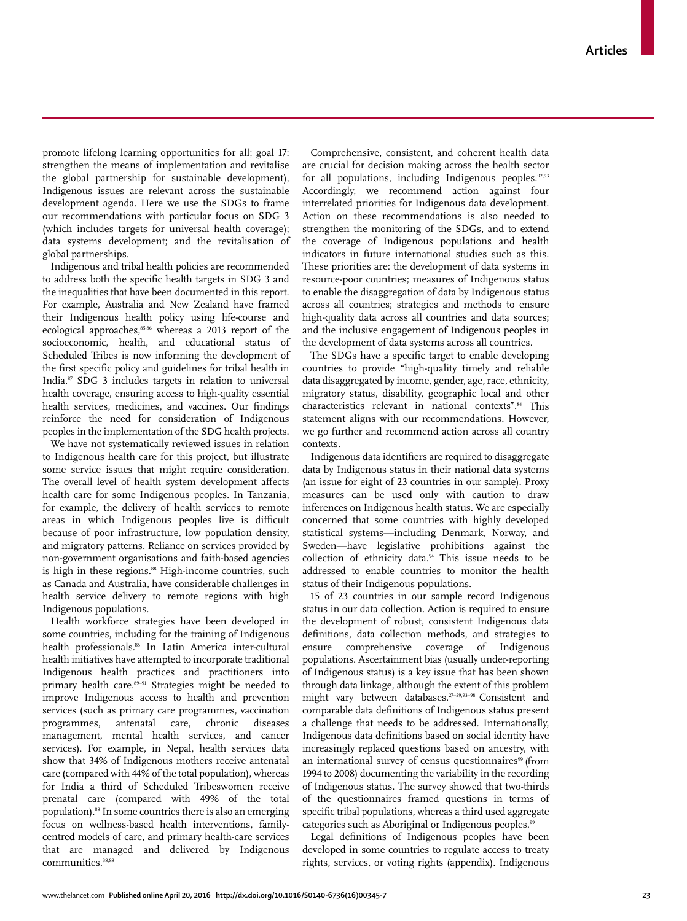promote lifelong learning opportunities for all; goal 17: strengthen the means of implementation and revitalise the global partnership for sustainable development), Indigenous issues are relevant across the sustainable development agenda. Here we use the SDGs to frame our recommendations with particular focus on SDG 3 (which includes targets for universal health coverage); data systems development; and the revitalisation of global partnerships.

Indigenous and tribal health policies are recommended to address both the specific health targets in SDG 3 and the inequalities that have been documented in this report. For example, Australia and New Zealand have framed their Indigenous health policy using life-course and ecological approaches,[85,86] whereas a 2013 report of the socioeconomic, health, and educational status of Scheduled Tribes is now informing the development of the first specific policy and guidelines for tribal health in India.[87] SDG 3 includes targets in relation to universal health coverage, ensuring access to high-quality essential health services, medicines, and vaccines. Our findings reinforce the need for consideration of Indigenous peoples in the implementation of the SDG health projects.

We have not systematically reviewed issues in relation to Indigenous health care for this project, but illustrate some service issues that might require consideration. The overall level of health system development affects health care for some Indigenous peoples. In Tanzania, for example, the delivery of health services to remote areas in which Indigenous peoples live is difficult because of poor infrastructure, low population density, and migratory patterns. Reliance on services provided by non-government organisations and faith-based agencies is high in these regions.[88] High-income countries, such as Canada and Australia, have considerable challenges in health service delivery to remote regions with high Indigenous populations.

Health workforce strategies have been developed in some countries, including for the training of Indigenous health professionals.[85] In Latin America inter-cultural health initiatives have attempted to incorporate traditional Indigenous health practices and practitioners into primary health care.[89–91] Strategies might be needed to improve Indigenous access to health and prevention services (such as primary care programmes, vaccination programmes, antenatal care, chronic diseases management, mental health services, and cancer services). For example, in Nepal, health services data show that 34% of Indigenous mothers receive antenatal care (compared with 44% of the total population), whereas for India a third of Scheduled Tribeswomen receive prenatal care (compared with 49% of the total population).[88] In some countries there is also an emerging focus on wellness-based health interventions, family-centred models of care, and primary health-care services that are managed and delivered by Indigenous communities.[38,88]

Comprehensive, consistent, and coherent health data are crucial for decision making across the health sector for all populations, including Indigenous peoples.[92,93] Accordingly, we recommend action against four interrelated priorities for Indigenous data development. Action on these recommendations is also needed to strengthen the monitoring of the SDGs, and to extend the coverage of Indigenous populations and health indicators in future international studies such as this. These priorities are: the development of data systems in resource-poor countries; measures of Indigenous status to enable the disaggregation of data by Indigenous status across all countries; strategies and methods to ensure high-quality data across all countries and data sources; and the inclusive engagement of Indigenous peoples in the development of data systems across all countries.

The SDGs have a specific target to enable developing countries to provide "high-quality timely and reliable data disaggregated by income, gender, age, race, ethnicity, migratory status, disability, geographic local and other characteristics relevant in national contexts".[84] This statement aligns with our recommendations. However, we go further and recommend action across all country contexts.

Indigenous data identifiers are required to disaggregate data by Indigenous status in their national data systems (an issue for eight of 23 countries in our sample). Proxy measures can be used only with caution to draw inferences on Indigenous health status. We are especially concerned that some countries with highly developed statistical systems—including Denmark, Norway, and Sweden—have legislative prohibitions against the collection of ethnicity data.[94] This issue needs to be addressed to enable countries to monitor the health status of their Indigenous populations.

15 of 23 countries in our sample record Indigenous status in our data collection. Action is required to ensure the development of robust, consistent Indigenous data definitions, data collection methods, and strategies to ensure comprehensive coverage of Indigenous populations. Ascertainment bias (usually under-reporting of Indigenous status) is a key issue that has been shown through data linkage, although the extent of this problem might vary between databases.[27–29,93–98] Consistent and comparable data definitions of Indigenous status present a challenge that needs to be addressed. Internationally, Indigenous data definitions based on social identity have increasingly replaced questions based on ancestry, with an international survey of census questionnaires[99] (from 1994 to 2008) documenting the variability in the recording of Indigenous status. The survey showed that two-thirds of the questionnaires framed questions in terms of specific tribal populations, whereas a third used aggregate categories such as Aboriginal or Indigenous peoples.[99]

Legal definitions of Indigenous peoples have been developed in some countries to regulate access to treaty rights, services, or voting rights (appendix). Indigenous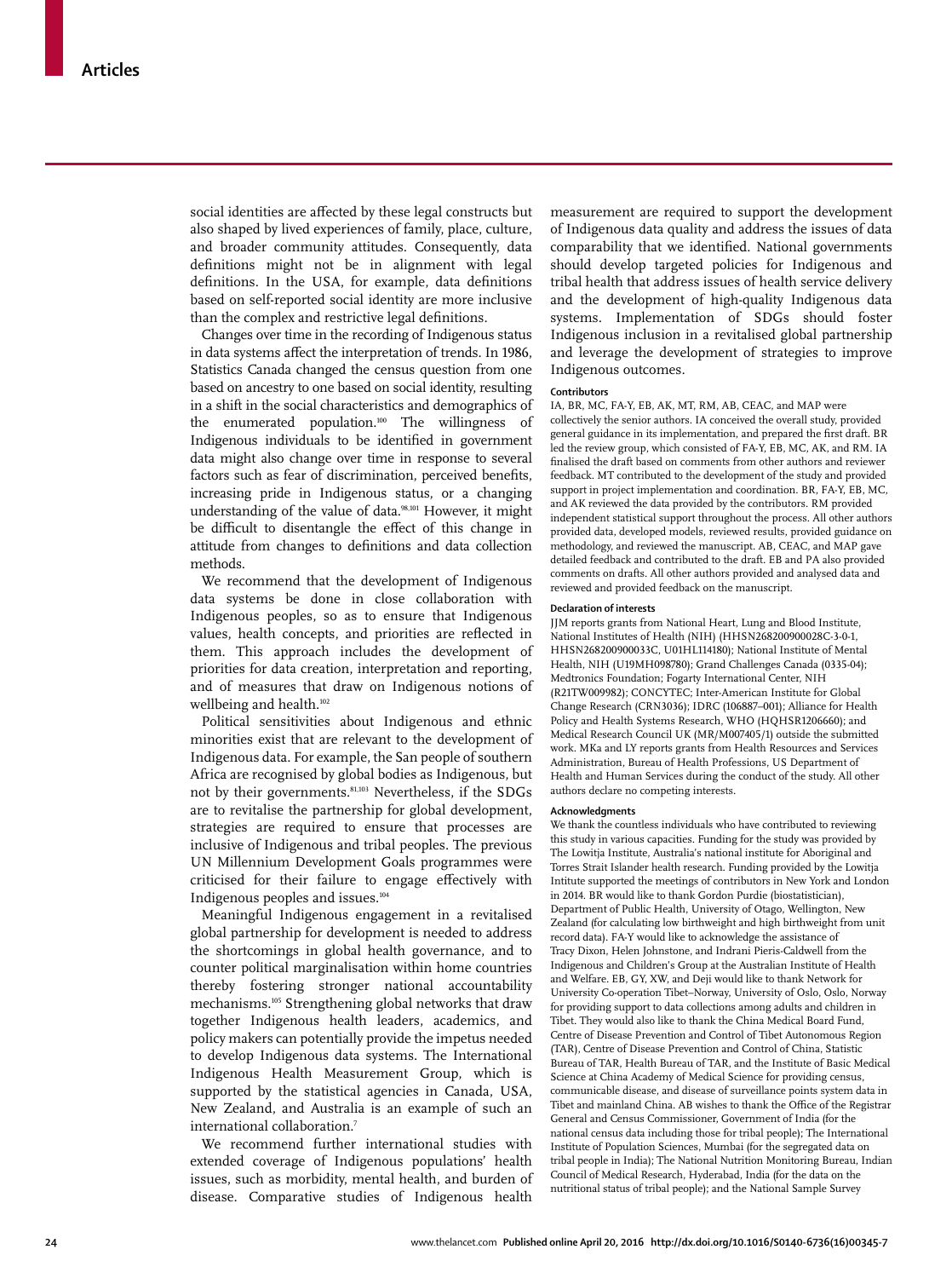social identities are affected by these legal constructs but also shaped by lived experiences of family, place, culture, and broader community attitudes. Consequently, data definitions might not be in alignment with legal definitions. In the USA, for example, data definitions based on self-reported social identity are more inclusive than the complex and restrictive legal definitions.

Changes over time in the recording of Indigenous status in data systems affect the interpretation of trends. In 1986, Statistics Canada changed the census question from one based on ancestry to one based on social identity, resulting in a shift in the social characteristics and demographics of the enumerated population.[100] The willingness of Indigenous individuals to be identified in government data might also change over time in response to several factors such as fear of discrimination, perceived benefits, increasing pride in Indigenous status, or a changing understanding of the value of data.[98,101] However, it might be difficult to disentangle the effect of this change in attitude from changes to definitions and data collection methods.

We recommend that the development of Indigenous data systems be done in close collaboration with Indigenous peoples, so as to ensure that Indigenous values, health concepts, and priorities are reflected in them. This approach includes the development of priorities for data creation, interpretation and reporting, and of measures that draw on Indigenous notions of wellbeing and health.[102]

Political sensitivities about Indigenous and ethnic minorities exist that are relevant to the development of Indigenous data. For example, the San people of southern Africa are recognised by global bodies as Indigenous, but not by their governments.[81,103] Nevertheless, if the SDGs are to revitalise the partnership for global development, strategies are required to ensure that processes are inclusive of Indigenous and tribal peoples. The previous UN Millennium Development Goals programmes were criticised for their failure to engage effectively with Indigenous peoples and issues.[104]

Meaningful Indigenous engagement in a revitalised global partnership for development is needed to address the shortcomings in global health governance, and to counter political marginalisation within home countries thereby fostering stronger national accountability mechanisms.[105] Strengthening global networks that draw together Indigenous health leaders, academics, and policy makers can potentially provide the impetus needed to develop Indigenous data systems. The International Indigenous Health Measurement Group, which is supported by the statistical agencies in Canada, USA, New Zealand, and Australia is an example of such an international collaboration.[7]

We recommend further international studies with extended coverage of Indigenous populations' health issues, such as morbidity, mental health, and burden of disease. Comparative studies of Indigenous health measurement are required to support the development of Indigenous data quality and address the issues of data comparability that we identified. National governments should develop targeted policies for Indigenous and tribal health that address issues of health service delivery and the development of high-quality Indigenous data systems. Implementation of SDGs should foster Indigenous inclusion in a revitalised global partnership and leverage the development of strategies to improve Indigenous outcomes.

#### Contributors

IA, BR, MC, FA-Y, EB, AK, MT, RM, AB, CEAC, and MAP were collectively the senior authors. IA conceived the overall study, provided general guidance in its implementation, and prepared the first draft. BR led the review group, which consisted of FA-Y, EB, MC, AK, and RM. IA finalised the draft based on comments from other authors and reviewer feedback. MT contributed to the development of the study and provided support in project implementation and coordination. BR, FA-Y, EB, MC, and AK reviewed the data provided by the contributors. RM provided independent statistical support throughout the process. All other authors provided data, developed models, reviewed results, provided guidance on methodology, and reviewed the manuscript. AB, CEAC, and MAP gave detailed feedback and contributed to the draft. EB and PA also provided comments on drafts. All other authors provided and analysed data and reviewed and provided feedback on the manuscript.

#### Declaration of interests

JJM reports grants from National Heart, Lung and Blood Institute, National Institutes of Health (NIH) (HHSN268200900028C-3-0-1, HHSN268200900033C, U01HL114180); National Institute of Mental Health, NIH (U19MH098780); Grand Challenges Canada (0335-04); Medtronics Foundation; Fogarty International Center, NIH (R21TW009982); CONCYTEC; Inter-American Institute for Global Change Research (CRN3036); IDRC (106887–001); Alliance for Health Policy and Health Systems Research, WHO (HQHSR1206660); and Medical Research Council UK (MR/M007405/1) outside the submitted work. MKa and LY reports grants from Health Resources and Services Administration, Bureau of Health Professions, US Department of Health and Human Services during the conduct of the study. All other authors declare no competing interests.

#### Acknowledgments

We thank the countless individuals who have contributed to reviewing this study in various capacities. Funding for the study was provided by The Lowitja Institute, Australia's national institute for Aboriginal and Torres Strait Islander health research. Funding provided by the Lowitja Intitute supported the meetings of contributors in New York and London in 2014. BR would like to thank Gordon Purdie (biostatistician), Department of Public Health, University of Otago, Wellington, New Zealand (for calculating low birthweight and high birthweight from unit record data). FA-Y would like to acknowledge the assistance of Tracy Dixon, Helen Johnstone, and Indrani Pieris-Caldwell from the Indigenous and Children's Group at the Australian Institute of Health and Welfare. EB, GY, XW, and Deji would like to thank Network for University Co-operation Tibet–Norway, University of Oslo, Oslo, Norway for providing support to data collections among adults and children in Tibet. They would also like to thank the China Medical Board Fund, Centre of Disease Prevention and Control of Tibet Autonomous Region (TAR), Centre of Disease Prevention and Control of China, Statistic Bureau of TAR, Health Bureau of TAR, and the Institute of Basic Medical Science at China Academy of Medical Science for providing census, communicable disease, and disease of surveillance points system data in Tibet and mainland China. AB wishes to thank the Office of the Registrar General and Census Commissioner, Government of India (for the national census data including those for tribal people); The International Institute of Population Sciences, Mumbai (for the segregated data on tribal people in India); The National Nutrition Monitoring Bureau, Indian Council of Medical Research, Hyderabad, India (for the data on the nutritional status of tribal people); and the National Sample Survey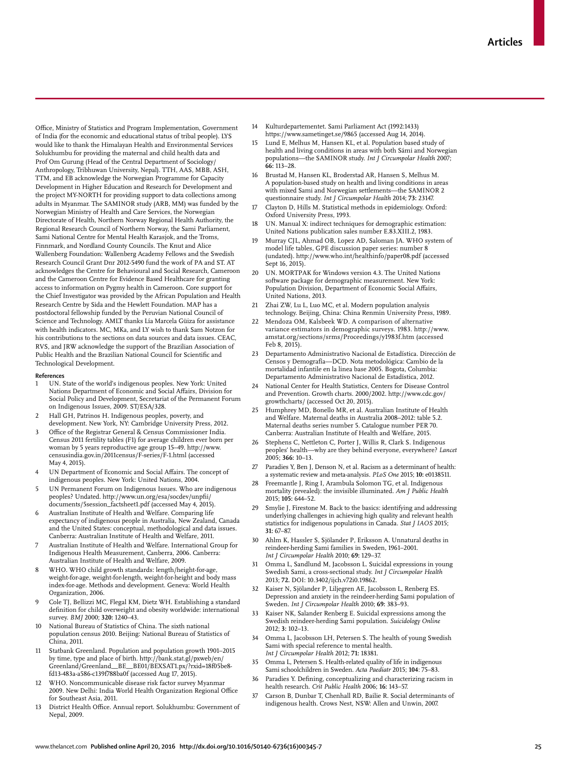Office, Ministry of Statistics and Program Implementation, Government of India (for the economic and educational status of tribal people). LYS would like to thank the Himalayan Health and Environmental Services Solukhumbu for providing the maternal and child health data and Prof Om Gurung (Head of the Central Department of Sociology/Anthropology, Tribhuwan University, Nepal). TTH, AAS, MBB, ASH, TTM, and EB acknowledge the Norwegian Programme for Capacity Development in Higher Education and Research for Development and the project MY-NORTH for providing support to data collections among adults in Myanmar. The SAMINOR study (ARB, MM) was funded by the Norwegian Ministry of Health and Care Services, the Norwegian Directorate of Health, Northern Norway Regional Health Authority, the Regional Research Council of Northern Norway, the Sami Parliament, Sami National Centre for Mental Health Karasjok, and the Troms, Finnmark, and Nordland County Councils. The Knut and Alice Wallenberg Foundation: Wallenberg Academy Fellows and the Swedish Research Council Grant Dnr 2012-5490 fund the work of PA and ST. AT acknowledges the Centre for Behavioural and Social Research, Cameroon and the Cameroon Centre for Evidence Based Healthcare for granting access to information on Pygmy health in Cameroon. Core support for the Chief Investigator was provided by the African Population and Health Research Centre by Sida and the Hewlett Foundation. MAP has a postdoctoral fellowship funded by the Peruvian National Council of Science and Technology. AMLT thanks Lía Marcela Güiza for assistance with health indicators. MC, MKa, and LY wish to thank Sam Notzon for his contributions to the sections on data sources and data issues. CEAC, RVS, and JRW acknowledge the support of the Brazilian Association of Public Health and the Brazilian National Council for Scientific and Technological Development.

**References**

1. UN. State of the world's indigenous peoples. New York: United Nations Department of Economic and Social Affairs, Division for Social Policy and Development, Secretariat of the Permanent Forum on Indigenous Issues, 2009. ST/ESA/328.
2. Hall GH, Patrinos H. Indigenous peoples, poverty, and development. New York, NY: Cambridge University Press, 2012.
3. Office of the Registrar General & Census Commissioner India. Census 2011 fertility tables (F1) for average children ever born per woman by 5 years reproductive age group 15–49. http://www.censusindia.gov.in/2011census/F-series/F-1.html (accessed May 4, 2015).
4. UN Department of Economic and Social Affairs. The concept of indigenous peoples. New York: United Nations, 2004.
5. UN Permanent Forum on Indigenous Issues. Who are indigenous peoples? Undated. http://www.un.org/esa/socdev/unpfii/documents/5session_factsheet1.pdf (accessed May 4, 2015).
6. Australian Institute of Health and Welfare. Comparing life expectancy of indigenous people in Australia, New Zealand, Canada and the United States: conceptual, methodological and data issues. Canberra: Australian Institute of Health and Welfare, 2011.
7. Australian Institute of Health and Welfare. International Group for Indigenous Health Measurement, Canberra, 2006. Canberra: Australian Institute of Health and Welfare, 2009.
8. WHO. WHO child growth standards: length/height-for-age, weight-for-age, weight-for-length, weight-for-height and body mass index-for-age. Methods and development. Geneva: World Health Organization, 2006.
9. Cole TJ, Bellizzi MC, Flegal KM, Dietz WH. Establishing a standard definition for child overweight and obesity worldwide: international survey. *BMJ* 2000; **320:** 1240–43.
10. National Bureau of Statistics of China. The sixth national population census 2010. Beijing: National Bureau of Statistics of China, 2011.
11. Statbank Greenland. Population and population growth 1901–2015 by time, type and place of birth. http://bank.stat.gl/pxweb/en/Greenland/Greenland__BE__BE01/BEXSAT1.px/?rxid=18f05be8-fd13-483a-a586-c139f788ba0f (accessed Aug 17, 2015).
12. WHO. Noncommunicable disease risk factor survey Myanmar 2009. New Delhi: India World Health Organization Regional Office for Southeast Asia, 2011.
13. District Health Office. Annual report. Solukhumbu: Government of Nepal, 2009.
14. Kulturdepartementet. Sami Parliament Act (1992:1433) https://www.sametinget.se/9865 (accessed Aug 14, 2014).
15. Lund E, Melhus M, Hansen KL, et al. Population based study of health and living conditions in areas with both Sámi and Norwegian populations—the SAMINOR study. *Int J Circumpolar Health* 2007; **66:** 113–28.
16. Brustad M, Hansen KL, Broderstad AR, Hansen S, Melhus M. A population-based study on health and living conditions in areas with mixed Sami and Norwegian settlements—the SAMINOR 2 questionnaire study. *Int J Circumpolar Health* 2014; **73:** 23147.
17. Clayton D, Hills M. Statistical methods in epidemiology. Oxford: Oxford University Press, 1993.
18. UN. Manual X: indirect techniques for demographic estimation: United Nations publication sales number E.83.XIII.2, 1983.
19. Murray CJL, Ahmad OB, Lopez AD, Saloman JA. WHO system of model life tables, GPE discussion paper series: number 8 (undated). http://www.who.int/healthinfo/paper08.pdf (accessed Sept 16, 2015).
20. UN. MORTPAK for Windows version 4.3. The United Nations software package for demographic measurement. New York: Population Division, Department of Economic Social Affairs, United Nations, 2013.
21. Zhai ZW, Lu L, Luo MC, et al. Modern population analysis technology. Beijing, China: China Renmin University Press, 1989.
22. Mendoza OM, Kalsbeek WD. A comparison of alternative variance estimators in demographic surveys. 1983. http://www.amstat.org/sections/srms/Proceedings/y1983f.htm (accessed Feb 8, 2015).
23. Departamento Administrativo Nacional de Estadística. Dirección de Censos y Demografía—DCD. Nota metodológica: Cambio de la mortalidad infantile en la linea base 2005. Bogota, Columbia: Departamento Administrativo Nacional de Estadística, 2012.
24. National Center for Health Statistics, Centers for Disease Control and Prevention. Growth charts. 2000/2002. http://www.cdc.gov/growthcharts/ (accessed Oct 20, 2015).
25. Humphrey MD, Bonello MR, et al. Australian Institute of Health and Welfare. Maternal deaths in Australia 2008–2012: table 5.2. Maternal deaths series number 5. Catalogue number PER 70. Canberra: Australian Institute of Health and Welfare, 2015.
26. Stephens C, Nettleton C, Porter J, Willis R, Clark S. Indigenous peoples' health—why are they behind everyone, everywhere? *Lancet* 2005; **366:** 10–13.
27. Paradies Y, Ben J, Denson N, et al. Racism as a determinant of health: a systematic review and meta-analysis. *PLoS One* 2015; **10:** e0138511.
28. Freemantle J, Ring I, Arambula Solomon TG, et al. Indigenous mortality (revealed): the invisible illuminated. *Am J Public Health* 2015; **105:** 644–52.
29. Smylie J, Firestone M. Back to the basics: identifying and addressing underlying challenges in achieving high quality and relevant health statistics for indigenous populations in Canada. *Stat J IAOS* 2015; **31:** 67–87.
30. Ahlm K, Hassler S, Sjölander P, Eriksson A. Unnatural deaths in reindeer-herding Sami families in Sweden, 1961–2001. *Int J Circumpolar Health* 2010; **69:** 129–37.
31. Omma L, Sandlund M, Jacobsson L. Suicidal expressions in young Swedish Sami, a cross-sectional study. *Int J Circumpolar Health* 2013; **72.** DOI: 10.3402/ijch.v72i0.19862.
32. Kaiser N, Sjölander P, Liljegren AE, Jacobsson L, Renberg ES. Depression and anxiety in the reindeer-herding Sami population of Sweden. *Int J Circumpolar Health* 2010; **69:** 383–93.
33. Kaiser NK, Salander Renberg E. Suicidal expressions among the Swedish reindeer-herding Sami population. *Suicidology Online* 2012; **3:** 102–13.
34. Omma L, Jacobsson LH, Petersen S. The health of young Swedish Sami with special reference to mental health. *Int J Circumpolar Health* 2012; **71:** 18381.
35. Omma L, Petersen S. Health-related quality of life in indigenous Sami schoolchildren in Sweden. *Acta Paediatr* 2015; **104**: 75–83.
36. Paradies Y. Defining, conceptualizing and characterizing racism in health research. *Crit Public Health* 2006; **16:** 143–57.
37. Carson B, Dunbar T, Chenhall RD, Bailie R. Social determinants of indigenous health. Crows Nest, NSW: Allen and Unwin, 2007.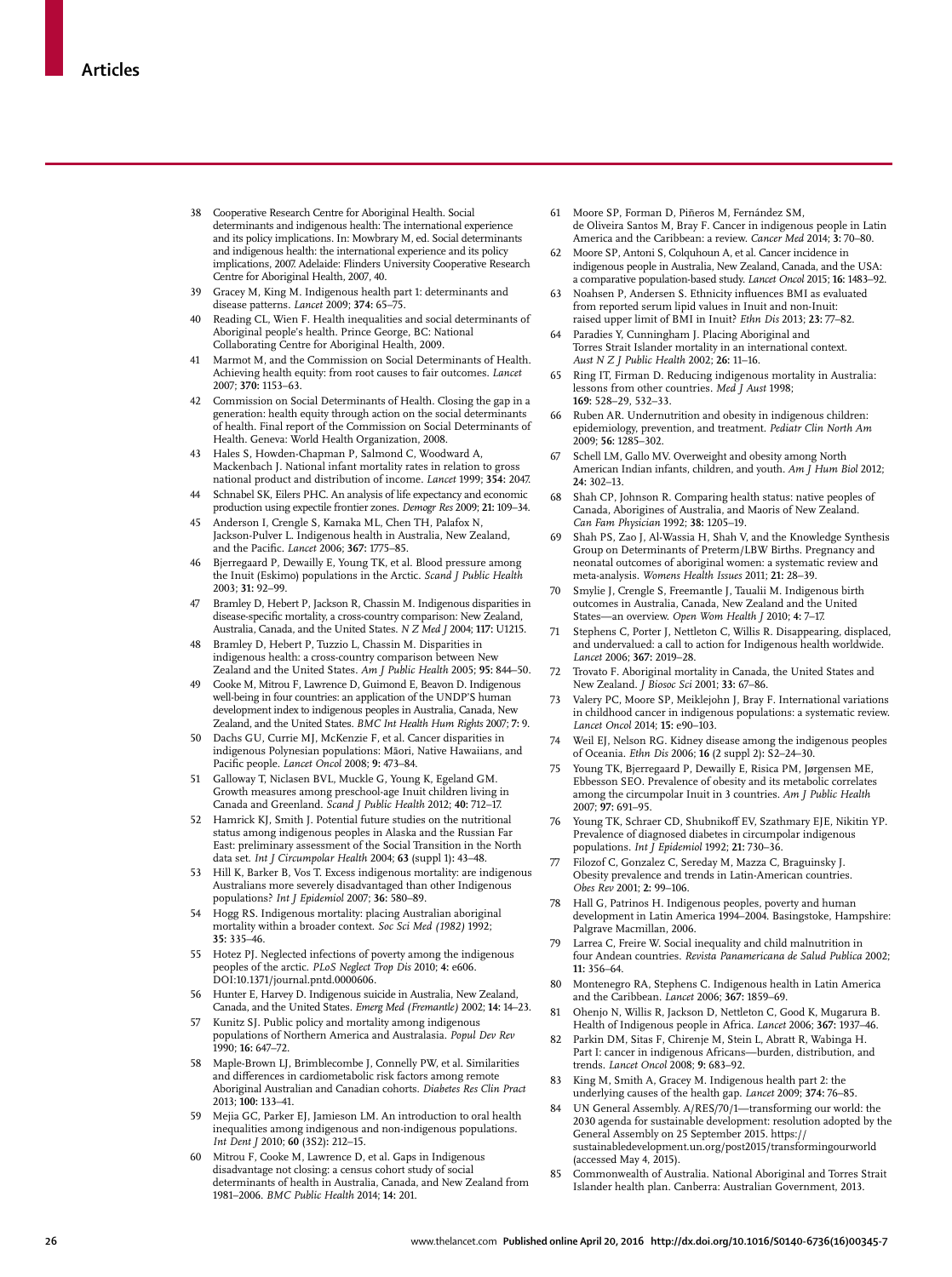38 Cooperative Research Centre for Aboriginal Health. Social determinants and indigenous health: The international experience and its policy implications. In: Mowbray M, ed. Social determinants and indigenous health: the international experience and its policy implications, 2007. Adelaide: Flinders University Cooperative Research Centre for Aboriginal Health, 2007, 40.

39 Gracey M, King M. Indigenous health part 1: determinants and disease patterns. *Lancet* 2009; **374:** 65–75.

40 Reading CL, Wien F. Health inequalities and social determinants of Aboriginal people's health. Prince George, BC: National Collaborating Centre for Aboriginal Health, 2009.

41 Marmot M, and the Commission on Social Determinants of Health. Achieving health equity: from root causes to fair outcomes. *Lancet* 2007; **370:** 1153–63.

42 Commission on Social Determinants of Health. Closing the gap in a generation: health equity through action on the social determinants of health. Final report of the Commission on Social Determinants of Health. Geneva: World Health Organization, 2008.

43 Hales S, Howden-Chapman P, Salmond C, Woodward A, Mackenbach J. National infant mortality rates in relation to gross national product and distribution of income. *Lancet* 1999; **354:** 2047.

44 Schnabel SK, Eilers PHC. An analysis of life expectancy and economic production using expectile frontier zones. *Demogr Res* 2009; **21:** 109–34.

45 Anderson I, Crengle S, Kamaka ML, Chen TH, Palafox N, Jackson-Pulver L. Indigenous health in Australia, New Zealand, and the Pacific. *Lancet* 2006; **367:** 1775–85.

46 Bjerregaard P, Dewailly E, Young TK, et al. Blood pressure among the Inuit (Eskimo) populations in the Arctic. *Scand J Public Health* 2003; **31:** 92–99.

47 Bramley D, Hebert P, Jackson R, Chassin M. Indigenous disparities in disease-specific mortality, a cross-country comparison: New Zealand, Australia, Canada, and the United States. *N Z Med J* 2004; **117:** U1215.

48 Bramley D, Hebert P, Tuzzio L, Chassin M. Disparities in indigenous health: a cross-country comparison between New Zealand and the United States. *Am J Public Health* 2005; **95:** 844–50.

49 Cooke M, Mitrou F, Lawrence D, Guimond E, Beavon D. Indigenous well-being in four countries: an application of the UNDP'S human development index to indigenous peoples in Australia, Canada, New Zealand, and the United States. *BMC Int Health Hum Rights* 2007; **7:** 9.

50 Dachs GU, Currie MJ, McKenzie F, et al. Cancer disparities in indigenous Polynesian populations: Māori, Native Hawaiians, and Pacific people. *Lancet Oncol* 2008; **9:** 473–84.

51 Galloway T, Niclasen BVL, Muckle G, Young K, Egeland GM. Growth measures among preschool-age Inuit children living in Canada and Greenland. *Scand J Public Health* 2012; **40:** 712–17.

52 Hamrick KJ, Smith J. Potential future studies on the nutritional status among indigenous peoples in Alaska and the Russian Far East: preliminary assessment of the Social Transition in the North data set. *Int J Circumpolar Health* 2004; **63** (suppl 1): 43–48.

53 Hill K, Barker B, Vos T. Excess indigenous mortality: are indigenous Australians more severely disadvantaged than other Indigenous populations? *Int J Epidemiol* 2007; **36:** 580–89.

54 Hogg RS. Indigenous mortality: placing Australian aboriginal mortality within a broader context. *Soc Sci Med (1982)* 1992; **35:** 335–46.

55 Hotez PJ. Neglected infections of poverty among the indigenous peoples of the arctic. *PLoS Neglect Trop Dis* 2010; **4:** e606. DOI:10.1371/journal.pntd.0000606.

56 Hunter E, Harvey D. Indigenous suicide in Australia, New Zealand, Canada, and the United States. *Emerg Med (Fremantle)* 2002; **14:** 14–23.

57 Kunitz SJ. Public policy and mortality among indigenous populations of Northern America and Australasia. *Popul Dev Rev* 1990; **16:** 647–72.

58 Maple-Brown LJ, Brimblecombe J, Connelly PW, et al. Similarities and differences in cardiometabolic risk factors among remote Aboriginal Australian and Canadian cohorts. *Diabetes Res Clin Pract* 2013; **100:** 133–41.

59 Mejia GC, Parker EJ, Jamieson LM. An introduction to oral health inequalities among indigenous and non-indigenous populations. *Int Dent J* 2010; **60** (3S2): 212–15.

60 Mitrou F, Cooke M, Lawrence D, et al. Gaps in Indigenous disadvantage not closing: a census cohort study of social determinants of health in Australia, Canada, and New Zealand from 1981–2006. *BMC Public Health* 2014; **14:** 201.

61 Moore SP, Forman D, Piñeros M, Fernández SM, de Oliveira Santos M, Bray F. Cancer in indigenous people in Latin America and the Caribbean: a review. *Cancer Med* 2014; **3:** 70–80.

62 Moore SP, Antoni S, Colquhoun A, et al. Cancer incidence in indigenous people in Australia, New Zealand, Canada, and the USA: a comparative population-based study. *Lancet Oncol* 2015; **16:** 1483–92.

63 Noahsen P, Andersen S. Ethnicity influences BMI as evaluated from reported serum lipid values in Inuit and non-Inuit: raised upper limit of BMI in Inuit? *Ethn Dis* 2013; **23:** 77–82.

64 Paradies Y, Cunningham J. Placing Aboriginal and Torres Strait Islander mortality in an international context. *Aust N Z J Public Health* 2002; **26:** 11–16.

65 Ring IT, Firman D. Reducing indigenous mortality in Australia: lessons from other countries. *Med J Aust* 1998; **169:** 528–29, 532–33.

66 Ruben AR. Undernutrition and obesity in indigenous children: epidemiology, prevention, and treatment. *Pediatr Clin North Am* 2009; **56:** 1285–302.

67 Schell LM, Gallo MV. Overweight and obesity among North American Indian infants, children, and youth. *Am J Hum Biol* 2012; **24:** 302–13.

68 Shah CP, Johnson R. Comparing health status: native peoples of Canada, Aborigines of Australia, and Maoris of New Zealand. *Can Fam Physician* 1992; **38:** 1205–19.

69 Shah PS, Zao J, Al-Wassia H, Shah V, and the Knowledge Synthesis Group on Determinants of Preterm/LBW Births. Pregnancy and neonatal outcomes of aboriginal women: a systematic review and meta-analysis. *Womens Health Issues* 2011; **21:** 28–39.

70 Smylie J, Crengle S, Freemantle J, Taualii M. Indigenous birth outcomes in Australia, Canada, New Zealand and the United States—an overview. *Open Wom Health J* 2010; **4:** 7–17.

71 Stephens C, Porter J, Nettleton C, Willis R. Disappearing, displaced, and undervalued: a call to action for Indigenous health worldwide. *Lancet* 2006; **367:** 2019–28.

72 Trovato F. Aboriginal mortality in Canada, the United States and New Zealand. *J Biosoc Sci* 2001; **33:** 67–86.

73 Valery PC, Moore SP, Meiklejohn J, Bray F. International variations in childhood cancer in indigenous populations: a systematic review. *Lancet Oncol* 2014; **15:** e90–103.

74 Weil EJ, Nelson RG. Kidney disease among the indigenous peoples of Oceania. *Ethn Dis* 2006; **16** (2 suppl 2): S2–24–30.

75 Young TK, Bjerregaard P, Dewailly E, Risica PM, Jørgensen ME, Ebbesson SEO. Prevalence of obesity and its metabolic correlates among the circumpolar Inuit in 3 countries. *Am J Public Health* 2007; **97:** 691–95.

76 Young TK, Schraer CD, Shubnikoff EV, Szathmary EJE, Nikitin YP. Prevalence of diagnosed diabetes in circumpolar indigenous populations. *Int J Epidemiol* 1992; **21:** 730–36.

77 Filozof C, Gonzalez C, Sereday M, Mazza C, Braguinsky J. Obesity prevalence and trends in Latin-American countries. *Obes Rev* 2001; **2:** 99–106.

78 Hall G, Patrinos H. Indigenous peoples, poverty and human development in Latin America 1994–2004. Basingstoke, Hampshire: Palgrave Macmillan, 2006.

79 Larrea C, Freire W. Social inequality and child malnutrition in four Andean countries. *Revista Panamericana de Salud Publica* 2002; **11:** 356–64.

80 Montenegro RA, Stephens C. Indigenous health in Latin America and the Caribbean. *Lancet* 2006; **367:** 1859–69.

81 Ohenjo N, Willis R, Jackson D, Nettleton C, Good K, Mugarura B. Health of Indigenous people in Africa. *Lancet* 2006; **367:** 1937–46.

82 Parkin DM, Sitas F, Chirenje M, Stein L, Abratt R, Wabinga H. Part I: cancer in indigenous Africans—burden, distribution, and trends. *Lancet Oncol* 2008; **9:** 683–92.

83 King M, Smith A, Gracey M. Indigenous health part 2: the underlying causes of the health gap. *Lancet* 2009; **374:** 76–85.

84 UN General Assembly. A/RES/70/1—transforming our world: the 2030 agenda for sustainable development: resolution adopted by the General Assembly on 25 September 2015. https://sustainabledevelopment.un.org/post2015/transformingourworld (accessed May 4, 2015).

85 Commonwealth of Australia. National Aboriginal and Torres Strait Islander health plan. Canberra: Australian Government, 2013.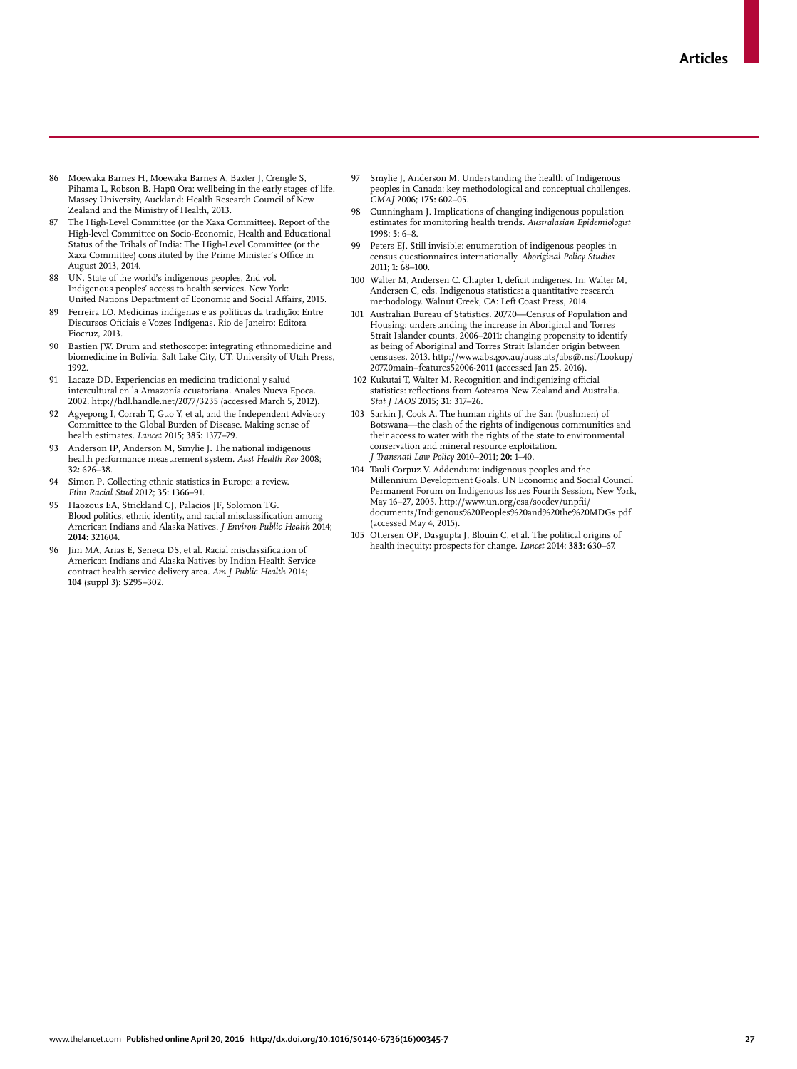86 Moewaka Barnes H, Moewaka Barnes A, Baxter J, Crengle S, Pihama L, Robson B. Hapū Ora: wellbeing in the early stages of life. Massey University, Auckland: Health Research Council of New Zealand and the Ministry of Health, 2013.

87 The High-Level Committee (or the Xaxa Committee). Report of the High-level Committee on Socio-Economic, Health and Educational Status of the Tribals of India: The High-Level Committee (or the Xaxa Committee) constituted by the Prime Minister's Office in August 2013, 2014.

88 UN. State of the world's indigenous peoples, 2nd vol. Indigenous peoples' access to health services. New York: United Nations Department of Economic and Social Affairs, 2015.

89 Ferreira LO. Medicinas indígenas e as políticas da tradição: Entre Discursos Oficiais e Vozes Indígenas. Rio de Janeiro: Editora Fiocruz, 2013.

90 Bastien JW. Drum and stethoscope: integrating ethnomedicine and biomedicine in Bolivia. Salt Lake City, UT: University of Utah Press, 1992.

91 Lacaze DD. Experiencias en medicina tradicional y salud intercultural en la Amazonía ecuatoriana. Anales Nueva Epoca. 2002. http://hdl.handle.net/2077/3235 (accessed March 5, 2012).

92 Agyepong I, Corrah T, Guo Y, et al, and the Independent Advisory Committee to the Global Burden of Disease. Making sense of health estimates. *Lancet* 2015; **385:** 1377–79.

93 Anderson IP, Anderson M, Smylie J. The national indigenous health performance measurement system. *Aust Health Rev* 2008; **32:** 626–38.

94 Simon P. Collecting ethnic statistics in Europe: a review. *Ethn Racial Stud* 2012; **35:** 1366–91.

95 Haozous EA, Strickland CJ, Palacios JF, Solomon TG. Blood politics, ethnic identity, and racial misclassification among American Indians and Alaska Natives. *J Environ Public Health* 2014; **2014:** 321604.

96 Jim MA, Arias E, Seneca DS, et al. Racial misclassification of American Indians and Alaska Natives by Indian Health Service contract health service delivery area. *Am J Public Health* 2014; **104** (suppl 3)**:** S295–302.

97 Smylie J, Anderson M. Understanding the health of Indigenous peoples in Canada: key methodological and conceptual challenges. *CMAJ* 2006; **175:** 602–05.

98 Cunningham J. Implications of changing indigenous population estimates for monitoring health trends. *Australasian Epidemiologist* 1998; **5:** 6–8.

99 Peters EJ. Still invisible: enumeration of indigenous peoples in census questionnaires internationally. *Aboriginal Policy Studies* 2011; **1:** 68–100.

100 Walter M, Andersen C. Chapter 1, deficit indigenes. In: Walter M, Andersen C, eds. Indigenous statistics: a quantitative research methodology. Walnut Creek, CA: Left Coast Press, 2014.

101 Australian Bureau of Statistics. 2077.0—Census of Population and Housing: understanding the increase in Aboriginal and Torres Strait Islander counts, 2006–2011: changing propensity to identify as being of Aboriginal and Torres Strait Islander origin between censuses. 2013. http://www.abs.gov.au/ausstats/abs@.nsf/Lookup/2077.0main+features52006-2011 (accessed Jan 25, 2016).

102 Kukutai T, Walter M. Recognition and indigenizing official statistics: reflections from Aotearoa New Zealand and Australia. *Stat J IAOS* 2015; **31:** 317–26.

103 Sarkin J, Cook A. The human rights of the San (bushmen) of Botswana—the clash of the rights of indigenous communities and their access to water with the rights of the state to environmental conservation and mineral resource exploitation. *J Transnatl Law Policy* 2010–2011; **20:** 1–40.

104 Tauli Corpuz V. Addendum: indigenous peoples and the Millennium Development Goals. UN Economic and Social Council Permanent Forum on Indigenous Issues Fourth Session, New York, May 16–27, 2005. http://www.un.org/esa/socdev/unpfii/documents/Indigenous%20Peoples%20and%20the%20MDGs.pdf (accessed May 4, 2015).

105 Ottersen OP, Dasgupta J, Blouin C, et al. The political origins of health inequity: prospects for change. *Lancet* 2014; **383:** 630–67.